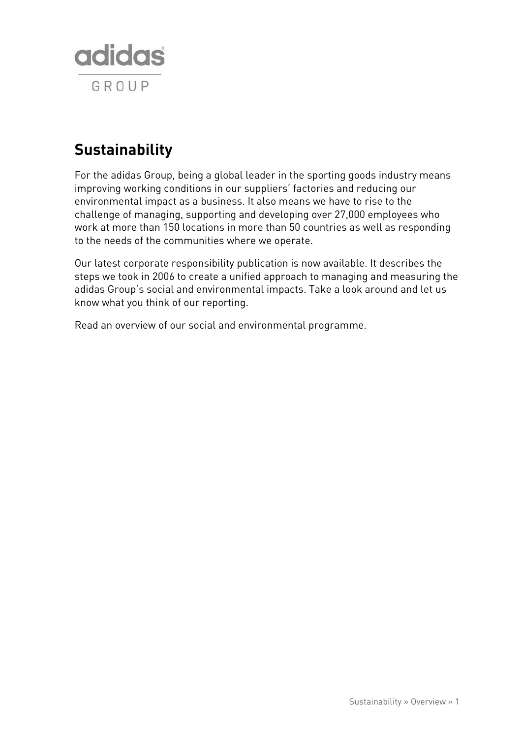adidas

GROUP

# Sustainability

For the adidas Group, being a global leader in the sporting goods industry means improving working conditions in our suppliers' factories and reducing our environmental impact as a business. It also means we have to rise to the challenge of managing, supporting and developing over 27,000 employees who work at more than 150 locations in more than 50 countries as well as responding to the needs of the communities where we operate.

Our latest corporate responsibility publication is now available. It describes the steps we took in 2006 to create a unified approach to managing and measuring the adidas Group's social and environmental impacts. Take a look around and let us know what you think of our reporting.

Read an overview of our social and environmental programme.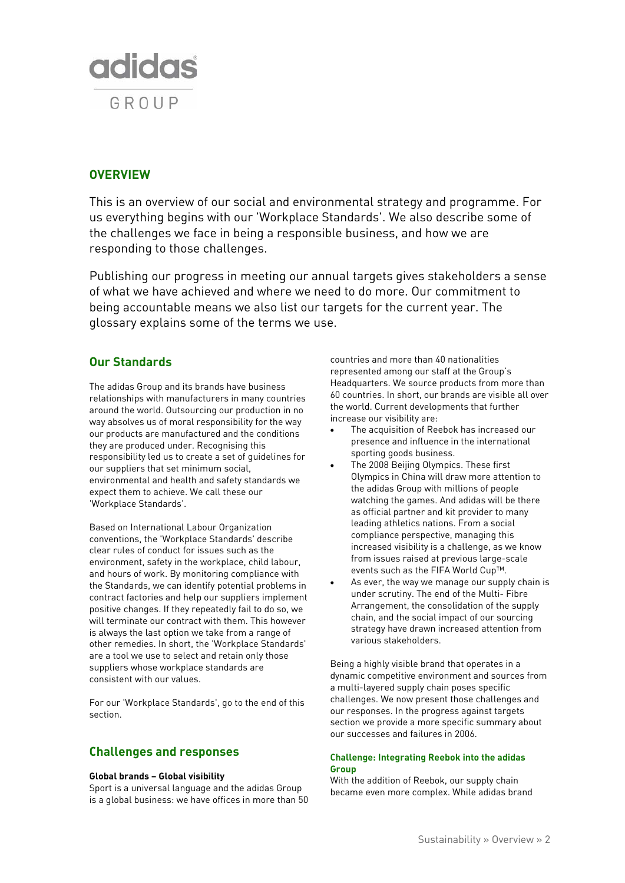## OVERVIEW

This is an overview of our social and environmental strategy and programme. For us everything begins with our 'Workplace Standards'. We also describe some of the challenges we face in being a responsible business, and how we are responding to those challenges.

Publishing our progress in meeting our annual targets gives stakeholders a sense of what we have achieved and where we need to do more. Our commitment to being accountable means we also list our targets for the current year. The glossary explains some of the terms we use.

## Our Standards

The adidas Group and its brands have business relationships with manufacturers in many countries around the world. Outsourcing our production in no way absolves us of moral responsibility for the way our products are manufactured and the conditions they are produced under. Recognising this responsibility led us to create a set of guidelines for our suppliers that set minimum social, environmental and health and safety standards we expect them to achieve. We call these our 'Workplace Standards'.

Based on International Labour Organization conventions, the 'Workplace Standards' describe clear rules of conduct for issues such as the environment, safety in the workplace, child labour, and hours of work. By monitoring compliance with the Standards, we can identify potential problems in contract factories and help our suppliers implement positive changes. If they repeatedly fail to do so, we will terminate our contract with them. This however is always the last option we take from a range of other remedies. In short, the 'Workplace Standards' are a tool we use to select and retain only those suppliers whose workplace standards are consistent with our values.

For our 'Workplace Standards', go to the end of this section.

## Challenges and responses

**Global brands – Global visibility**

Sport is a universal language and the adidas Group is a global business: we have offices in more than 50 countries and more than 40 nationalities represented among our staff at the Group's Headquarters. We source products from more than 60 countries. In short, our brands are visible all over the world. Current developments that further increase our visibility are:

- The acquisition of Reebok has increased our presence and influence in the international sporting goods business.
- The 2008 Beijing Olympics. These first Olympics in China will draw more attention to the adidas Group with millions of people watching the games. And adidas will be there as official partner and kit provider to many leading athletics nations. From a social compliance perspective, managing this increased visibility is a challenge, as we know from issues raised at previous large-scale events such as the FIFA World Cup™.
- As ever, the way we manage our supply chain is under scrutiny. The end of the Multi- Fibre Arrangement, the consolidation of the supply chain, and the social impact of our sourcing strategy have drawn increased attention from various stakeholders.

Being a highly visible brand that operates in a dynamic competitive environment and sources from a multi-layered supply chain poses specific challenges. We now present those challenges and our responses. In the progress against targets section we provide a more specific summary about our successes and failures in 2006.

#### Challenge: Integrating Reebok into the adidas Group

With the addition of Reebok, our supply chain became even more complex. While adidas brand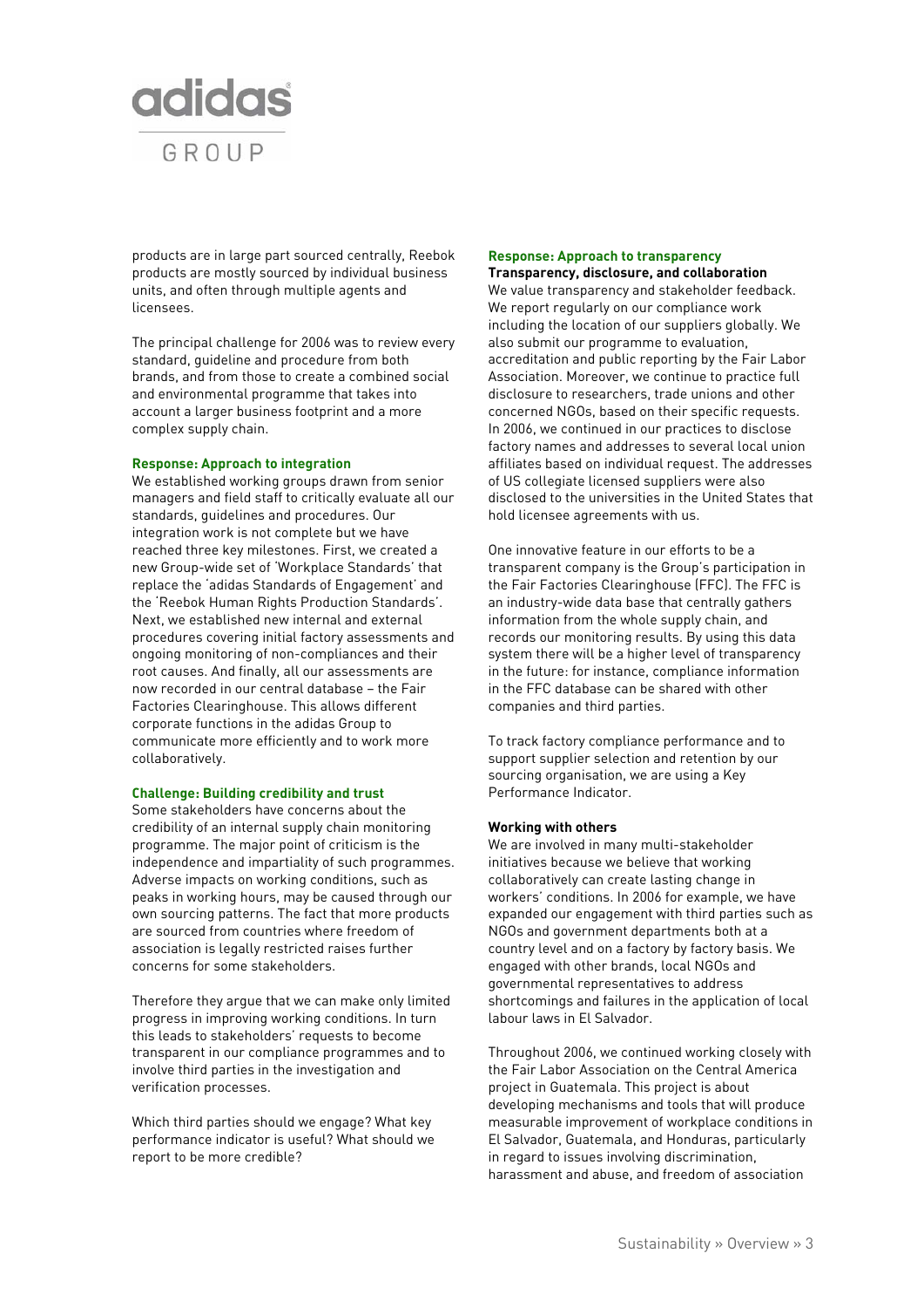products are in large part sourced centrally, Reebok products are mostly sourced by individual business units, and often through multiple agents and licensees.

The principal challenge for 2006 was to review every standard, guideline and procedure from both brands, and from those to create a combined social and environmental programme that takes into account a larger business footprint and a more complex supply chain.

### Response: Approach to integration

We established working groups drawn from senior managers and field staff to critically evaluate all our standards, guidelines and procedures. Our integration work is not complete but we have reached three key milestones. First, we created a new Group-wide set of 'Workplace Standards' that replace the 'adidas Standards of Engagement' and the 'Reebok Human Rights Production Standards'. Next, we established new internal and external procedures covering initial factory assessments and ongoing monitoring of non-compliances and their root causes. And finally, all our assessments are now recorded in our central database – the Fair Factories Clearinghouse. This allows different corporate functions in the adidas Group to communicate more efficiently and to work more collaboratively.

### Challenge: Building credibility and trust

Some stakeholders have concerns about the credibility of an internal supply chain monitoring programme. The major point of criticism is the independence and impartiality of such programmes. Adverse impacts on working conditions, such as peaks in working hours, may be caused through our own sourcing patterns. The fact that more products are sourced from countries where freedom of association is legally restricted raises further concerns for some stakeholders.

Therefore they argue that we can make only limited progress in improving working conditions. In turn this leads to stakeholders' requests to become transparent in our compliance programmes and to involve third parties in the investigation and verification processes.

Which third parties should we engage? What key performance indicator is useful? What should we report to be more credible?

### Response: Approach to transparency

**Transparency, disclosure, and collaboration**

We value transparency and stakeholder feedback. We report regularly on our compliance work including the location of our suppliers globally. We also submit our programme to evaluation, accreditation and public reporting by the Fair Labor Association. Moreover, we continue to practice full disclosure to researchers, trade unions and other concerned NGOs, based on their specific requests. In 2006, we continued in our practices to disclose factory names and addresses to several local union affiliates based on individual request. The addresses of US collegiate licensed suppliers were also disclosed to the universities in the United States that hold licensee agreements with us.

One innovative feature in our efforts to be a transparent company is the Group's participation in the Fair Factories Clearinghouse (FFC). The FFC is an industry-wide data base that centrally gathers information from the whole supply chain, and records our monitoring results. By using this data system there will be a higher level of transparency in the future: for instance, compliance information in the FFC database can be shared with other companies and third parties.

To track factory compliance performance and to support supplier selection and retention by our sourcing organisation, we are using a Key Performance Indicator.

**Working with others**

We are involved in many multi-stakeholder initiatives because we believe that working collaboratively can create lasting change in workers' conditions. In 2006 for example, we have expanded our engagement with third parties such as NGOs and government departments both at a country level and on a factory by factory basis. We engaged with other brands, local NGOs and governmental representatives to address shortcomings and failures in the application of local labour laws in El Salvador.

Throughout 2006, we continued working closely with the Fair Labor Association on the Central America project in Guatemala. This project is about developing mechanisms and tools that will produce measurable improvement of workplace conditions in El Salvador, Guatemala, and Honduras, particularly in regard to issues involving discrimination, harassment and abuse, and freedom of association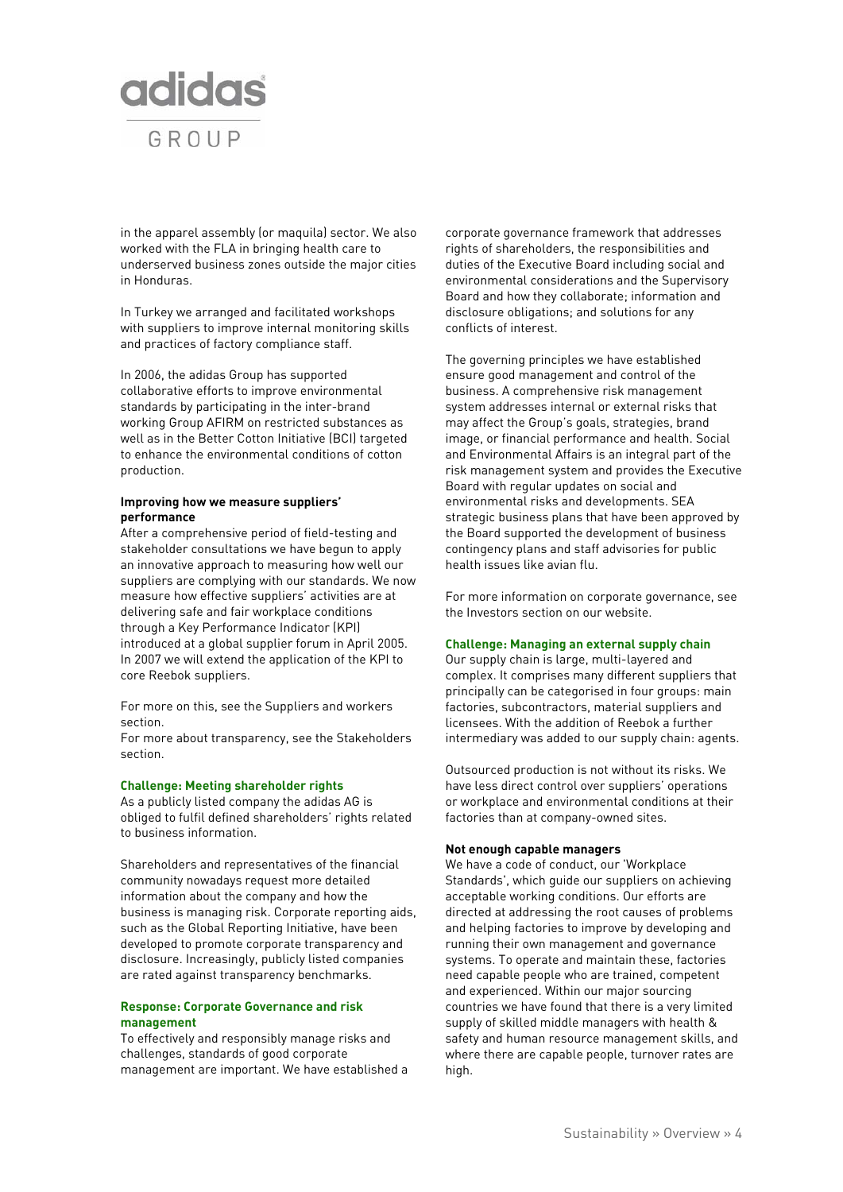in the apparel assembly (or maquila) sector. We also worked with the FLA in bringing health care to underserved business zones outside the major cities in Honduras.

In Turkey we arranged and facilitated workshops with suppliers to improve internal monitoring skills and practices of factory compliance staff.

In 2006, the adidas Group has supported collaborative efforts to improve environmental standards by participating in the inter-brand working Group AFIRM on restricted substances as well as in the Better Cotton Initiative (BCI) targeted to enhance the environmental conditions of cotton production.

**Improving how we measure suppliers' performance**

After a comprehensive period of field-testing and stakeholder consultations we have begun to apply an innovative approach to measuring how well our suppliers are complying with our standards. We now measure how effective suppliers' activities are at delivering safe and fair workplace conditions through a Key Performance Indicator (KPI) introduced at a global supplier forum in April 2005. In 2007 we will extend the application of the KPI to core Reebok suppliers.

For more on this, see the Suppliers and workers section.

For more about transparency, see the Stakeholders section.

### Challenge: Meeting shareholder rights

As a publicly listed company the adidas AG is obliged to fulfil defined shareholders' rights related to business information.

Shareholders and representatives of the financial community nowadays request more detailed information about the company and how the business is managing risk. Corporate reporting aids, such as the Global Reporting Initiative, have been developed to promote corporate transparency and disclosure. Increasingly, publicly listed companies are rated against transparency benchmarks.

### Response: Corporate Governance and risk management

To effectively and responsibly manage risks and challenges, standards of good corporate management are important. We have established a corporate governance framework that addresses rights of shareholders, the responsibilities and duties of the Executive Board including social and environmental considerations and the Supervisory Board and how they collaborate; information and disclosure obligations; and solutions for any conflicts of interest.

The governing principles we have established ensure good management and control of the business. A comprehensive risk management system addresses internal or external risks that may affect the Group's goals, strategies, brand image, or financial performance and health. Social and Environmental Affairs is an integral part of the risk management system and provides the Executive Board with regular updates on social and environmental risks and developments. SEA strategic business plans that have been approved by the Board supported the development of business contingency plans and staff advisories for public health issues like avian flu.

For more information on corporate governance, see the Investors section on our website.

### Challenge: Managing an external supply chain

Our supply chain is large, multi-layered and complex. It comprises many different suppliers that principally can be categorised in four groups: main factories, subcontractors, material suppliers and licensees. With the addition of Reebok a further intermediary was added to our supply chain: agents.

Outsourced production is not without its risks. We have less direct control over suppliers' operations or workplace and environmental conditions at their factories than at company-owned sites.

**Not enough capable managers**

We have a code of conduct, our 'Workplace Standards', which guide our suppliers on achieving acceptable working conditions. Our efforts are directed at addressing the root causes of problems and helping factories to improve by developing and running their own management and governance systems. To operate and maintain these, factories need capable people who are trained, competent and experienced. Within our major sourcing countries we have found that there is a very limited supply of skilled middle managers with health & safety and human resource management skills, and where there are capable people, turnover rates are high.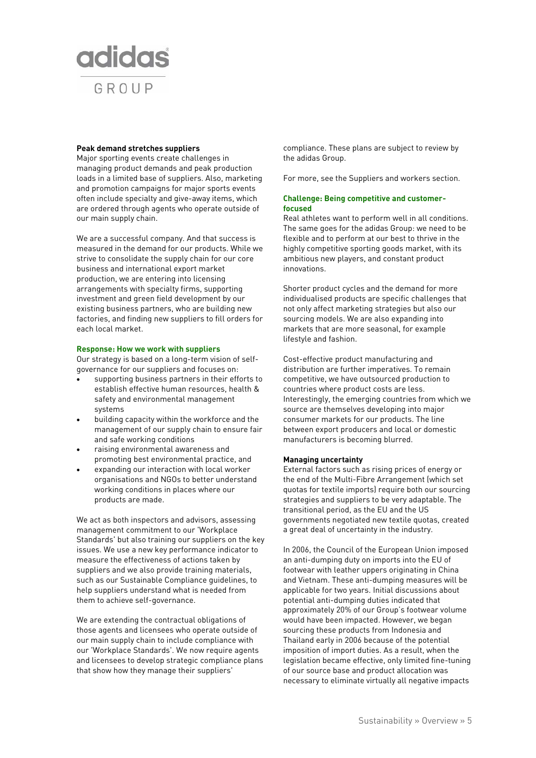#### Peak demand stretches suppliers

Major sporting events create challenges in managing product demands and peak production loads in a limited base of suppliers. Also, marketing and promotion campaigns for major sports events often include specialty and give-away items, which are ordered through agents who operate outside of our main supply chain.

We are a successful company. And that success is measured in the demand for our products. While we strive to consolidate the supply chain for our core business and international export market production, we are entering into licensing arrangements with specialty firms, supporting investment and green field development by our existing business partners, who are building new factories, and finding new suppliers to fill orders for each local market.

#### Response: How we work with suppliers

Our strategy is based on a long-term vision of self-governance for our suppliers and focuses on:

- supporting business partners in their efforts to establish effective human resources, health & safety and environmental management systems
- building capacity within the workforce and the management of our supply chain to ensure fair and safe working conditions
- raising environmental awareness and promoting best environmental practice, and
- expanding our interaction with local worker organisations and NGOs to better understand working conditions in places where our products are made.

We act as both inspectors and advisors, assessing management commitment to our 'Workplace Standards' but also training our suppliers on the key issues. We use a new key performance indicator to measure the effectiveness of actions taken by suppliers and we also provide training materials, such as our Sustainable Compliance guidelines, to help suppliers understand what is needed from them to achieve self-governance.

We are extending the contractual obligations of those agents and licensees who operate outside of our main supply chain to include compliance with our 'Workplace Standards'. We now require agents and licensees to develop strategic compliance plans that show how they manage their suppliers' compliance. These plans are subject to review by the adidas Group.

For more, see the Suppliers and workers section.

#### Challenge: Being competitive and customer-focused

Real athletes want to perform well in all conditions. The same goes for the adidas Group: we need to be flexible and to perform at our best to thrive in the highly competitive sporting goods market, with its ambitious new players, and constant product innovations.

Shorter product cycles and the demand for more individualised products are specific challenges that not only affect marketing strategies but also our sourcing models. We are also expanding into markets that are more seasonal, for example lifestyle and fashion.

Cost-effective product manufacturing and distribution are further imperatives. To remain competitive, we have outsourced production to countries where product costs are less. Interestingly, the emerging countries from which we source are themselves developing into major consumer markets for our products. The line between export producers and local or domestic manufacturers is becoming blurred.

#### Managing uncertainty

External factors such as rising prices of energy or the end of the Multi-Fibre Arrangement (which set quotas for textile imports) require both our sourcing strategies and suppliers to be very adaptable. The transitional period, as the EU and the US governments negotiated new textile quotas, created a great deal of uncertainty in the industry.

In 2006, the Council of the European Union imposed an anti-dumping duty on imports into the EU of footwear with leather uppers originating in China and Vietnam. These anti-dumping measures will be applicable for two years. Initial discussions about potential anti-dumping duties indicated that approximately 20% of our Group's footwear volume would have been impacted. However, we began sourcing these products from Indonesia and Thailand early in 2006 because of the potential imposition of import duties. As a result, when the legislation became effective, only limited fine-tuning of our source base and product allocation was necessary to eliminate virtually all negative impacts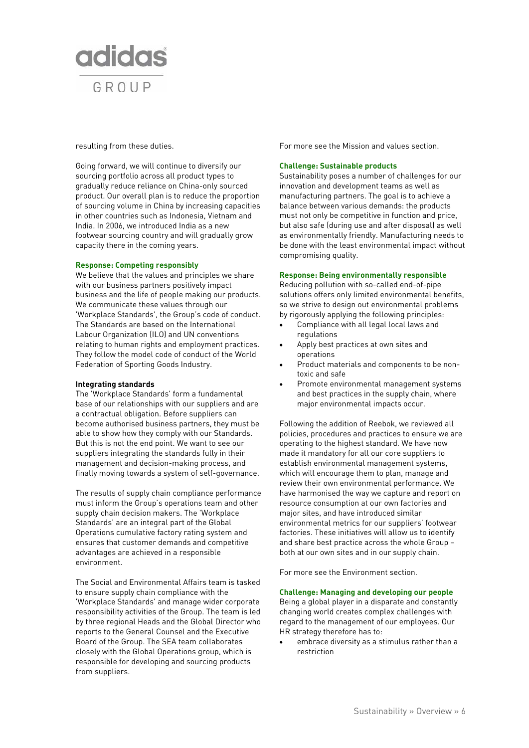resulting from these duties.

Going forward, we will continue to diversify our sourcing portfolio across all product types to gradually reduce reliance on China-only sourced product. Our overall plan is to reduce the proportion of sourcing volume in China by increasing capacities in other countries such as Indonesia, Vietnam and India. In 2006, we introduced India as a new footwear sourcing country and will gradually grow capacity there in the coming years.

### Response: Competing responsibly

We believe that the values and principles we share with our business partners positively impact business and the life of people making our products. We communicate these values through our 'Workplace Standards', the Group's code of conduct. The Standards are based on the International Labour Organization (ILO) and UN conventions relating to human rights and employment practices. They follow the model code of conduct of the World Federation of Sporting Goods Industry.

#### Integrating standards

The 'Workplace Standards' form a fundamental base of our relationships with our suppliers and are a contractual obligation. Before suppliers can become authorised business partners, they must be able to show how they comply with our Standards. But this is not the end point. We want to see our suppliers integrating the standards fully in their management and decision-making process, and finally moving towards a system of self-governance.

The results of supply chain compliance performance must inform the Group's operations team and other supply chain decision makers. The 'Workplace Standards' are an integral part of the Global Operations cumulative factory rating system and ensures that customer demands and competitive advantages are achieved in a responsible environment.

The Social and Environmental Affairs team is tasked to ensure supply chain compliance with the 'Workplace Standards' and manage wider corporate responsibility activities of the Group. The team is led by three regional Heads and the Global Director who reports to the General Counsel and the Executive Board of the Group. The SEA team collaborates closely with the Global Operations group, which is responsible for developing and sourcing products from suppliers.

For more see the Mission and values section.

### Challenge: Sustainable products

Sustainability poses a number of challenges for our innovation and development teams as well as manufacturing partners. The goal is to achieve a balance between various demands: the products must not only be competitive in function and price, but also safe (during use and after disposal) as well as environmentally friendly. Manufacturing needs to be done with the least environmental impact without compromising quality.

### Response: Being environmentally responsible

Reducing pollution with so-called end-of-pipe solutions offers only limited environmental benefits, so we strive to design out environmental problems by rigorously applying the following principles:

- Compliance with all legal local laws and regulations
- Apply best practices at own sites and operations
- Product materials and components to be non-toxic and safe
- Promote environmental management systems and best practices in the supply chain, where major environmental impacts occur.

Following the addition of Reebok, we reviewed all policies, procedures and practices to ensure we are operating to the highest standard. We have now made it mandatory for all our core suppliers to establish environmental management systems, which will encourage them to plan, manage and review their own environmental performance. We have harmonised the way we capture and report on resource consumption at our own factories and major sites, and have introduced similar environmental metrics for our suppliers' footwear factories. These initiatives will allow us to identify and share best practice across the whole Group – both at our own sites and in our supply chain.

For more see the Environment section.

### Challenge: Managing and developing our people

Being a global player in a disparate and constantly changing world creates complex challenges with regard to the management of our employees. Our HR strategy therefore has to:

- embrace diversity as a stimulus rather than a restriction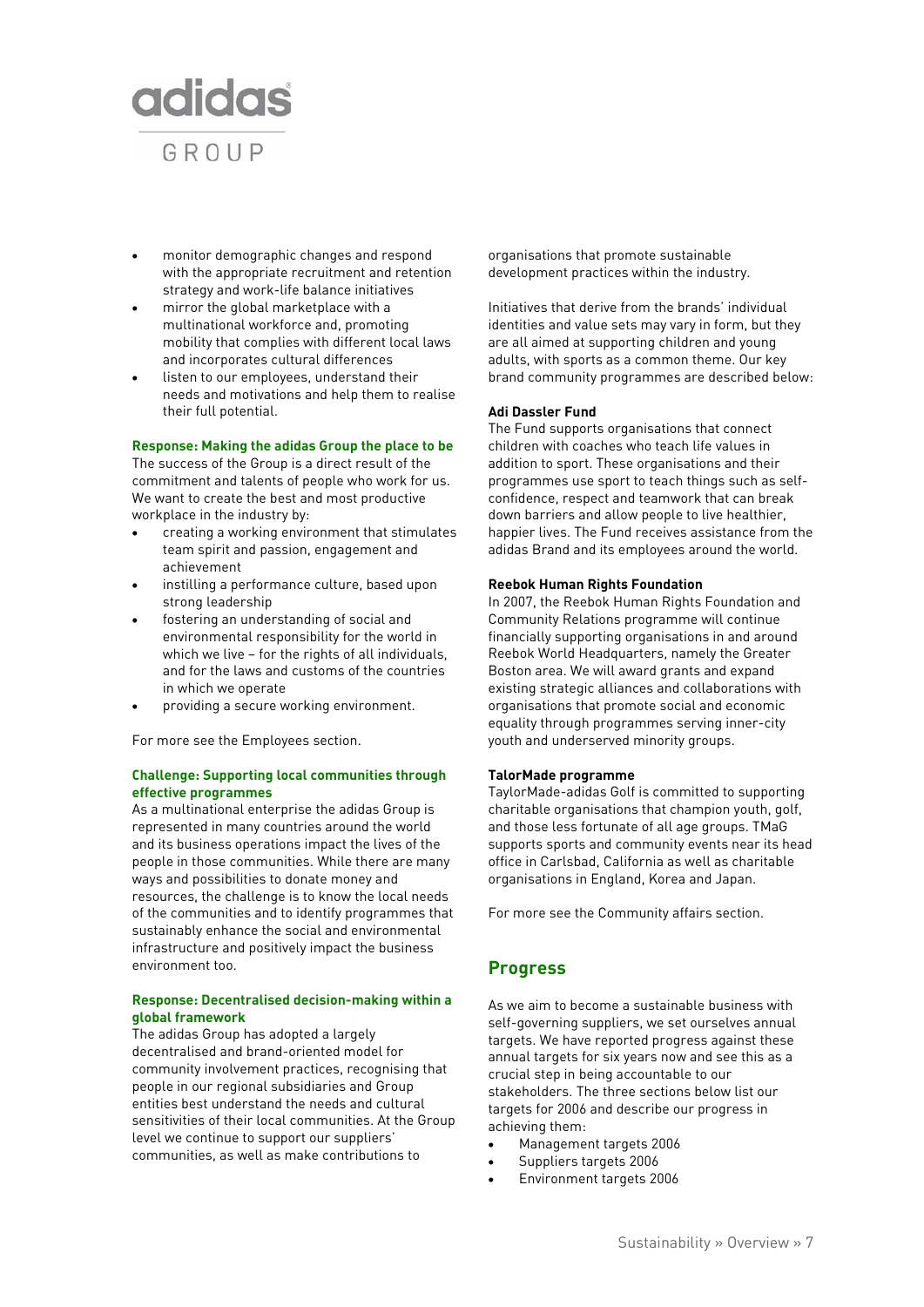- monitor demographic changes and respond with the appropriate recruitment and retention strategy and work-life balance initiatives
- mirror the global marketplace with a multinational workforce and, promoting mobility that complies with different local laws and incorporates cultural differences
- listen to our employees, understand their needs and motivations and help them to realise their full potential.

**Response: Making the adidas Group the place to be**

The success of the Group is a direct result of the commitment and talents of people who work for us. We want to create the best and most productive workplace in the industry by:

- creating a working environment that stimulates team spirit and passion, engagement and achievement
- instilling a performance culture, based upon strong leadership
- fostering an understanding of social and environmental responsibility for the world in which we live – for the rights of all individuals, and for the laws and customs of the countries in which we operate
- providing a secure working environment.

For more see the Employees section.

**Challenge: Supporting local communities through effective programmes**

As a multinational enterprise the adidas Group is represented in many countries around the world and its business operations impact the lives of the people in those communities. While there are many ways and possibilities to donate money and resources, the challenge is to know the local needs of the communities and to identify programmes that sustainably enhance the social and environmental infrastructure and positively impact the business environment too.

**Response: Decentralised decision-making within a global framework**

The adidas Group has adopted a largely decentralised and brand-oriented model for community involvement practices, recognising that people in our regional subsidiaries and Group entities best understand the needs and cultural sensitivities of their local communities. At the Group level we continue to support our suppliers' communities, as well as make contributions to organisations that promote sustainable development practices within the industry.

Initiatives that derive from the brands' individual identities and value sets may vary in form, but they are all aimed at supporting children and young adults, with sports as a common theme. Our key brand community programmes are described below:

**Adi Dassler Fund**

The Fund supports organisations that connect children with coaches who teach life values in addition to sport. These organisations and their programmes use sport to teach things such as self-confidence, respect and teamwork that can break down barriers and allow people to live healthier, happier lives. The Fund receives assistance from the adidas Brand and its employees around the world.

**Reebok Human Rights Foundation**

In 2007, the Reebok Human Rights Foundation and Community Relations programme will continue financially supporting organisations in and around Reebok World Headquarters, namely the Greater Boston area. We will award grants and expand existing strategic alliances and collaborations with organisations that promote social and economic equality through programmes serving inner-city youth and underserved minority groups.

**TalorMade programme**

TaylorMade-adidas Golf is committed to supporting charitable organisations that champion youth, golf, and those less fortunate of all age groups. TMaG supports sports and community events near its head office in Carlsbad, California as well as charitable organisations in England, Korea and Japan.

For more see the Community affairs section.

## Progress

As we aim to become a sustainable business with self-governing suppliers, we set ourselves annual targets. We have reported progress against these annual targets for six years now and see this as a crucial step in being accountable to our stakeholders. The three sections below list our targets for 2006 and describe our progress in achieving them:

- Management targets 2006
- Suppliers targets 2006
- Environment targets 2006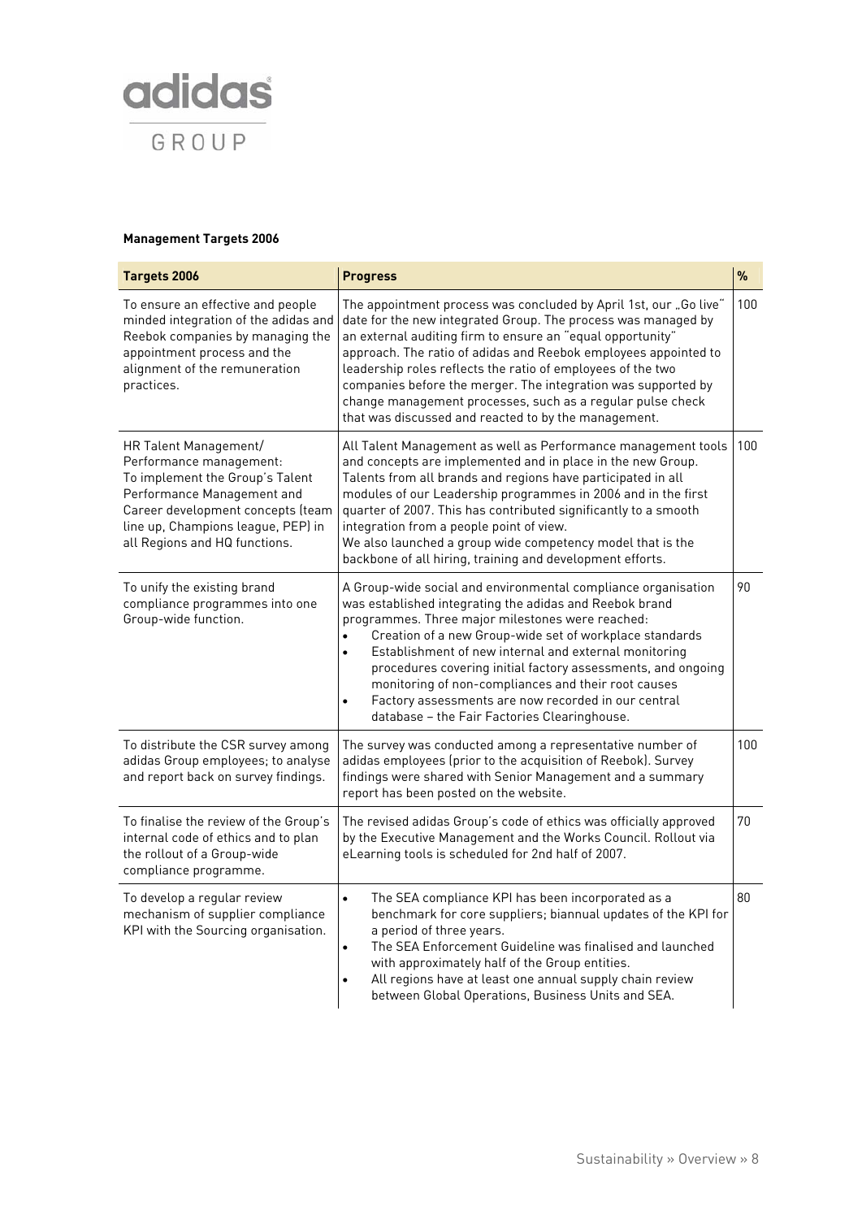adidas GROUP

**Management Targets 2006**

| Targets 2006 | Progress | % |
|---|---|---|
| To ensure an effective and people minded integration of the adidas and Reebok companies by managing the appointment process and the alignment of the remuneration practices. | The appointment process was concluded by April 1st, our „Go live" date for the new integrated Group. The process was managed by an external auditing firm to ensure an "equal opportunity" approach. The ratio of adidas and Reebok employees appointed to leadership roles reflects the ratio of employees of the two companies before the merger. The integration was supported by change management processes, such as a regular pulse check that was discussed and reacted to by the management. | 100 |
| HR Talent Management/ Performance management: To implement the Group's Talent Performance Management and Career development concepts (team line up, Champions league, PEP) in all Regions and HQ functions. | All Talent Management as well as Performance management tools and concepts are implemented and in place in the new Group. Talents from all brands and regions have participated in all modules of our Leadership programmes in 2006 and in the first quarter of 2007. This has contributed significantly to a smooth integration from a people point of view.<br>We also launched a group wide competency model that is the backbone of all hiring, training and development efforts. | 100 |
| To unify the existing brand compliance programmes into one Group-wide function. | A Group-wide social and environmental compliance organisation was established integrating the adidas and Reebok brand programmes. Three major milestones were reached:<br>• Creation of a new Group-wide set of workplace standards<br>• Establishment of new internal and external monitoring procedures covering initial factory assessments, and ongoing monitoring of non-compliances and their root causes<br>• Factory assessments are now recorded in our central database – the Fair Factories Clearinghouse. | 90 |
| To distribute the CSR survey among adidas Group employees; to analyse and report back on survey findings. | The survey was conducted among a representative number of adidas employees (prior to the acquisition of Reebok). Survey findings were shared with Senior Management and a summary report has been posted on the website. | 100 |
| To finalise the review of the Group's internal code of ethics and to plan the rollout of a Group-wide compliance programme. | The revised adidas Group's code of ethics was officially approved by the Executive Management and the Works Council. Rollout via eLearning tools is scheduled for 2nd half of 2007. | 70 |
| To develop a regular review mechanism of supplier compliance KPI with the Sourcing organisation. | • The SEA compliance KPI has been incorporated as a benchmark for core suppliers; biannual updates of the KPI for a period of three years.<br>• The SEA Enforcement Guideline was finalised and launched with approximately half of the Group entities.<br>• All regions have at least one annual supply chain review between Global Operations, Business Units and SEA. | 80 |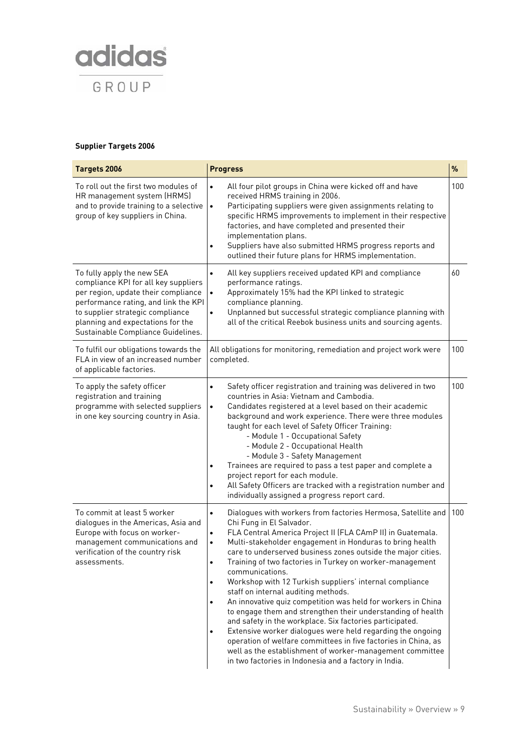adidas GROUP

**Supplier Targets 2006**

| Targets 2006 | Progress | % |
| --- | --- | --- |
| To roll out the first two modules of HR management system (HRMS) and to provide training to a selective group of key suppliers in China. | • All four pilot groups in China were kicked off and have received HRMS training in 2006.<br>• Participating suppliers were given assignments relating to specific HRMS improvements to implement in their respective factories, and have completed and presented their implementation plans.<br>• Suppliers have also submitted HRMS progress reports and outlined their future plans for HRMS implementation. | 100 |
| To fully apply the new SEA compliance KPI for all key suppliers per region, update their compliance performance rating, and link the KPI to supplier strategic compliance planning and expectations for the Sustainable Compliance Guidelines. | • All key suppliers received updated KPI and compliance performance ratings.<br>• Approximately 15% had the KPI linked to strategic compliance planning.<br>• Unplanned but successful strategic compliance planning with all of the critical Reebok business units and sourcing agents. | 60 |
| To fulfil our obligations towards the FLA in view of an increased number of applicable factories. | All obligations for monitoring, remediation and project work were completed. | 100 |
| To apply the safety officer registration and training programme with selected suppliers in one key sourcing country in Asia. | • Safety officer registration and training was delivered in two countries in Asia: Vietnam and Cambodia.<br>• Candidates registered at a level based on their academic background and work experience. There were three modules taught for each level of Safety Officer Training:<br>- Module 1 - Occupational Safety<br>- Module 2 - Occupational Health<br>- Module 3 - Safety Management<br>• Trainees are required to pass a test paper and complete a project report for each module.<br>• All Safety Officers are tracked with a registration number and individually assigned a progress report card. | 100 |
| To commit at least 5 worker dialogues in the Americas, Asia and Europe with focus on worker-management communications and verification of the country risk assessments. | • Dialogues with workers from factories Hermosa, Satellite and Chi Fung in El Salvador.<br>• FLA Central America Project II (FLA CAmP II) in Guatemala.<br>• Multi-stakeholder engagement in Honduras to bring health care to underserved business zones outside the major cities.<br>• Training of two factories in Turkey on worker-management communications.<br>• Workshop with 12 Turkish suppliers' internal compliance staff on internal auditing methods.<br>• An innovative quiz competition was held for workers in China to engage them and strengthen their understanding of health and safety in the workplace. Six factories participated.<br>• Extensive worker dialogues were held regarding the ongoing operation of welfare committees in five factories in China, as well as the establishment of worker-management committee in two factories in Indonesia and a factory in India. | 100 |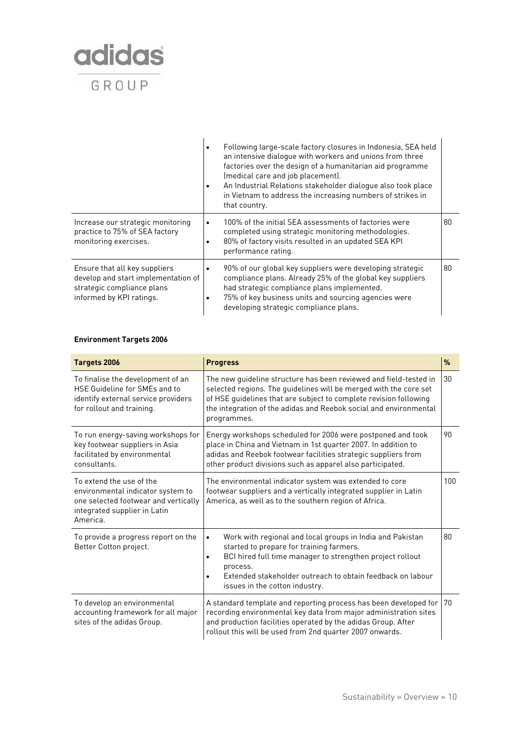| | | |
|---|---|---|
| | • Following large-scale factory closures in Indonesia, SEA held an intensive dialogue with workers and unions from three factories over the design of a humanitarian aid programme (medical care and job placement).<br>• An Industrial Relations stakeholder dialogue also took place in Vietnam to address the increasing numbers of strikes in that country. | |
| Increase our strategic monitoring practice to 75% of SEA factory monitoring exercises. | • 100% of the initial SEA assessments of factories were completed using strategic monitoring methodologies.<br>• 80% of factory visits resulted in an updated SEA KPI performance rating. | 80 |
| Ensure that all key suppliers develop and start implementation of strategic compliance plans informed by KPI ratings. | • 90% of our global key suppliers were developing strategic compliance plans. Already 25% of the global key suppliers had strategic compliance plans implemented.<br>• 75% of key business units and sourcing agencies were developing strategic compliance plans. | 80 |

**Environment Targets 2006**

| Targets 2006 | Progress | % |
|---|---|---|
| To finalise the development of an HSE Guideline for SMEs and to identify external service providers for rollout and training. | The new guideline structure has been reviewed and field-tested in selected regions. The guidelines will be merged with the core set of HSE guidelines that are subject to complete revision following the integration of the adidas and Reebok social and environmental programmes. | 30 |
| To run energy-saving workshops for key footwear suppliers in Asia facilitated by environmental consultants. | Energy workshops scheduled for 2006 were postponed and took place in China and Vietnam in 1st quarter 2007. In addition to adidas and Reebok footwear facilities strategic suppliers from other product divisions such as apparel also participated. | 90 |
| To extend the use of the environmental indicator system to one selected footwear and vertically integrated supplier in Latin America. | The environmental indicator system was extended to core footwear suppliers and a vertically integrated supplier in Latin America, as well as to the southern region of Africa. | 100 |
| To provide a progress report on the Better Cotton project. | • Work with regional and local groups in India and Pakistan started to prepare for training farmers.<br>• BCI hired full time manager to strengthen project rollout process.<br>• Extended stakeholder outreach to obtain feedback on labour issues in the cotton industry. | 80 |
| To develop an environmental accounting framework for all major sites of the adidas Group. | A standard template and reporting process has been developed for recording environmental key data from major administration sites and production facilities operated by the adidas Group. After rollout this will be used from 2nd quarter 2007 onwards. | 70 |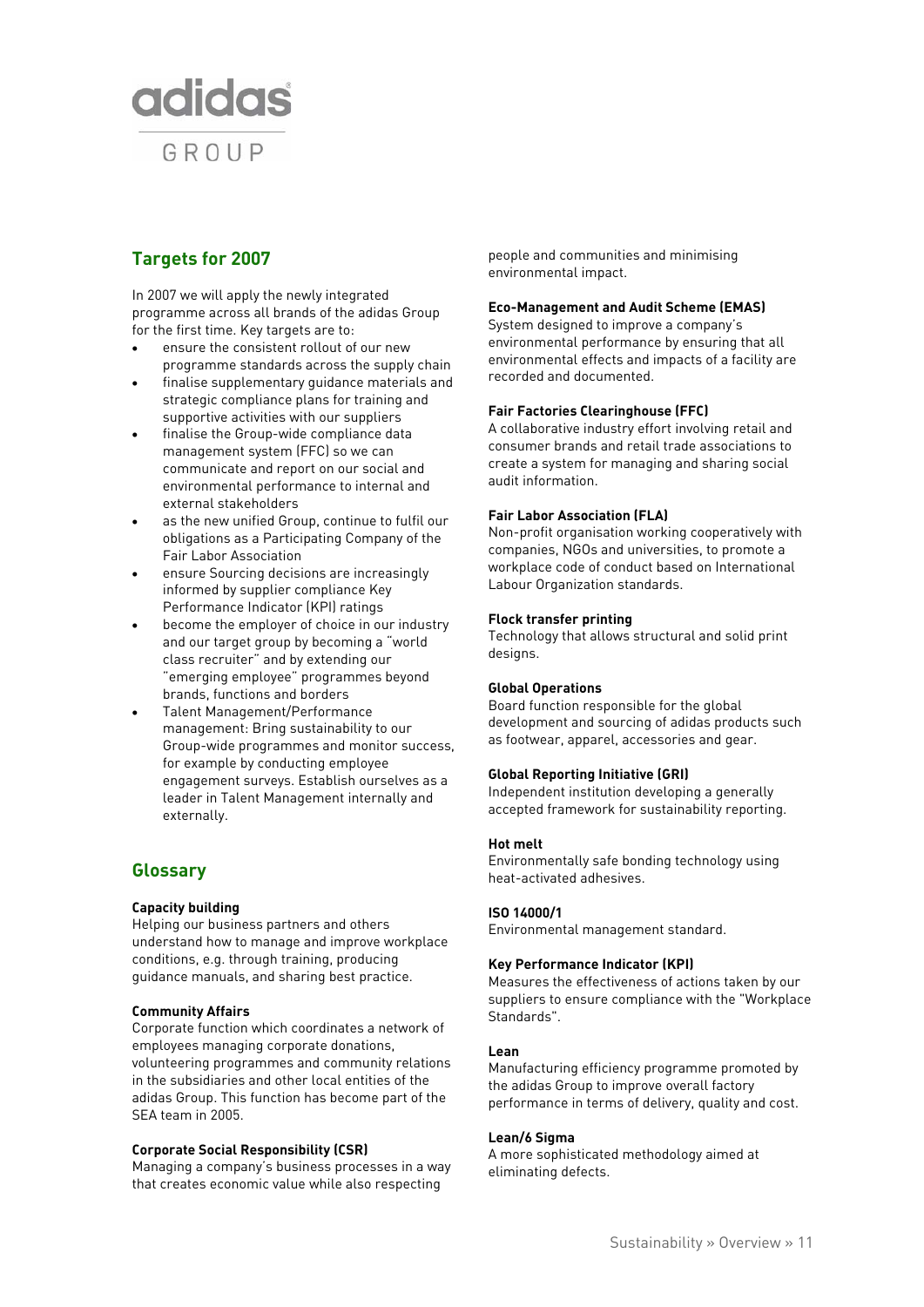## Targets for 2007

In 2007 we will apply the newly integrated programme across all brands of the adidas Group for the first time. Key targets are to:

- ensure the consistent rollout of our new programme standards across the supply chain
- finalise supplementary guidance materials and strategic compliance plans for training and supportive activities with our suppliers
- finalise the Group-wide compliance data management system (FFC) so we can communicate and report on our social and environmental performance to internal and external stakeholders
- as the new unified Group, continue to fulfil our obligations as a Participating Company of the Fair Labor Association
- ensure Sourcing decisions are increasingly informed by supplier compliance Key Performance Indicator (KPI) ratings
- become the employer of choice in our industry and our target group by becoming a "world class recruiter" and by extending our "emerging employee" programmes beyond brands, functions and borders
- Talent Management/Performance management: Bring sustainability to our Group-wide programmes and monitor success, for example by conducting employee engagement surveys. Establish ourselves as a leader in Talent Management internally and externally.

## Glossary

**Capacity building**
Helping our business partners and others understand how to manage and improve workplace conditions, e.g. through training, producing guidance manuals, and sharing best practice.

**Community Affairs**
Corporate function which coordinates a network of employees managing corporate donations, volunteering programmes and community relations in the subsidiaries and other local entities of the adidas Group. This function has become part of the SEA team in 2005.

**Corporate Social Responsibility (CSR)**
Managing a company's business processes in a way that creates economic value while also respecting people and communities and minimising environmental impact.

**Eco-Management and Audit Scheme (EMAS)**
System designed to improve a company's environmental performance by ensuring that all environmental effects and impacts of a facility are recorded and documented.

**Fair Factories Clearinghouse (FFC)**
A collaborative industry effort involving retail and consumer brands and retail trade associations to create a system for managing and sharing social audit information.

**Fair Labor Association (FLA)**
Non-profit organisation working cooperatively with companies, NGOs and universities, to promote a workplace code of conduct based on International Labour Organization standards.

**Flock transfer printing**
Technology that allows structural and solid print designs.

**Global Operations**
Board function responsible for the global development and sourcing of adidas products such as footwear, apparel, accessories and gear.

**Global Reporting Initiative (GRI)**
Independent institution developing a generally accepted framework for sustainability reporting.

**Hot melt**
Environmentally safe bonding technology using heat-activated adhesives.

**ISO 14000/1**
Environmental management standard.

**Key Performance Indicator (KPI)**
Measures the effectiveness of actions taken by our suppliers to ensure compliance with the "Workplace Standards".

**Lean**
Manufacturing efficiency programme promoted by the adidas Group to improve overall factory performance in terms of delivery, quality and cost.

**Lean/6 Sigma**
A more sophisticated methodology aimed at eliminating defects.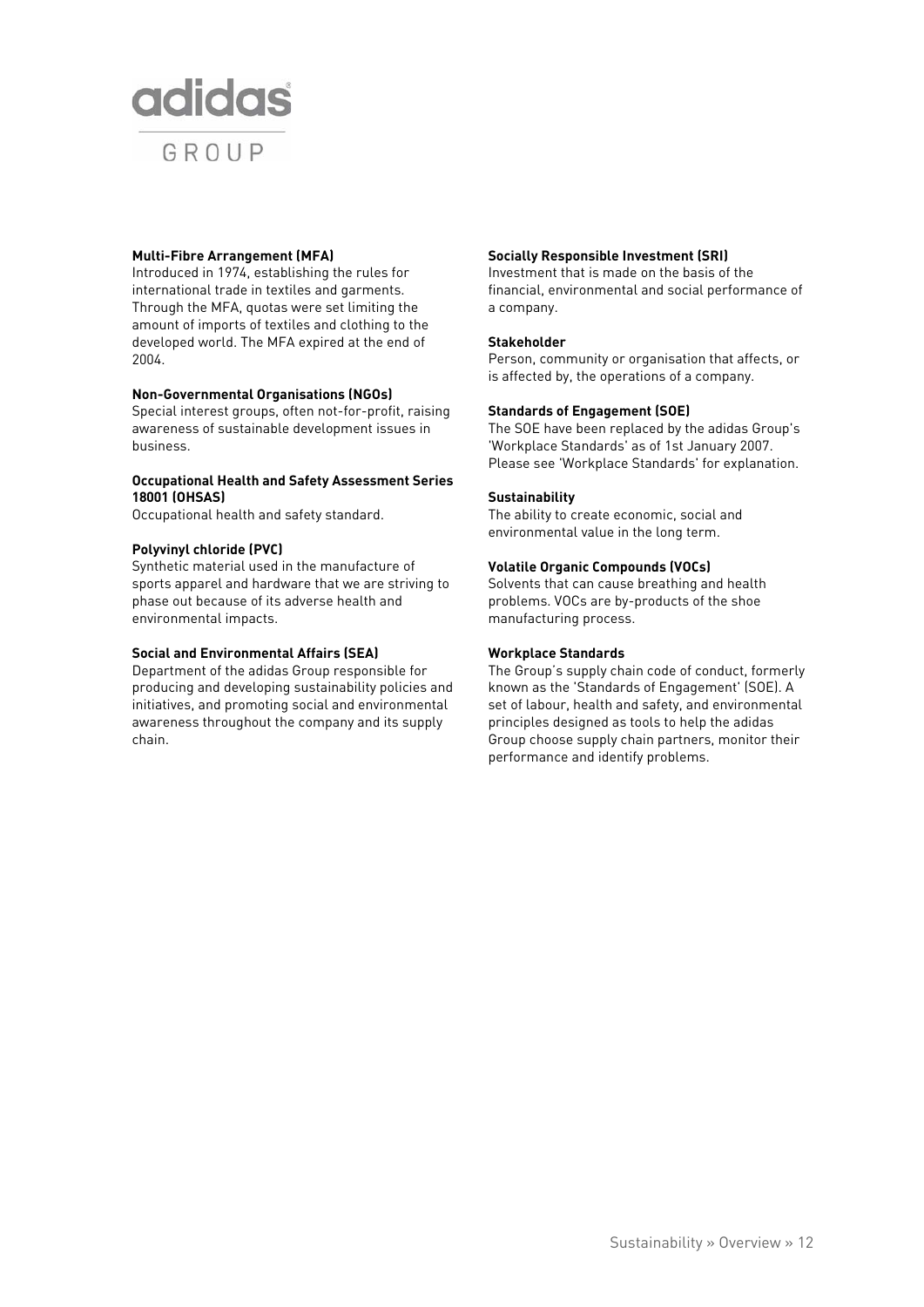**Multi-Fibre Arrangement (MFA)**
Introduced in 1974, establishing the rules for international trade in textiles and garments. Through the MFA, quotas were set limiting the amount of imports of textiles and clothing to the developed world. The MFA expired at the end of 2004.

**Non-Governmental Organisations (NGOs)**
Special interest groups, often not-for-profit, raising awareness of sustainable development issues in business.

**Occupational Health and Safety Assessment Series 18001 (OHSAS)**
Occupational health and safety standard.

**Polyvinyl chloride (PVC)**
Synthetic material used in the manufacture of sports apparel and hardware that we are striving to phase out because of its adverse health and environmental impacts.

**Social and Environmental Affairs (SEA)**
Department of the adidas Group responsible for producing and developing sustainability policies and initiatives, and promoting social and environmental awareness throughout the company and its supply chain.

**Socially Responsible Investment (SRI)**
Investment that is made on the basis of the financial, environmental and social performance of a company.

**Stakeholder**
Person, community or organisation that affects, or is affected by, the operations of a company.

**Standards of Engagement (SOE)**
The SOE have been replaced by the adidas Group's 'Workplace Standards' as of 1st January 2007. Please see 'Workplace Standards' for explanation.

**Sustainability**
The ability to create economic, social and environmental value in the long term.

**Volatile Organic Compounds (VOCs)**
Solvents that can cause breathing and health problems. VOCs are by-products of the shoe manufacturing process.

**Workplace Standards**
The Group's supply chain code of conduct, formerly known as the 'Standards of Engagement' (SOE). A set of labour, health and safety, and environmental principles designed as tools to help the adidas Group choose supply chain partners, monitor their performance and identify problems.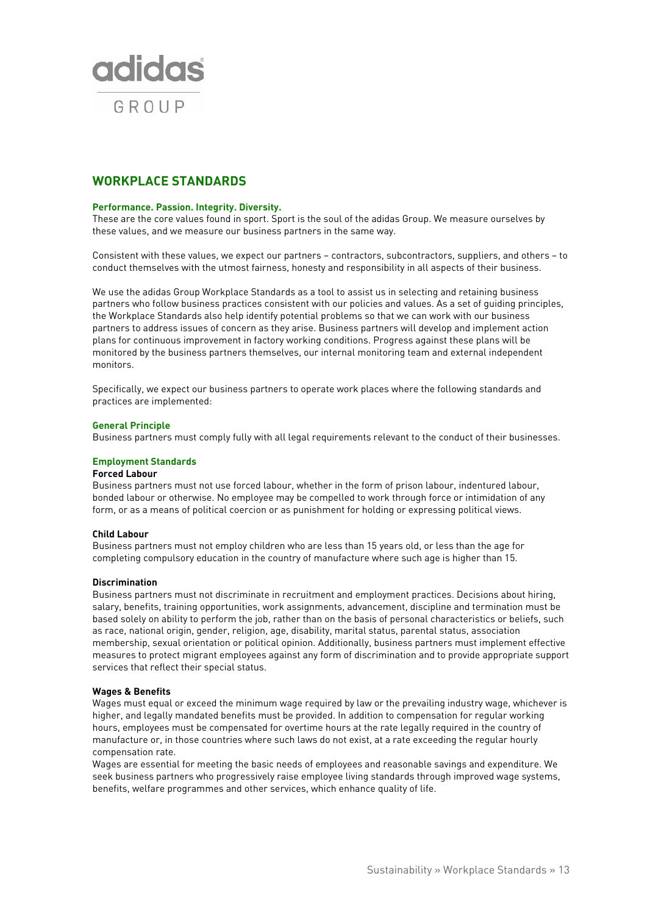# WORKPLACE STANDARDS

**Performance. Passion. Integrity. Diversity.**

These are the core values found in sport. Sport is the soul of the adidas Group. We measure ourselves by these values, and we measure our business partners in the same way.

Consistent with these values, we expect our partners – contractors, subcontractors, suppliers, and others – to conduct themselves with the utmost fairness, honesty and responsibility in all aspects of their business.

We use the adidas Group Workplace Standards as a tool to assist us in selecting and retaining business partners who follow business practices consistent with our policies and values. As a set of guiding principles, the Workplace Standards also help identify potential problems so that we can work with our business partners to address issues of concern as they arise. Business partners will develop and implement action plans for continuous improvement in factory working conditions. Progress against these plans will be monitored by the business partners themselves, our internal monitoring team and external independent monitors.

Specifically, we expect our business partners to operate work places where the following standards and practices are implemented:

## General Principle

Business partners must comply fully with all legal requirements relevant to the conduct of their businesses.

## Employment Standards

### Forced Labour

Business partners must not use forced labour, whether in the form of prison labour, indentured labour, bonded labour or otherwise. No employee may be compelled to work through force or intimidation of any form, or as a means of political coercion or as punishment for holding or expressing political views.

### Child Labour

Business partners must not employ children who are less than 15 years old, or less than the age for completing compulsory education in the country of manufacture where such age is higher than 15.

### Discrimination

Business partners must not discriminate in recruitment and employment practices. Decisions about hiring, salary, benefits, training opportunities, work assignments, advancement, discipline and termination must be based solely on ability to perform the job, rather than on the basis of personal characteristics or beliefs, such as race, national origin, gender, religion, age, disability, marital status, parental status, association membership, sexual orientation or political opinion. Additionally, business partners must implement effective measures to protect migrant employees against any form of discrimination and to provide appropriate support services that reflect their special status.

### Wages & Benefits

Wages must equal or exceed the minimum wage required by law or the prevailing industry wage, whichever is higher, and legally mandated benefits must be provided. In addition to compensation for regular working hours, employees must be compensated for overtime hours at the rate legally required in the country of manufacture or, in those countries where such laws do not exist, at a rate exceeding the regular hourly compensation rate.

Wages are essential for meeting the basic needs of employees and reasonable savings and expenditure. We seek business partners who progressively raise employee living standards through improved wage systems, benefits, welfare programmes and other services, which enhance quality of life.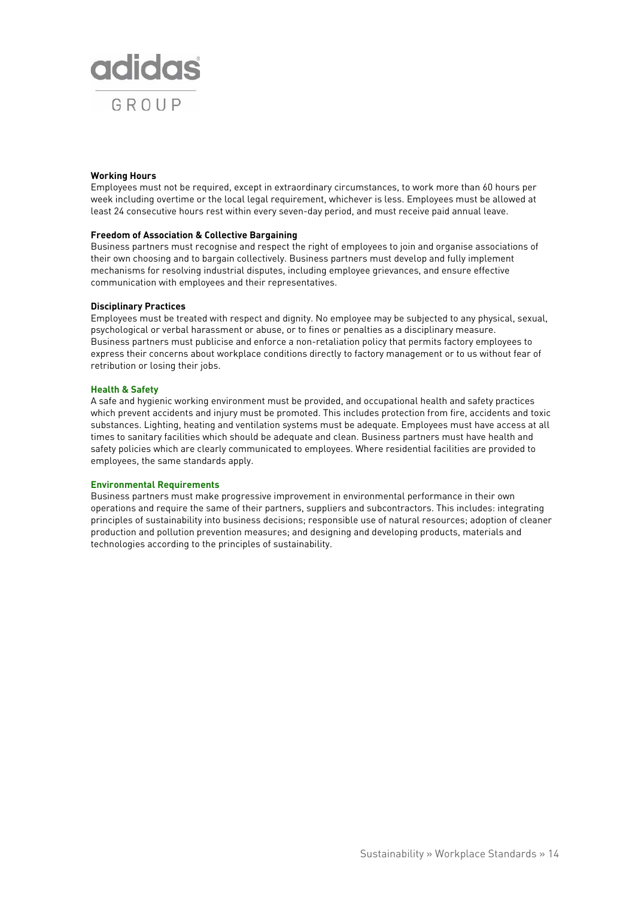**Working Hours**

Employees must not be required, except in extraordinary circumstances, to work more than 60 hours per week including overtime or the local legal requirement, whichever is less. Employees must be allowed at least 24 consecutive hours rest within every seven-day period, and must receive paid annual leave.

**Freedom of Association & Collective Bargaining**

Business partners must recognise and respect the right of employees to join and organise associations of their own choosing and to bargain collectively. Business partners must develop and fully implement mechanisms for resolving industrial disputes, including employee grievances, and ensure effective communication with employees and their representatives.

**Disciplinary Practices**

Employees must be treated with respect and dignity. No employee may be subjected to any physical, sexual, psychological or verbal harassment or abuse, or to fines or penalties as a disciplinary measure. Business partners must publicise and enforce a non-retaliation policy that permits factory employees to express their concerns about workplace conditions directly to factory management or to us without fear of retribution or losing their jobs.

**Health & Safety**

A safe and hygienic working environment must be provided, and occupational health and safety practices which prevent accidents and injury must be promoted. This includes protection from fire, accidents and toxic substances. Lighting, heating and ventilation systems must be adequate. Employees must have access at all times to sanitary facilities which should be adequate and clean. Business partners must have health and safety policies which are clearly communicated to employees. Where residential facilities are provided to employees, the same standards apply.

**Environmental Requirements**

Business partners must make progressive improvement in environmental performance in their own operations and require the same of their partners, suppliers and subcontractors. This includes: integrating principles of sustainability into business decisions; responsible use of natural resources; adoption of cleaner production and pollution prevention measures; and designing and developing products, materials and technologies according to the principles of sustainability.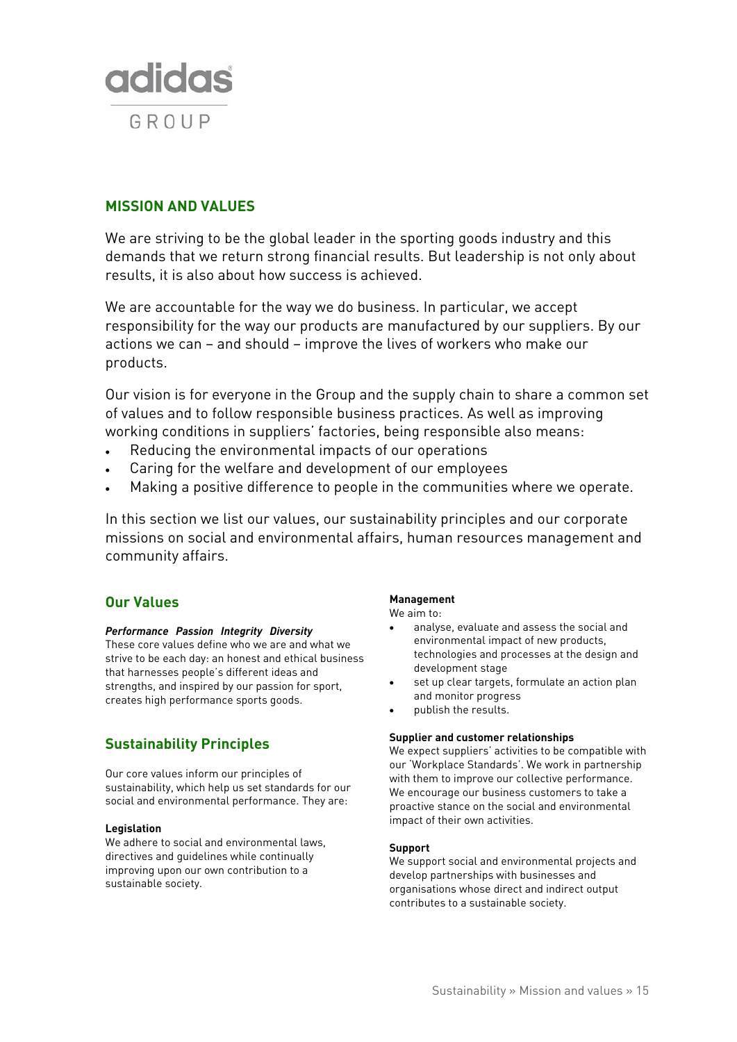## MISSION AND VALUES

We are striving to be the global leader in the sporting goods industry and this demands that we return strong financial results. But leadership is not only about results, it is also about how success is achieved.

We are accountable for the way we do business. In particular, we accept responsibility for the way our products are manufactured by our suppliers. By our actions we can – and should – improve the lives of workers who make our products.

Our vision is for everyone in the Group and the supply chain to share a common set of values and to follow responsible business practices. As well as improving working conditions in suppliers' factories, being responsible also means:

- Reducing the environmental impacts of our operations
- Caring for the welfare and development of our employees
- Making a positive difference to people in the communities where we operate.

In this section we list our values, our sustainability principles and our corporate missions on social and environmental affairs, human resources management and community affairs.

### Our Values

***Performance Passion Integrity Diversity***

These core values define who we are and what we strive to be each day: an honest and ethical business that harnesses people's different ideas and strengths, and inspired by our passion for sport, creates high performance sports goods.

### Sustainability Principles

Our core values inform our principles of sustainability, which help us set standards for our social and environmental performance. They are:

**Legislation**

We adhere to social and environmental laws, directives and guidelines while continually improving upon our own contribution to a sustainable society.

**Management**

We aim to:

- analyse, evaluate and assess the social and environmental impact of new products, technologies and processes at the design and development stage
- set up clear targets, formulate an action plan and monitor progress
- publish the results.

**Supplier and customer relationships**

We expect suppliers' activities to be compatible with our 'Workplace Standards'. We work in partnership with them to improve our collective performance. We encourage our business customers to take a proactive stance on the social and environmental impact of their own activities.

**Support**

We support social and environmental projects and develop partnerships with businesses and organisations whose direct and indirect output contributes to a sustainable society.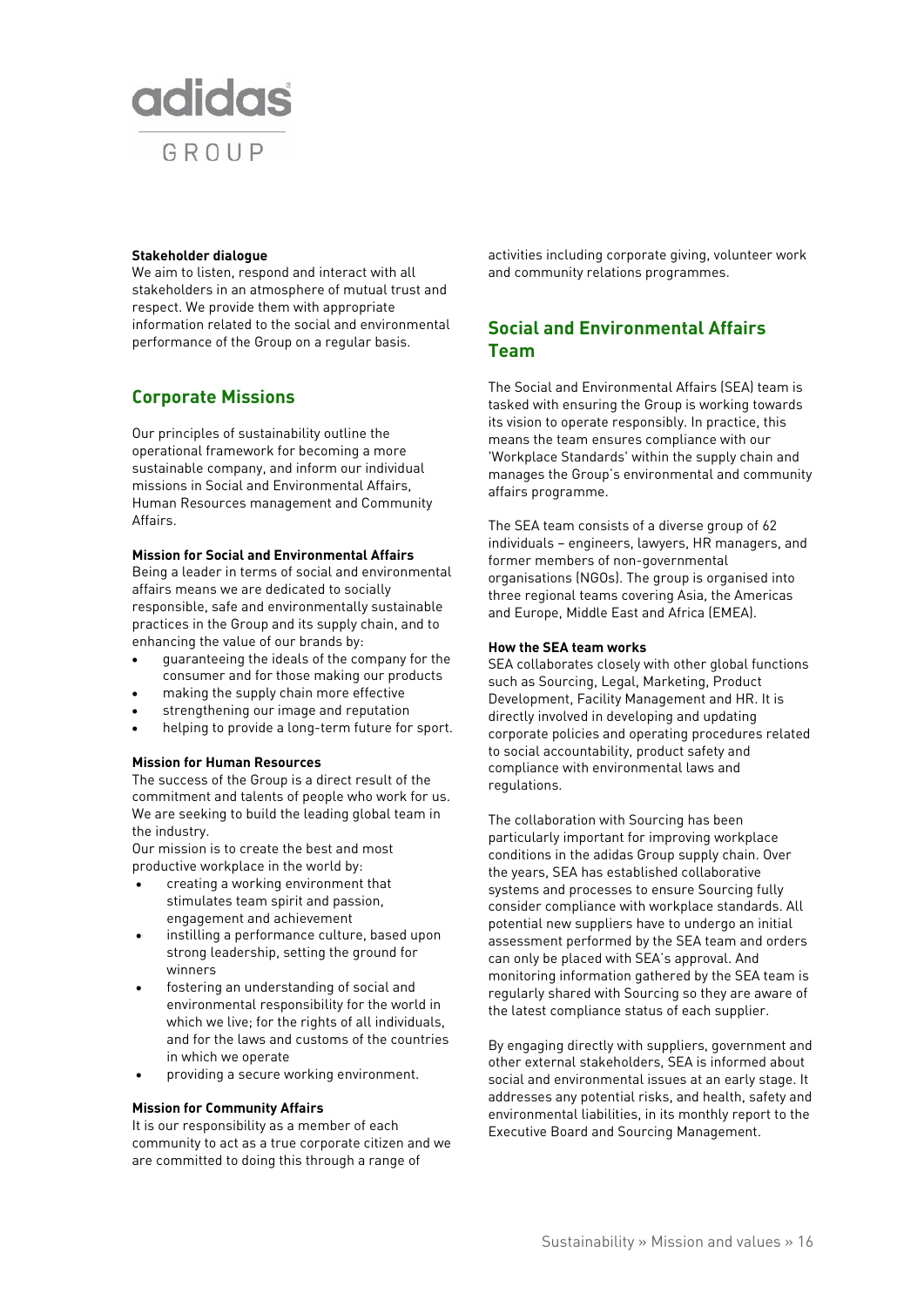**Stakeholder dialogue**

We aim to listen, respond and interact with all stakeholders in an atmosphere of mutual trust and respect. We provide them with appropriate information related to the social and environmental performance of the Group on a regular basis.

## Corporate Missions

Our principles of sustainability outline the operational framework for becoming a more sustainable company, and inform our individual missions in Social and Environmental Affairs, Human Resources management and Community Affairs.

**Mission for Social and Environmental Affairs**

Being a leader in terms of social and environmental affairs means we are dedicated to socially responsible, safe and environmentally sustainable practices in the Group and its supply chain, and to enhancing the value of our brands by:

- guaranteeing the ideals of the company for the consumer and for those making our products
- making the supply chain more effective
- strengthening our image and reputation
- helping to provide a long-term future for sport.

**Mission for Human Resources**

The success of the Group is a direct result of the commitment and talents of people who work for us. We are seeking to build the leading global team in the industry.

Our mission is to create the best and most productive workplace in the world by:

- creating a working environment that stimulates team spirit and passion, engagement and achievement
- instilling a performance culture, based upon strong leadership, setting the ground for winners
- fostering an understanding of social and environmental responsibility for the world in which we live; for the rights of all individuals, and for the laws and customs of the countries in which we operate
- providing a secure working environment.

**Mission for Community Affairs**

It is our responsibility as a member of each community to act as a true corporate citizen and we are committed to doing this through a range of activities including corporate giving, volunteer work and community relations programmes.

## Social and Environmental Affairs Team

The Social and Environmental Affairs (SEA) team is tasked with ensuring the Group is working towards its vision to operate responsibly. In practice, this means the team ensures compliance with our 'Workplace Standards' within the supply chain and manages the Group's environmental and community affairs programme.

The SEA team consists of a diverse group of 62 individuals – engineers, lawyers, HR managers, and former members of non-governmental organisations (NGOs). The group is organised into three regional teams covering Asia, the Americas and Europe, Middle East and Africa (EMEA).

**How the SEA team works**

SEA collaborates closely with other global functions such as Sourcing, Legal, Marketing, Product Development, Facility Management and HR. It is directly involved in developing and updating corporate policies and operating procedures related to social accountability, product safety and compliance with environmental laws and regulations.

The collaboration with Sourcing has been particularly important for improving workplace conditions in the adidas Group supply chain. Over the years, SEA has established collaborative systems and processes to ensure Sourcing fully consider compliance with workplace standards. All potential new suppliers have to undergo an initial assessment performed by the SEA team and orders can only be placed with SEA's approval. And monitoring information gathered by the SEA team is regularly shared with Sourcing so they are aware of the latest compliance status of each supplier.

By engaging directly with suppliers, government and other external stakeholders, SEA is informed about social and environmental issues at an early stage. It addresses any potential risks, and health, safety and environmental liabilities, in its monthly report to the Executive Board and Sourcing Management.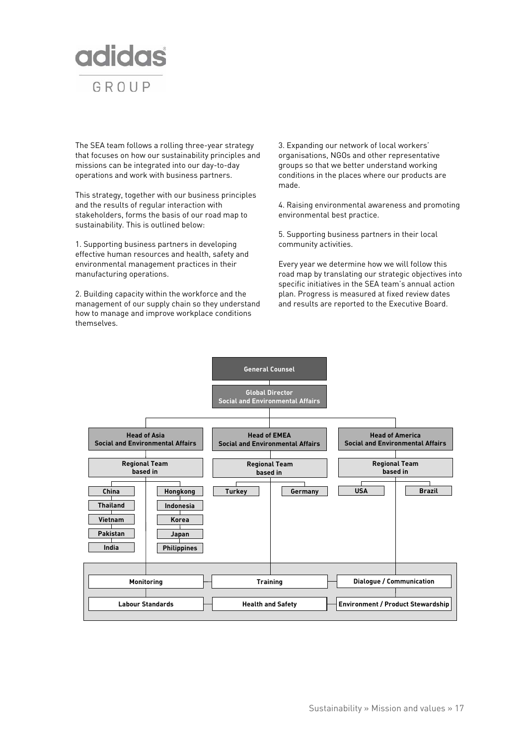The SEA team follows a rolling three-year strategy that focuses on how our sustainability principles and missions can be integrated into our day-to-day operations and work with business partners.

This strategy, together with our business principles and the results of regular interaction with stakeholders, forms the basis of our road map to sustainability. This is outlined below:

1. Supporting business partners in developing effective human resources and health, safety and environmental management practices in their manufacturing operations.

2. Building capacity within the workforce and the management of our supply chain so they understand how to manage and improve workplace conditions themselves.

3. Expanding our network of local workers' organisations, NGOs and other representative groups so that we better understand working conditions in the places where our products are made.

4. Raising environmental awareness and promoting environmental best practice.

5. Supporting business partners in their local community activities.

Every year we determine how we will follow this road map by translating our strategic objectives into specific initiatives in the SEA team's annual action plan. Progress is measured at fixed review dates and results are reported to the Executive Board.

**General Counsel**

**Global Director Social and Environmental Affairs**

- **Head of Asia Social and Environmental Affairs**
  - Regional Team based in:
    - China
    - Thailand
    - Vietnam
    - Pakistan
    - India
    - Hongkong
    - Indonesia
    - Korea
    - Japan
    - Philippines
- **Head of EMEA Social and Environmental Affairs**
  - Regional Team based in:
    - Turkey
    - Germany
- **Head of America Social and Environmental Affairs**
  - Regional Team based in:
    - USA
    - Brazil

| Monitoring | Training | Dialogue / Communication |
|---|---|---|
| Labour Standards | Health and Safety | Environment / Product Stewardship |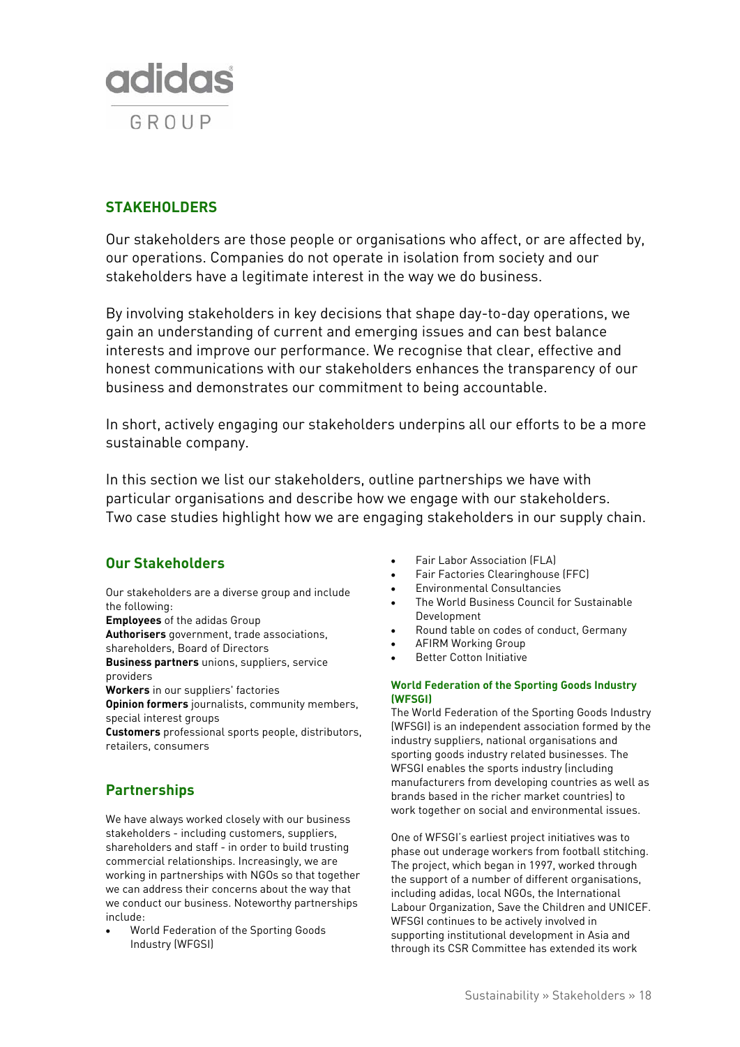## STAKEHOLDERS

Our stakeholders are those people or organisations who affect, or are affected by, our operations. Companies do not operate in isolation from society and our stakeholders have a legitimate interest in the way we do business.

By involving stakeholders in key decisions that shape day-to-day operations, we gain an understanding of current and emerging issues and can best balance interests and improve our performance. We recognise that clear, effective and honest communications with our stakeholders enhances the transparency of our business and demonstrates our commitment to being accountable.

In short, actively engaging our stakeholders underpins all our efforts to be a more sustainable company.

In this section we list our stakeholders, outline partnerships we have with particular organisations and describe how we engage with our stakeholders. Two case studies highlight how we are engaging stakeholders in our supply chain.

### Our Stakeholders

Our stakeholders are a diverse group and include the following:
**Employees** of the adidas Group
**Authorisers** government, trade associations, shareholders, Board of Directors
**Business partners** unions, suppliers, service providers
**Workers** in our suppliers' factories
**Opinion formers** journalists, community members, special interest groups
**Customers** professional sports people, distributors, retailers, consumers

### Partnerships

We have always worked closely with our business stakeholders - including customers, suppliers, shareholders and staff - in order to build trusting commercial relationships. Increasingly, we are working in partnerships with NGOs so that together we can address their concerns about the way that we conduct our business. Noteworthy partnerships include:

- World Federation of the Sporting Goods Industry (WFGSI)
- Fair Labor Association (FLA)
- Fair Factories Clearinghouse (FFC)
- Environmental Consultancies
- The World Business Council for Sustainable Development
- Round table on codes of conduct, Germany
- AFIRM Working Group
- Better Cotton Initiative

#### World Federation of the Sporting Goods Industry (WFSGI)

The World Federation of the Sporting Goods Industry (WFSGI) is an independent association formed by the industry suppliers, national organisations and sporting goods industry related businesses. The WFSGI enables the sports industry (including manufacturers from developing countries as well as brands based in the richer market countries) to work together on social and environmental issues.

One of WFSGI's earliest project initiatives was to phase out underage workers from football stitching. The project, which began in 1997, worked through the support of a number of different organisations, including adidas, local NGOs, the International Labour Organization, Save the Children and UNICEF. WFSGI continues to be actively involved in supporting institutional development in Asia and through its CSR Committee has extended its work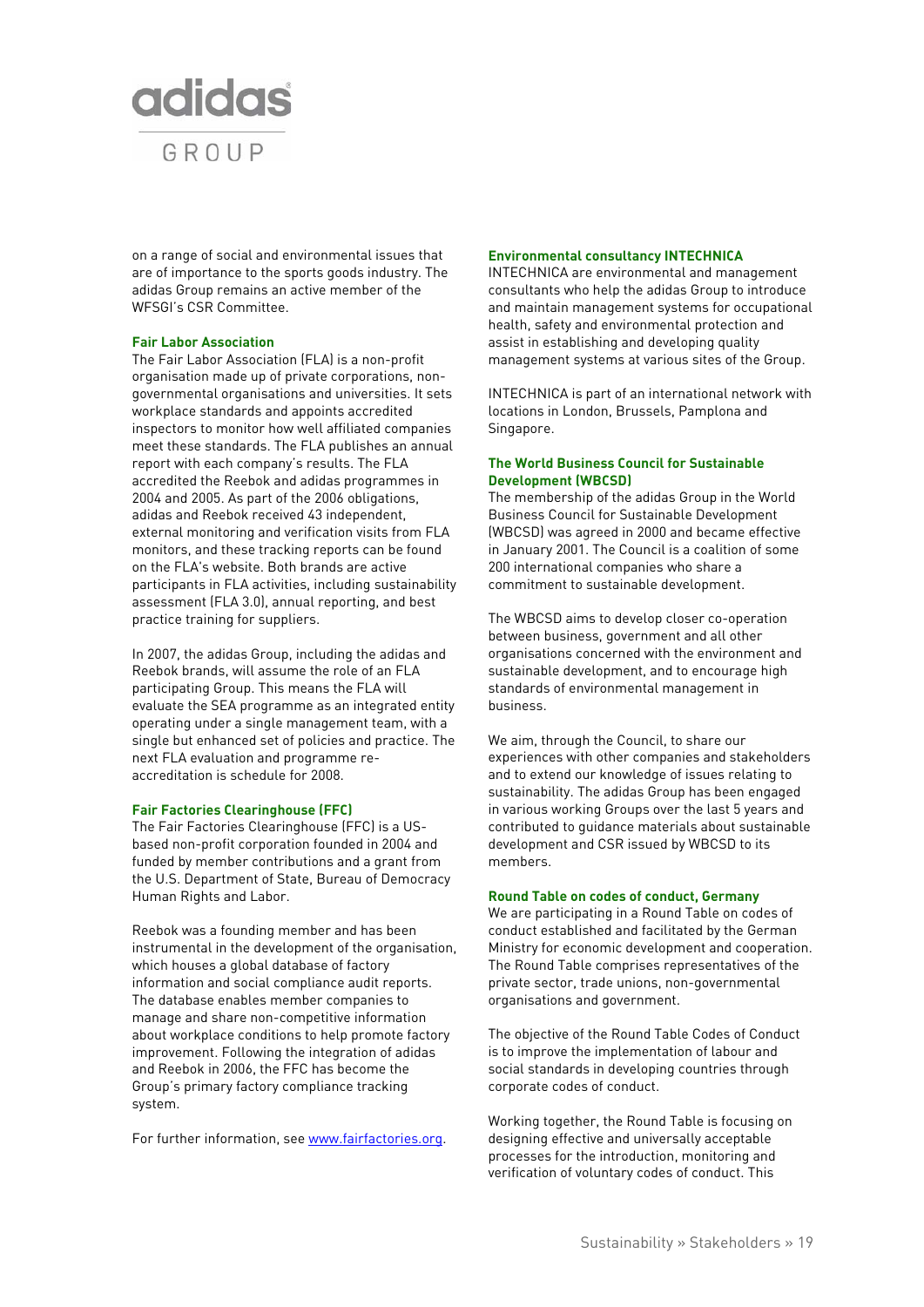on a range of social and environmental issues that are of importance to the sports goods industry. The adidas Group remains an active member of the WFSGI's CSR Committee.

### Fair Labor Association

The Fair Labor Association (FLA) is a non-profit organisation made up of private corporations, non-governmental organisations and universities. It sets workplace standards and appoints accredited inspectors to monitor how well affiliated companies meet these standards. The FLA publishes an annual report with each company's results. The FLA accredited the Reebok and adidas programmes in 2004 and 2005. As part of the 2006 obligations, adidas and Reebok received 43 independent, external monitoring and verification visits from FLA monitors, and these tracking reports can be found on the FLA's website. Both brands are active participants in FLA activities, including sustainability assessment (FLA 3.0), annual reporting, and best practice training for suppliers.

In 2007, the adidas Group, including the adidas and Reebok brands, will assume the role of an FLA participating Group. This means the FLA will evaluate the SEA programme as an integrated entity operating under a single management team, with a single but enhanced set of policies and practice. The next FLA evaluation and programme re-accreditation is schedule for 2008.

### Fair Factories Clearinghouse (FFC)

The Fair Factories Clearinghouse (FFC) is a US-based non-profit corporation founded in 2004 and funded by member contributions and a grant from the U.S. Department of State, Bureau of Democracy Human Rights and Labor.

Reebok was a founding member and has been instrumental in the development of the organisation, which houses a global database of factory information and social compliance audit reports. The database enables member companies to manage and share non-competitive information about workplace conditions to help promote factory improvement. Following the integration of adidas and Reebok in 2006, the FFC has become the Group's primary factory compliance tracking system.

For further information, see www.fairfactories.org.

### Environmental consultancy INTECHNICA

INTECHNICA are environmental and management consultants who help the adidas Group to introduce and maintain management systems for occupational health, safety and environmental protection and assist in establishing and developing quality management systems at various sites of the Group.

INTECHNICA is part of an international network with locations in London, Brussels, Pamplona and Singapore.

### The World Business Council for Sustainable Development (WBCSD)

The membership of the adidas Group in the World Business Council for Sustainable Development (WBCSD) was agreed in 2000 and became effective in January 2001. The Council is a coalition of some 200 international companies who share a commitment to sustainable development.

The WBCSD aims to develop closer co-operation between business, government and all other organisations concerned with the environment and sustainable development, and to encourage high standards of environmental management in business.

We aim, through the Council, to share our experiences with other companies and stakeholders and to extend our knowledge of issues relating to sustainability. The adidas Group has been engaged in various working Groups over the last 5 years and contributed to guidance materials about sustainable development and CSR issued by WBCSD to its members.

### Round Table on codes of conduct, Germany

We are participating in a Round Table on codes of conduct established and facilitated by the German Ministry for economic development and cooperation. The Round Table comprises representatives of the private sector, trade unions, non-governmental organisations and government.

The objective of the Round Table Codes of Conduct is to improve the implementation of labour and social standards in developing countries through corporate codes of conduct.

Working together, the Round Table is focusing on designing effective and universally acceptable processes for the introduction, monitoring and verification of voluntary codes of conduct. This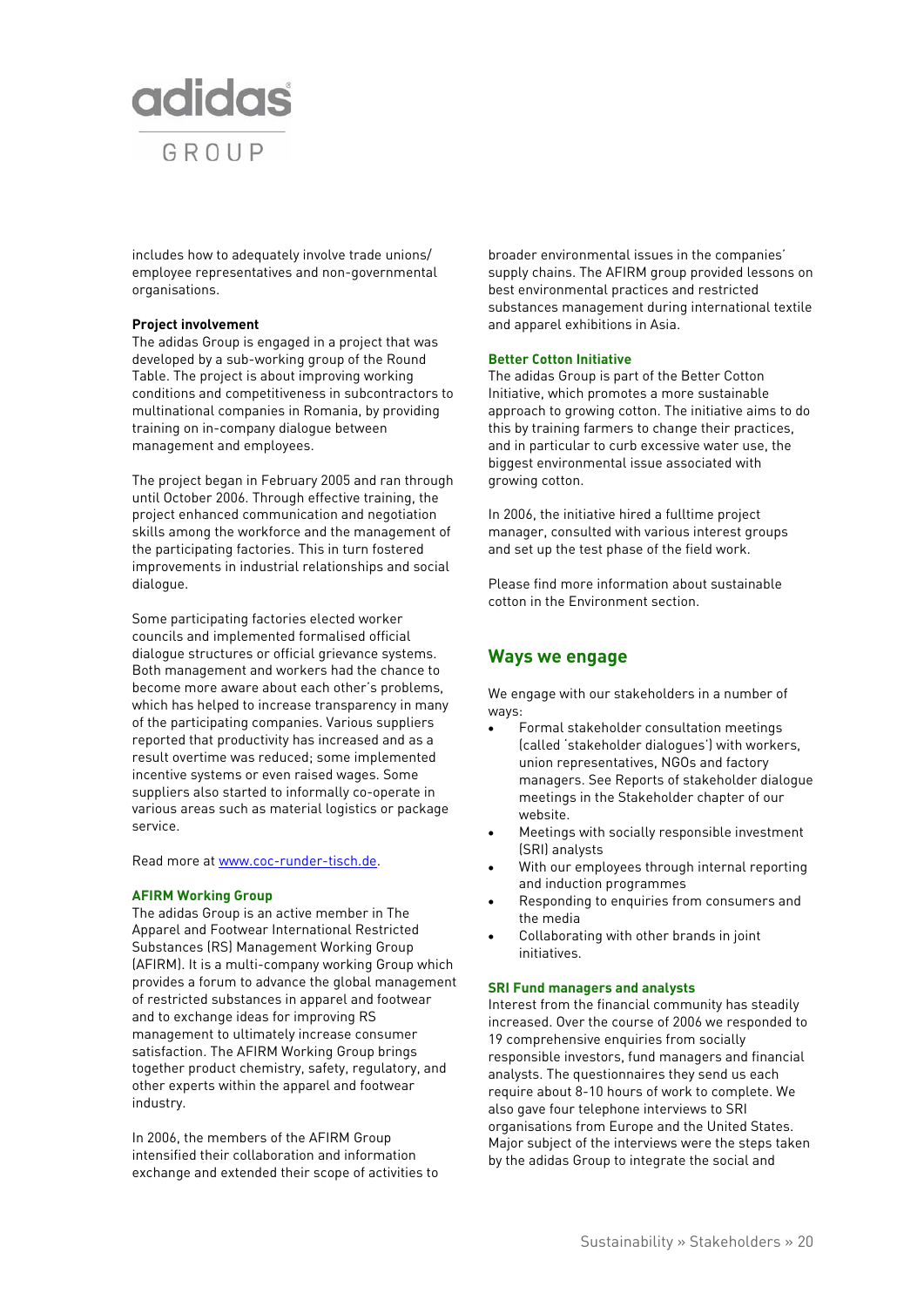includes how to adequately involve trade unions/ employee representatives and non-governmental organisations.

**Project involvement**

The adidas Group is engaged in a project that was developed by a sub-working group of the Round Table. The project is about improving working conditions and competitiveness in subcontractors to multinational companies in Romania, by providing training on in-company dialogue between management and employees.

The project began in February 2005 and ran through until October 2006. Through effective training, the project enhanced communication and negotiation skills among the workforce and the management of the participating factories. This in turn fostered improvements in industrial relationships and social dialogue.

Some participating factories elected worker councils and implemented formalised official dialogue structures or official grievance systems. Both management and workers had the chance to become more aware about each other's problems, which has helped to increase transparency in many of the participating companies. Various suppliers reported that productivity has increased and as a result overtime was reduced; some implemented incentive systems or even raised wages. Some suppliers also started to informally co-operate in various areas such as material logistics or package service.

Read more at [www.coc-runder-tisch.de](http://www.coc-runder-tisch.de).

### AFIRM Working Group

The adidas Group is an active member in The Apparel and Footwear International Restricted Substances (RS) Management Working Group (AFIRM). It is a multi-company working Group which provides a forum to advance the global management of restricted substances in apparel and footwear and to exchange ideas for improving RS management to ultimately increase consumer satisfaction. The AFIRM Working Group brings together product chemistry, safety, regulatory, and other experts within the apparel and footwear industry.

In 2006, the members of the AFIRM Group intensified their collaboration and information exchange and extended their scope of activities to broader environmental issues in the companies' supply chains. The AFIRM group provided lessons on best environmental practices and restricted substances management during international textile and apparel exhibitions in Asia.

### Better Cotton Initiative

The adidas Group is part of the Better Cotton Initiative, which promotes a more sustainable approach to growing cotton. The initiative aims to do this by training farmers to change their practices, and in particular to curb excessive water use, the biggest environmental issue associated with growing cotton.

In 2006, the initiative hired a fulltime project manager, consulted with various interest groups and set up the test phase of the field work.

Please find more information about sustainable cotton in the Environment section.

## Ways we engage

We engage with our stakeholders in a number of ways:

- Formal stakeholder consultation meetings (called 'stakeholder dialogues') with workers, union representatives, NGOs and factory managers. See Reports of stakeholder dialogue meetings in the Stakeholder chapter of our website.
- Meetings with socially responsible investment (SRI) analysts
- With our employees through internal reporting and induction programmes
- Responding to enquiries from consumers and the media
- Collaborating with other brands in joint initiatives.

### SRI Fund managers and analysts

Interest from the financial community has steadily increased. Over the course of 2006 we responded to 19 comprehensive enquiries from socially responsible investors, fund managers and financial analysts. The questionnaires they send us each require about 8-10 hours of work to complete. We also gave four telephone interviews to SRI organisations from Europe and the United States. Major subject of the interviews were the steps taken by the adidas Group to integrate the social and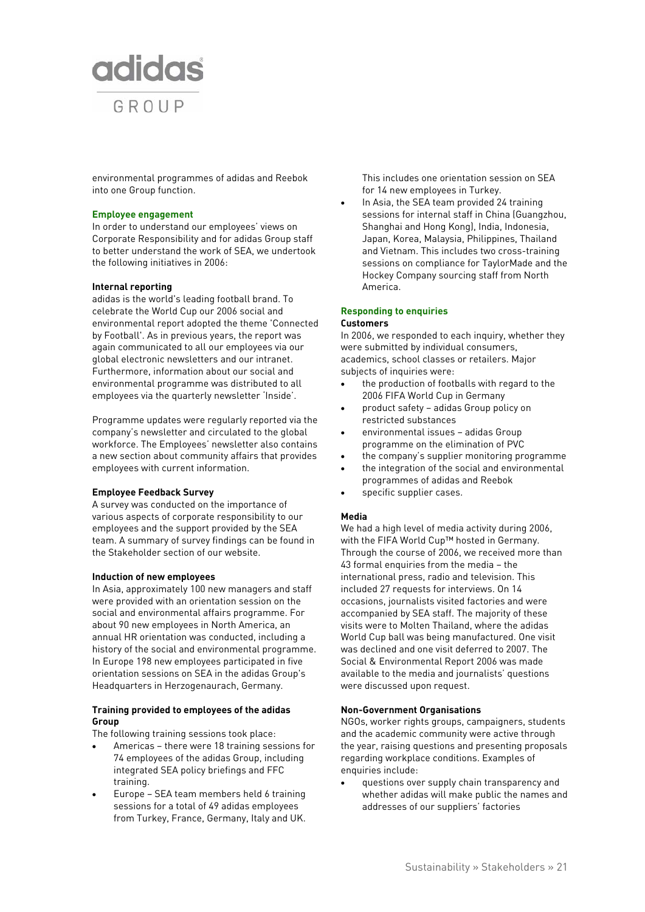environmental programmes of adidas and Reebok into one Group function.

### Employee engagement

In order to understand our employees' views on Corporate Responsibility and for adidas Group staff to better understand the work of SEA, we undertook the following initiatives in 2006:

#### Internal reporting

adidas is the world's leading football brand. To celebrate the World Cup our 2006 social and environmental report adopted the theme 'Connected by Football'. As in previous years, the report was again communicated to all our employees via our global electronic newsletters and our intranet. Furthermore, information about our social and environmental programme was distributed to all employees via the quarterly newsletter 'Inside'.

Programme updates were regularly reported via the company's newsletter and circulated to the global workforce. The Employees' newsletter also contains a new section about community affairs that provides employees with current information.

#### Employee Feedback Survey

A survey was conducted on the importance of various aspects of corporate responsibility to our employees and the support provided by the SEA team. A summary of survey findings can be found in the Stakeholder section of our website.

#### Induction of new employees

In Asia, approximately 100 new managers and staff were provided with an orientation session on the social and environmental affairs programme. For about 90 new employees in North America, an annual HR orientation was conducted, including a history of the social and environmental programme. In Europe 198 new employees participated in five orientation sessions on SEA in the adidas Group's Headquarters in Herzogenaurach, Germany.

#### Training provided to employees of the adidas Group

The following training sessions took place:

- Americas – there were 18 training sessions for 74 employees of the adidas Group, including integrated SEA policy briefings and FFC training.
- Europe – SEA team members held 6 training sessions for a total of 49 adidas employees from Turkey, France, Germany, Italy and UK. This includes one orientation session on SEA for 14 new employees in Turkey.
- In Asia, the SEA team provided 24 training sessions for internal staff in China (Guangzhou, Shanghai and Hong Kong), India, Indonesia, Japan, Korea, Malaysia, Philippines, Thailand and Vietnam. This includes two cross-training sessions on compliance for TaylorMade and the Hockey Company sourcing staff from North America.

### Responding to enquiries

#### Customers

In 2006, we responded to each inquiry, whether they were submitted by individual consumers, academics, school classes or retailers. Major subjects of inquiries were:

- the production of footballs with regard to the 2006 FIFA World Cup in Germany
- product safety – adidas Group policy on restricted substances
- environmental issues – adidas Group programme on the elimination of PVC
- the company's supplier monitoring programme
- the integration of the social and environmental programmes of adidas and Reebok
- specific supplier cases.

#### Media

We had a high level of media activity during 2006, with the FIFA World Cup™ hosted in Germany. Through the course of 2006, we received more than 43 formal enquiries from the media – the international press, radio and television. This included 27 requests for interviews. On 14 occasions, journalists visited factories and were accompanied by SEA staff. The majority of these visits were to Molten Thailand, where the adidas World Cup ball was being manufactured. One visit was declined and one visit deferred to 2007. The Social & Environmental Report 2006 was made available to the media and journalists' questions were discussed upon request.

#### Non-Government Organisations

NGOs, worker rights groups, campaigners, students and the academic community were active through the year, raising questions and presenting proposals regarding workplace conditions. Examples of enquiries include:

- questions over supply chain transparency and whether adidas will make public the names and addresses of our suppliers' factories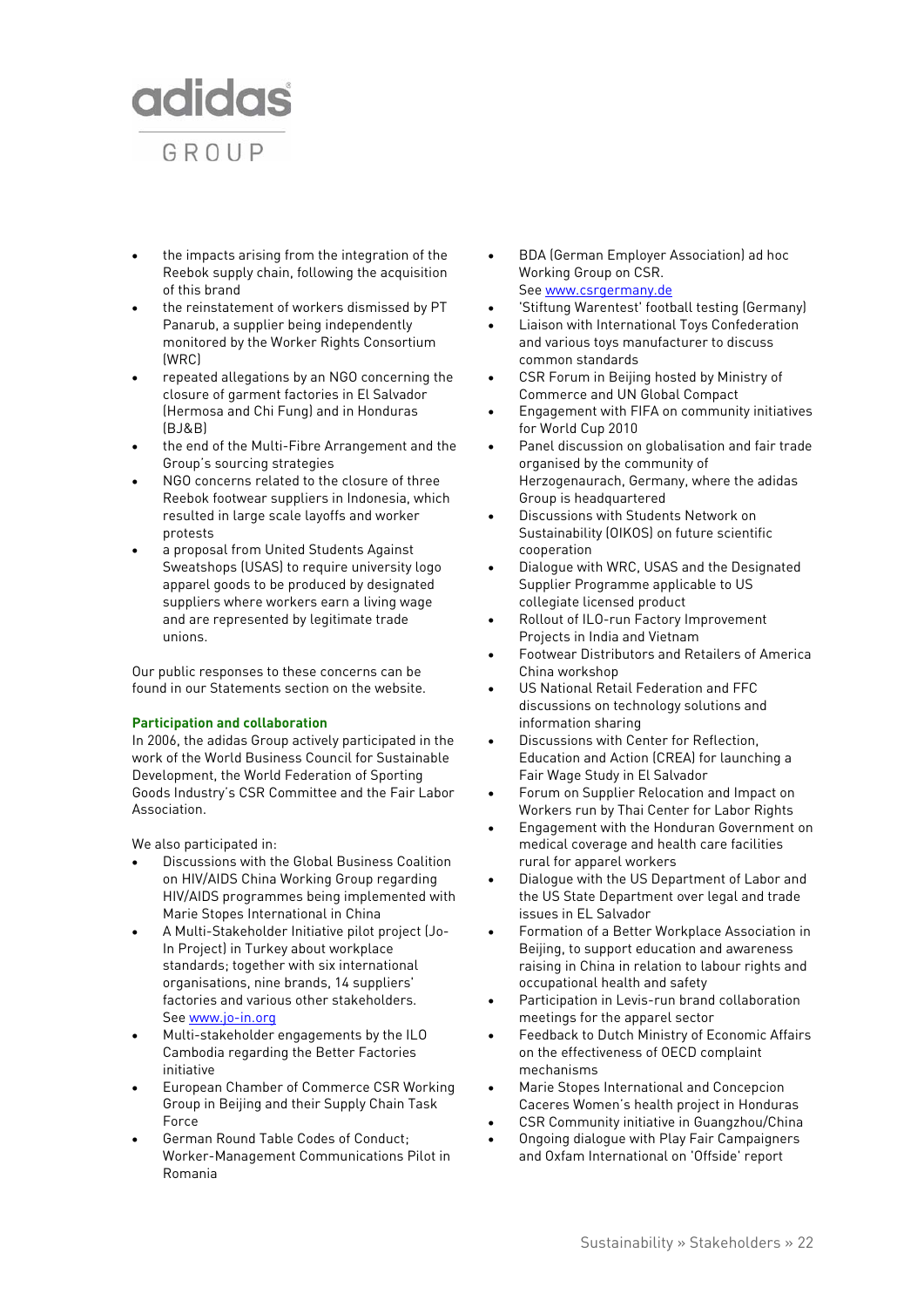- the impacts arising from the integration of the Reebok supply chain, following the acquisition of this brand
- the reinstatement of workers dismissed by PT Panarub, a supplier being independently monitored by the Worker Rights Consortium (WRC)
- repeated allegations by an NGO concerning the closure of garment factories in El Salvador (Hermosa and Chi Fung) and in Honduras (BJ&B)
- the end of the Multi-Fibre Arrangement and the Group's sourcing strategies
- NGO concerns related to the closure of three Reebok footwear suppliers in Indonesia, which resulted in large scale layoffs and worker protests
- a proposal from United Students Against Sweatshops (USAS) to require university logo apparel goods to be produced by designated suppliers where workers earn a living wage and are represented by legitimate trade unions.

Our public responses to these concerns can be found in our Statements section on the website.

**Participation and collaboration**

In 2006, the adidas Group actively participated in the work of the World Business Council for Sustainable Development, the World Federation of Sporting Goods Industry's CSR Committee and the Fair Labor Association.

We also participated in:

- Discussions with the Global Business Coalition on HIV/AIDS China Working Group regarding HIV/AIDS programmes being implemented with Marie Stopes International in China
- A Multi-Stakeholder Initiative pilot project (Jo-In Project) in Turkey about workplace standards; together with six international organisations, nine brands, 14 suppliers' factories and various other stakeholders. See www.jo-in.org
- Multi-stakeholder engagements by the ILO Cambodia regarding the Better Factories initiative
- European Chamber of Commerce CSR Working Group in Beijing and their Supply Chain Task Force
- German Round Table Codes of Conduct; Worker-Management Communications Pilot in Romania
- BDA (German Employer Association) ad hoc Working Group on CSR. See www.csrgermany.de
- 'Stiftung Warentest' football testing (Germany)
- Liaison with International Toys Confederation and various toys manufacturer to discuss common standards
- CSR Forum in Beijing hosted by Ministry of Commerce and UN Global Compact
- Engagement with FIFA on community initiatives for World Cup 2010
- Panel discussion on globalisation and fair trade organised by the community of Herzogenaurach, Germany, where the adidas Group is headquartered
- Discussions with Students Network on Sustainability (OIKOS) on future scientific cooperation
- Dialogue with WRC, USAS and the Designated Supplier Programme applicable to US collegiate licensed product
- Rollout of ILO-run Factory Improvement Projects in India and Vietnam
- Footwear Distributors and Retailers of America China workshop
- US National Retail Federation and FFC discussions on technology solutions and information sharing
- Discussions with Center for Reflection, Education and Action (CREA) for launching a Fair Wage Study in El Salvador
- Forum on Supplier Relocation and Impact on Workers run by Thai Center for Labor Rights
- Engagement with the Honduran Government on medical coverage and health care facilities rural for apparel workers
- Dialogue with the US Department of Labor and the US State Department over legal and trade issues in EL Salvador
- Formation of a Better Workplace Association in Beijing, to support education and awareness raising in China in relation to labour rights and occupational health and safety
- Participation in Levis-run brand collaboration meetings for the apparel sector
- Feedback to Dutch Ministry of Economic Affairs on the effectiveness of OECD complaint mechanisms
- Marie Stopes International and Concepcion Caceres Women's health project in Honduras
- CSR Community initiative in Guangzhou/China
- Ongoing dialogue with Play Fair Campaigners and Oxfam International on 'Offside' report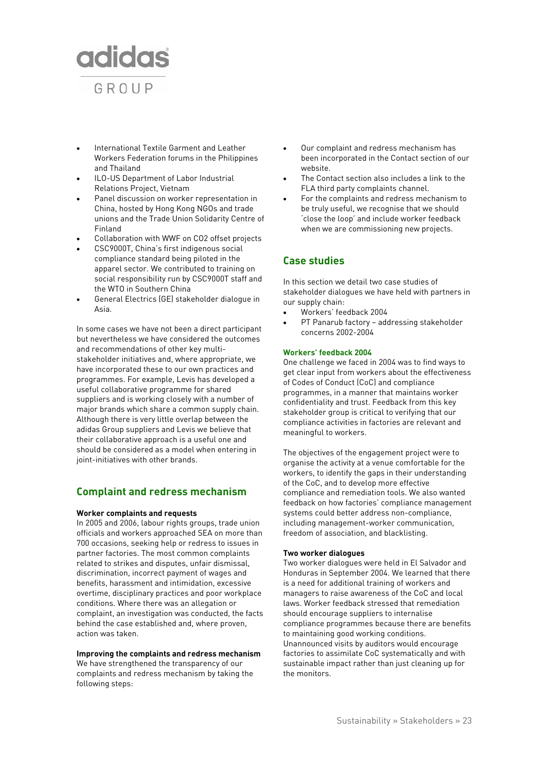- International Textile Garment and Leather Workers Federation forums in the Philippines and Thailand
- ILO-US Department of Labor Industrial Relations Project, Vietnam
- Panel discussion on worker representation in China, hosted by Hong Kong NGOs and trade unions and the Trade Union Solidarity Centre of Finland
- Collaboration with WWF on CO2 offset projects
- CSC9000T, China's first indigenous social compliance standard being piloted in the apparel sector. We contributed to training on social responsibility run by CSC9000T staff and the WTO in Southern China
- General Electrics (GE) stakeholder dialogue in Asia.

In some cases we have not been a direct participant but nevertheless we have considered the outcomes and recommendations of other key multi-stakeholder initiatives and, where appropriate, we have incorporated these to our own practices and programmes. For example, Levis has developed a useful collaborative programme for shared suppliers and is working closely with a number of major brands which share a common supply chain. Although there is very little overlap between the adidas Group suppliers and Levis we believe that their collaborative approach is a useful one and should be considered as a model when entering in joint-initiatives with other brands.

## Complaint and redress mechanism

**Worker complaints and requests**

In 2005 and 2006, labour rights groups, trade union officials and workers approached SEA on more than 700 occasions, seeking help or redress to issues in partner factories. The most common complaints related to strikes and disputes, unfair dismissal, discrimination, incorrect payment of wages and benefits, harassment and intimidation, excessive overtime, disciplinary practices and poor workplace conditions. Where there was an allegation or complaint, an investigation was conducted, the facts behind the case established and, where proven, action was taken.

**Improving the complaints and redress mechanism**

We have strengthened the transparency of our complaints and redress mechanism by taking the following steps:

- Our complaint and redress mechanism has been incorporated in the Contact section of our website.
- The Contact section also includes a link to the FLA third party complaints channel.
- For the complaints and redress mechanism to be truly useful, we recognise that we should 'close the loop' and include worker feedback when we are commissioning new projects.

## Case studies

In this section we detail two case studies of stakeholder dialogues we have held with partners in our supply chain:

- Workers' feedback 2004
- PT Panarub factory – addressing stakeholder concerns 2002-2004

### Workers' feedback 2004

One challenge we faced in 2004 was to find ways to get clear input from workers about the effectiveness of Codes of Conduct (CoC) and compliance programmes, in a manner that maintains worker confidentiality and trust. Feedback from this key stakeholder group is critical to verifying that our compliance activities in factories are relevant and meaningful to workers.

The objectives of the engagement project were to organise the activity at a venue comfortable for the workers, to identify the gaps in their understanding of the CoC, and to develop more effective compliance and remediation tools. We also wanted feedback on how factories' compliance management systems could better address non-compliance, including management-worker communication, freedom of association, and blacklisting.

**Two worker dialogues**

Two worker dialogues were held in El Salvador and Honduras in September 2004. We learned that there is a need for additional training of workers and managers to raise awareness of the CoC and local laws. Worker feedback stressed that remediation should encourage suppliers to internalise compliance programmes because there are benefits to maintaining good working conditions. Unannounced visits by auditors would encourage factories to assimilate CoC systematically and with sustainable impact rather than just cleaning up for the monitors.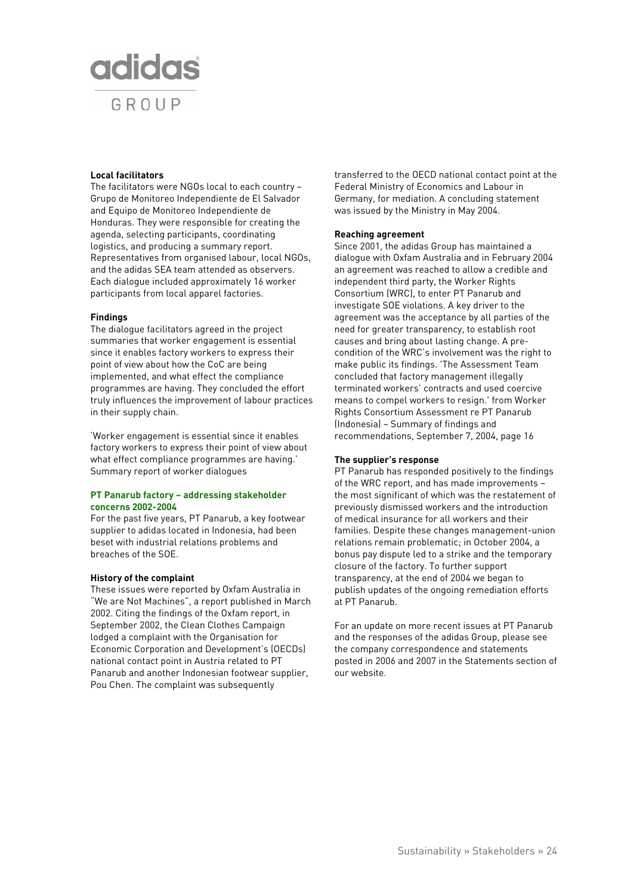### Local facilitators

The facilitators were NGOs local to each country – Grupo de Monitoreo Independiente de El Salvador and Equipo de Monitoreo Independiente de Honduras. They were responsible for creating the agenda, selecting participants, coordinating logistics, and producing a summary report. Representatives from organised labour, local NGOs, and the adidas SEA team attended as observers. Each dialogue included approximately 16 worker participants from local apparel factories.

### Findings

The dialogue facilitators agreed in the project summaries that worker engagement is essential since it enables factory workers to express their point of view about how the CoC are being implemented, and what effect the compliance programmes are having. They concluded the effort truly influences the improvement of labour practices in their supply chain.

'Worker engagement is essential since it enables factory workers to express their point of view about what effect compliance programmes are having.' Summary report of worker dialogues

## PT Panarub factory – addressing stakeholder concerns 2002-2004

For the past five years, PT Panarub, a key footwear supplier to adidas located in Indonesia, had been beset with industrial relations problems and breaches of the SOE.

### History of the complaint

These issues were reported by Oxfam Australia in "We are Not Machines", a report published in March 2002. Citing the findings of the Oxfam report, in September 2002, the Clean Clothes Campaign lodged a complaint with the Organisation for Economic Corporation and Development's (OECDs) national contact point in Austria related to PT Panarub and another Indonesian footwear supplier, Pou Chen. The complaint was subsequently transferred to the OECD national contact point at the Federal Ministry of Economics and Labour in Germany, for mediation. A concluding statement was issued by the Ministry in May 2004.

### Reaching agreement

Since 2001, the adidas Group has maintained a dialogue with Oxfam Australia and in February 2004 an agreement was reached to allow a credible and independent third party, the Worker Rights Consortium (WRC), to enter PT Panarub and investigate SOE violations. A key driver to the agreement was the acceptance by all parties of the need for greater transparency, to establish root causes and bring about lasting change. A pre-condition of the WRC's involvement was the right to make public its findings. 'The Assessment Team concluded that factory management illegally terminated workers' contracts and used coercive means to compel workers to resign.' from Worker Rights Consortium Assessment re PT Panarub (Indonesia) – Summary of findings and recommendations, September 7, 2004, page 16

### The supplier's response

PT Panarub has responded positively to the findings of the WRC report, and has made improvements – the most significant of which was the restatement of previously dismissed workers and the introduction of medical insurance for all workers and their families. Despite these changes management-union relations remain problematic; in October 2004, a bonus pay dispute led to a strike and the temporary closure of the factory. To further support transparency, at the end of 2004 we began to publish updates of the ongoing remediation efforts at PT Panarub.

For an update on more recent issues at PT Panarub and the responses of the adidas Group, please see the company correspondence and statements posted in 2006 and 2007 in the Statements section of our website.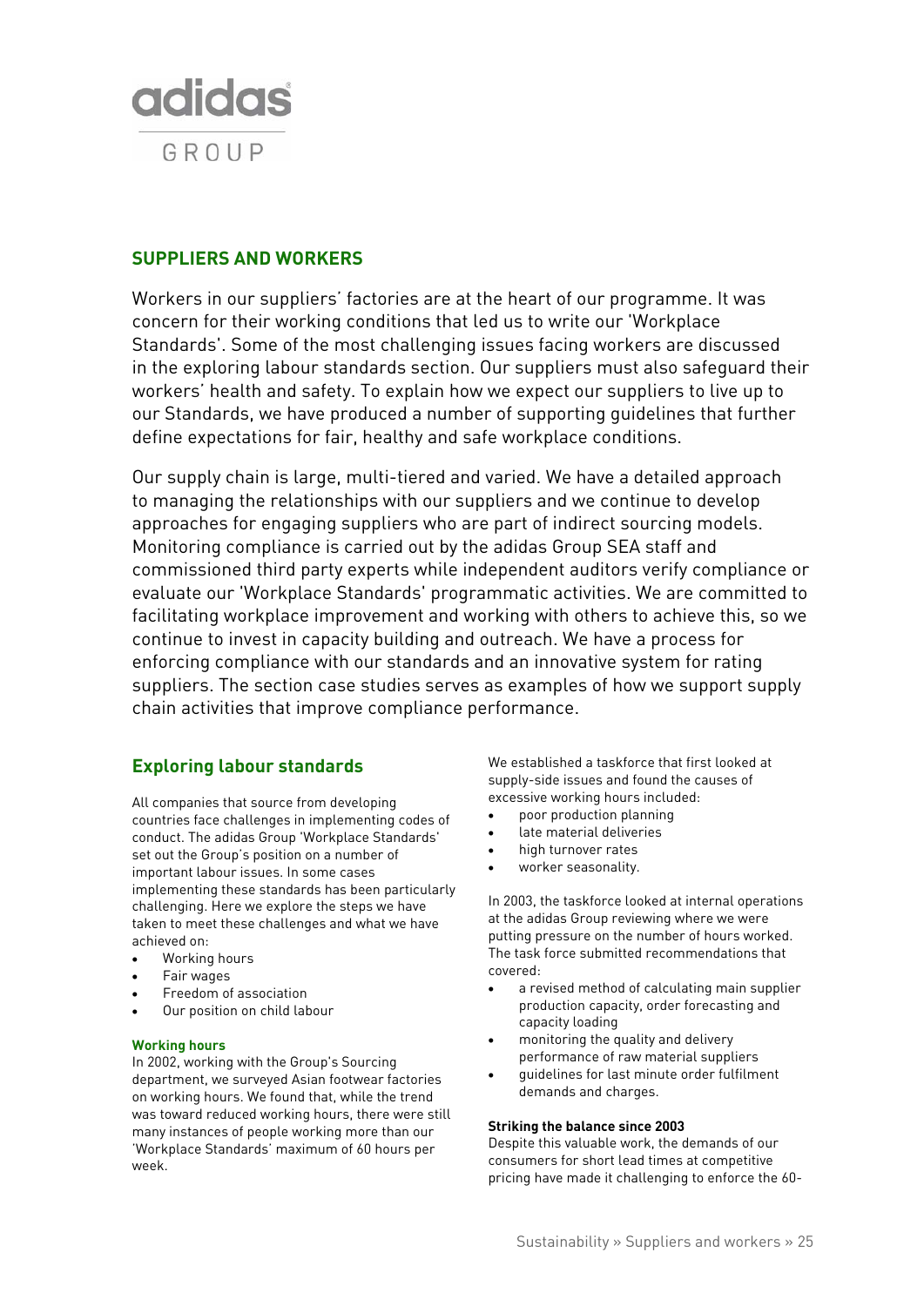## SUPPLIERS AND WORKERS

Workers in our suppliers' factories are at the heart of our programme. It was concern for their working conditions that led us to write our 'Workplace Standards'. Some of the most challenging issues facing workers are discussed in the exploring labour standards section. Our suppliers must also safeguard their workers' health and safety. To explain how we expect our suppliers to live up to our Standards, we have produced a number of supporting guidelines that further define expectations for fair, healthy and safe workplace conditions.

Our supply chain is large, multi-tiered and varied. We have a detailed approach to managing the relationships with our suppliers and we continue to develop approaches for engaging suppliers who are part of indirect sourcing models. Monitoring compliance is carried out by the adidas Group SEA staff and commissioned third party experts while independent auditors verify compliance or evaluate our 'Workplace Standards' programmatic activities. We are committed to facilitating workplace improvement and working with others to achieve this, so we continue to invest in capacity building and outreach. We have a process for enforcing compliance with our standards and an innovative system for rating suppliers. The section case studies serves as examples of how we support supply chain activities that improve compliance performance.

### Exploring labour standards

All companies that source from developing countries face challenges in implementing codes of conduct. The adidas Group 'Workplace Standards' set out the Group's position on a number of important labour issues. In some cases implementing these standards has been particularly challenging. Here we explore the steps we have taken to meet these challenges and what we have achieved on:

- Working hours
- Fair wages
- Freedom of association
- Our position on child labour

#### Working hours

In 2002, working with the Group's Sourcing department, we surveyed Asian footwear factories on working hours. We found that, while the trend was toward reduced working hours, there were still many instances of people working more than our 'Workplace Standards' maximum of 60 hours per week.

We established a taskforce that first looked at supply-side issues and found the causes of excessive working hours included:

- poor production planning
- late material deliveries
- high turnover rates
- worker seasonality.

In 2003, the taskforce looked at internal operations at the adidas Group reviewing where we were putting pressure on the number of hours worked. The task force submitted recommendations that covered:

- a revised method of calculating main supplier production capacity, order forecasting and capacity loading
- monitoring the quality and delivery performance of raw material suppliers
- guidelines for last minute order fulfilment demands and charges.

**Striking the balance since 2003**

Despite this valuable work, the demands of our consumers for short lead times at competitive pricing have made it challenging to enforce the 60-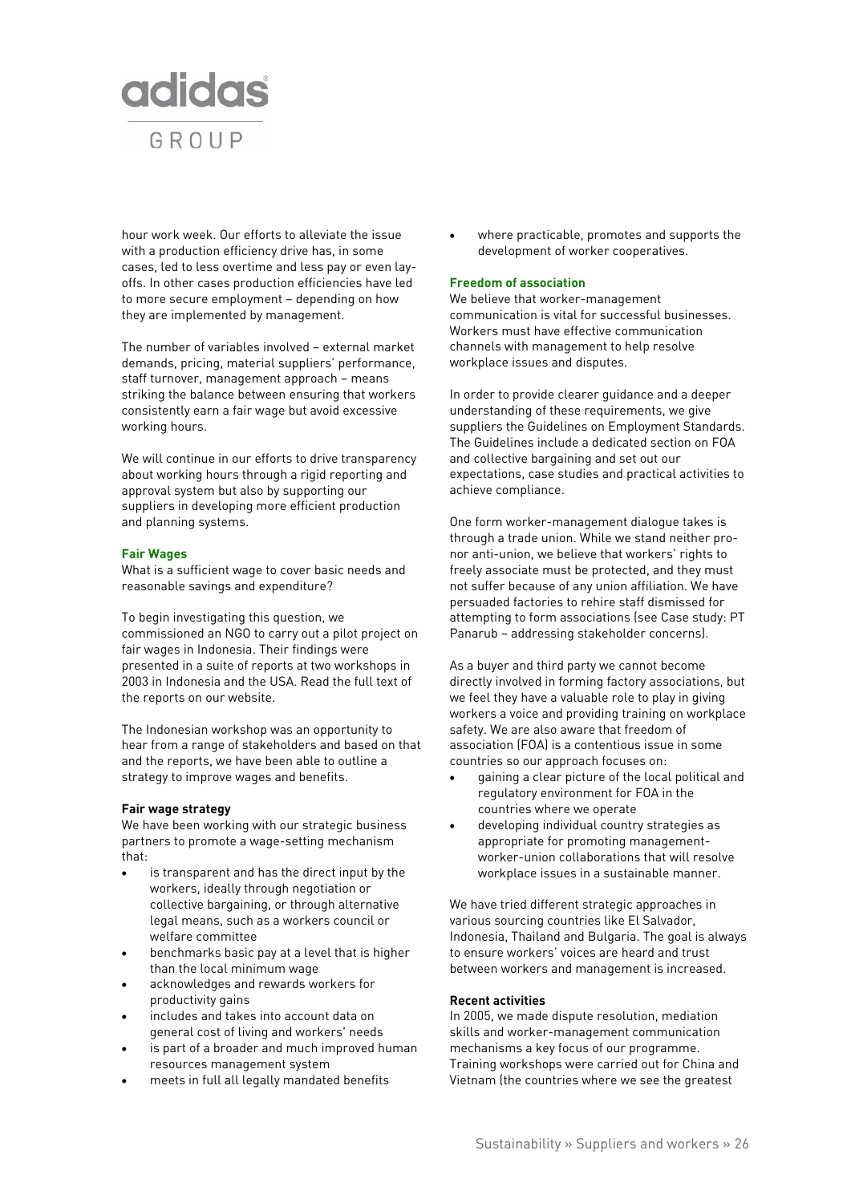hour work week. Our efforts to alleviate the issue with a production efficiency drive has, in some cases, led to less overtime and less pay or even lay-offs. In other cases production efficiencies have led to more secure employment – depending on how they are implemented by management.

The number of variables involved – external market demands, pricing, material suppliers' performance, staff turnover, management approach – means striking the balance between ensuring that workers consistently earn a fair wage but avoid excessive working hours.

We will continue in our efforts to drive transparency about working hours through a rigid reporting and approval system but also by supporting our suppliers in developing more efficient production and planning systems.

### Fair Wages

What is a sufficient wage to cover basic needs and reasonable savings and expenditure?

To begin investigating this question, we commissioned an NGO to carry out a pilot project on fair wages in Indonesia. Their findings were presented in a suite of reports at two workshops in 2003 in Indonesia and the USA. Read the full text of the reports on our website.

The Indonesian workshop was an opportunity to hear from a range of stakeholders and based on that and the reports, we have been able to outline a strategy to improve wages and benefits.

#### Fair wage strategy

We have been working with our strategic business partners to promote a wage-setting mechanism that:

- is transparent and has the direct input by the workers, ideally through negotiation or collective bargaining, or through alternative legal means, such as a workers council or welfare committee
- benchmarks basic pay at a level that is higher than the local minimum wage
- acknowledges and rewards workers for productivity gains
- includes and takes into account data on general cost of living and workers' needs
- is part of a broader and much improved human resources management system
- meets in full all legally mandated benefits
- where practicable, promotes and supports the development of worker cooperatives.

### Freedom of association

We believe that worker-management communication is vital for successful businesses. Workers must have effective communication channels with management to help resolve workplace issues and disputes.

In order to provide clearer guidance and a deeper understanding of these requirements, we give suppliers the Guidelines on Employment Standards. The Guidelines include a dedicated section on FOA and collective bargaining and set out our expectations, case studies and practical activities to achieve compliance.

One form worker-management dialogue takes is through a trade union. While we stand neither pro- nor anti-union, we believe that workers' rights to freely associate must be protected, and they must not suffer because of any union affiliation. We have persuaded factories to rehire staff dismissed for attempting to form associations (see Case study: PT Panarub – addressing stakeholder concerns).

As a buyer and third party we cannot become directly involved in forming factory associations, but we feel they have a valuable role to play in giving workers a voice and providing training on workplace safety. We are also aware that freedom of association (FOA) is a contentious issue in some countries so our approach focuses on:

- gaining a clear picture of the local political and regulatory environment for FOA in the countries where we operate
- developing individual country strategies as appropriate for promoting management-worker-union collaborations that will resolve workplace issues in a sustainable manner.

We have tried different strategic approaches in various sourcing countries like El Salvador, Indonesia, Thailand and Bulgaria. The goal is always to ensure workers' voices are heard and trust between workers and management is increased.

#### Recent activities

In 2005, we made dispute resolution, mediation skills and worker-management communication mechanisms a key focus of our programme. Training workshops were carried out for China and Vietnam (the countries where we see the greatest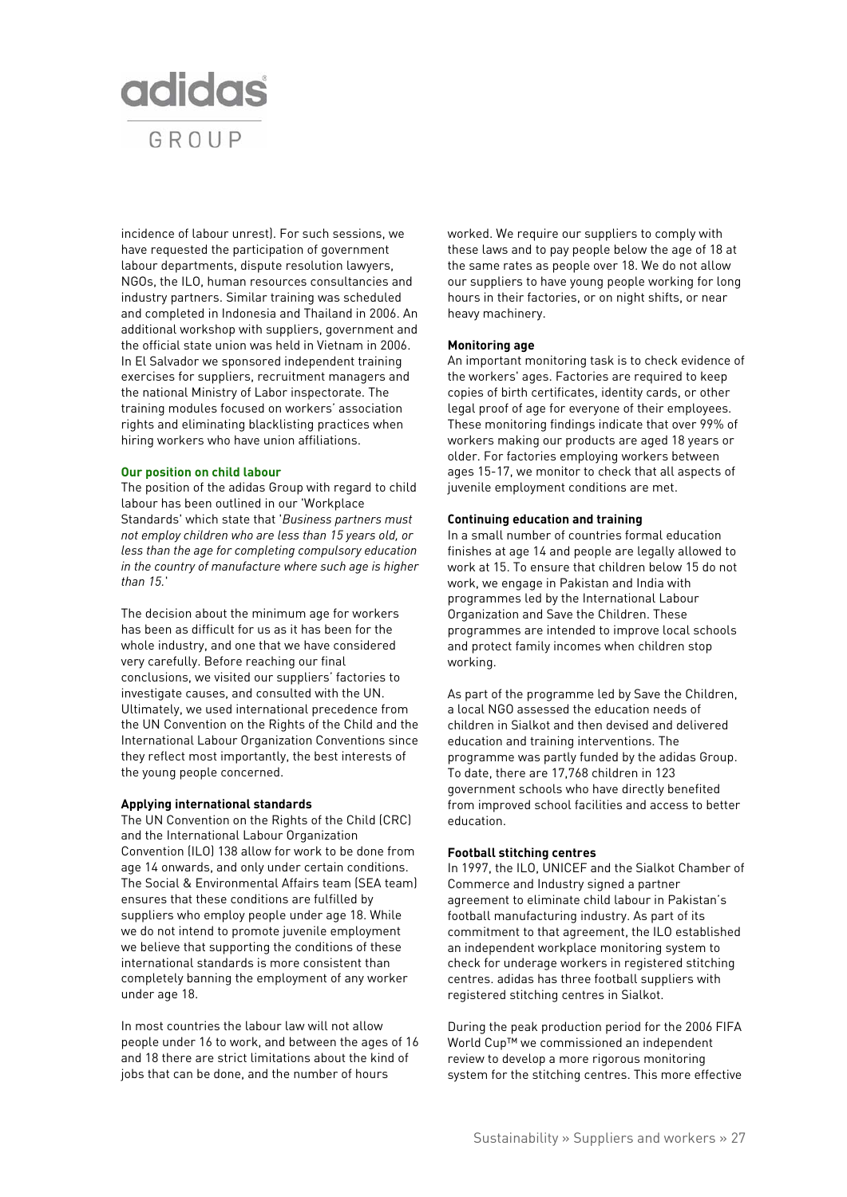incidence of labour unrest). For such sessions, we have requested the participation of government labour departments, dispute resolution lawyers, NGOs, the ILO, human resources consultancies and industry partners. Similar training was scheduled and completed in Indonesia and Thailand in 2006. An additional workshop with suppliers, government and the official state union was held in Vietnam in 2006. In El Salvador we sponsored independent training exercises for suppliers, recruitment managers and the national Ministry of Labor inspectorate. The training modules focused on workers' association rights and eliminating blacklisting practices when hiring workers who have union affiliations.

## Our position on child labour

The position of the adidas Group with regard to child labour has been outlined in our 'Workplace Standards' which state that '*Business partners must not employ children who are less than 15 years old, or less than the age for completing compulsory education in the country of manufacture where such age is higher than 15.*'

The decision about the minimum age for workers has been as difficult for us as it has been for the whole industry, and one that we have considered very carefully. Before reaching our final conclusions, we visited our suppliers' factories to investigate causes, and consulted with the UN. Ultimately, we used international precedence from the UN Convention on the Rights of the Child and the International Labour Organization Conventions since they reflect most importantly, the best interests of the young people concerned.

### Applying international standards

The UN Convention on the Rights of the Child (CRC) and the International Labour Organization Convention (ILO) 138 allow for work to be done from age 14 onwards, and only under certain conditions. The Social & Environmental Affairs team (SEA team) ensures that these conditions are fulfilled by suppliers who employ people under age 18. While we do not intend to promote juvenile employment we believe that supporting the conditions of these international standards is more consistent than completely banning the employment of any worker under age 18.

In most countries the labour law will not allow people under 16 to work, and between the ages of 16 and 18 there are strict limitations about the kind of jobs that can be done, and the number of hours worked. We require our suppliers to comply with these laws and to pay people below the age of 18 at the same rates as people over 18. We do not allow our suppliers to have young people working for long hours in their factories, or on night shifts, or near heavy machinery.

### Monitoring age

An important monitoring task is to check evidence of the workers' ages. Factories are required to keep copies of birth certificates, identity cards, or other legal proof of age for everyone of their employees. These monitoring findings indicate that over 99% of workers making our products are aged 18 years or older. For factories employing workers between ages 15-17, we monitor to check that all aspects of juvenile employment conditions are met.

### Continuing education and training

In a small number of countries formal education finishes at age 14 and people are legally allowed to work at 15. To ensure that children below 15 do not work, we engage in Pakistan and India with programmes led by the International Labour Organization and Save the Children. These programmes are intended to improve local schools and protect family incomes when children stop working.

As part of the programme led by Save the Children, a local NGO assessed the education needs of children in Sialkot and then devised and delivered education and training interventions. The programme was partly funded by the adidas Group. To date, there are 17,768 children in 123 government schools who have directly benefited from improved school facilities and access to better education.

### Football stitching centres

In 1997, the ILO, UNICEF and the Sialkot Chamber of Commerce and Industry signed a partner agreement to eliminate child labour in Pakistan's football manufacturing industry. As part of its commitment to that agreement, the ILO established an independent workplace monitoring system to check for underage workers in registered stitching centres. adidas has three football suppliers with registered stitching centres in Sialkot.

During the peak production period for the 2006 FIFA World Cup™ we commissioned an independent review to develop a more rigorous monitoring system for the stitching centres. This more effective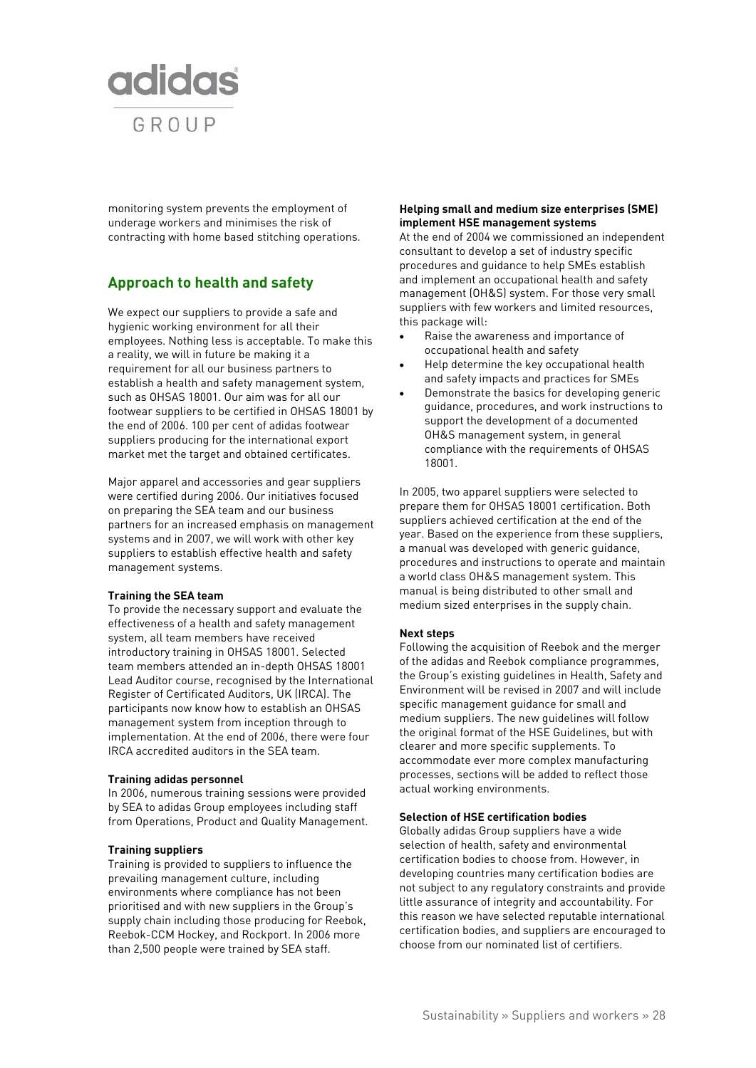monitoring system prevents the employment of underage workers and minimises the risk of contracting with home based stitching operations.

## Approach to health and safety

We expect our suppliers to provide a safe and hygienic working environment for all their employees. Nothing less is acceptable. To make this a reality, we will in future be making it a requirement for all our business partners to establish a health and safety management system, such as OHSAS 18001. Our aim was for all our footwear suppliers to be certified in OHSAS 18001 by the end of 2006. 100 per cent of adidas footwear suppliers producing for the international export market met the target and obtained certificates.

Major apparel and accessories and gear suppliers were certified during 2006. Our initiatives focused on preparing the SEA team and our business partners for an increased emphasis on management systems and in 2007, we will work with other key suppliers to establish effective health and safety management systems.

**Training the SEA team**

To provide the necessary support and evaluate the effectiveness of a health and safety management system, all team members have received introductory training in OHSAS 18001. Selected team members attended an in-depth OHSAS 18001 Lead Auditor course, recognised by the International Register of Certificated Auditors, UK (IRCA). The participants now know how to establish an OHSAS management system from inception through to implementation. At the end of 2006, there were four IRCA accredited auditors in the SEA team.

**Training adidas personnel**

In 2006, numerous training sessions were provided by SEA to adidas Group employees including staff from Operations, Product and Quality Management.

**Training suppliers**

Training is provided to suppliers to influence the prevailing management culture, including environments where compliance has not been prioritised and with new suppliers in the Group's supply chain including those producing for Reebok, Reebok-CCM Hockey, and Rockport. In 2006 more than 2,500 people were trained by SEA staff.

**Helping small and medium size enterprises (SME) implement HSE management systems**

At the end of 2004 we commissioned an independent consultant to develop a set of industry specific procedures and guidance to help SMEs establish and implement an occupational health and safety management (OH&S) system. For those very small suppliers with few workers and limited resources, this package will:

- Raise the awareness and importance of occupational health and safety
- Help determine the key occupational health and safety impacts and practices for SMEs
- Demonstrate the basics for developing generic guidance, procedures, and work instructions to support the development of a documented OH&S management system, in general compliance with the requirements of OHSAS 18001.

In 2005, two apparel suppliers were selected to prepare them for OHSAS 18001 certification. Both suppliers achieved certification at the end of the year. Based on the experience from these suppliers, a manual was developed with generic guidance, procedures and instructions to operate and maintain a world class OH&S management system. This manual is being distributed to other small and medium sized enterprises in the supply chain.

**Next steps**

Following the acquisition of Reebok and the merger of the adidas and Reebok compliance programmes, the Group's existing guidelines in Health, Safety and Environment will be revised in 2007 and will include specific management guidance for small and medium suppliers. The new guidelines will follow the original format of the HSE Guidelines, but with clearer and more specific supplements. To accommodate ever more complex manufacturing processes, sections will be added to reflect those actual working environments.

**Selection of HSE certification bodies**

Globally adidas Group suppliers have a wide selection of health, safety and environmental certification bodies to choose from. However, in developing countries many certification bodies are not subject to any regulatory constraints and provide little assurance of integrity and accountability. For this reason we have selected reputable international certification bodies, and suppliers are encouraged to choose from our nominated list of certifiers.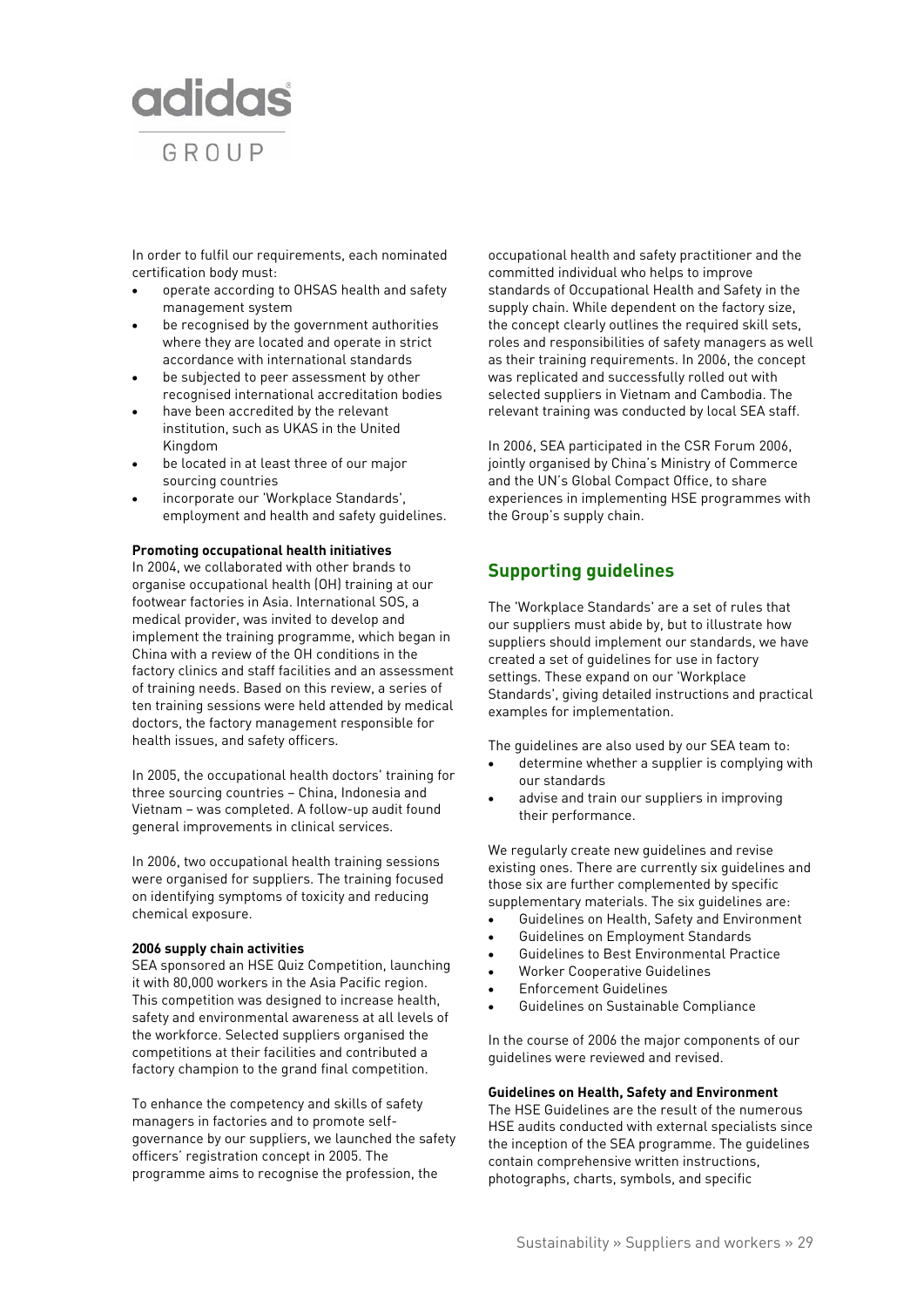In order to fulfil our requirements, each nominated certification body must:

- operate according to OHSAS health and safety management system
- be recognised by the government authorities where they are located and operate in strict accordance with international standards
- be subjected to peer assessment by other recognised international accreditation bodies
- have been accredited by the relevant institution, such as UKAS in the United Kingdom
- be located in at least three of our major sourcing countries
- incorporate our 'Workplace Standards', employment and health and safety guidelines.

**Promoting occupational health initiatives**

In 2004, we collaborated with other brands to organise occupational health (OH) training at our footwear factories in Asia. International SOS, a medical provider, was invited to develop and implement the training programme, which began in China with a review of the OH conditions in the factory clinics and staff facilities and an assessment of training needs. Based on this review, a series of ten training sessions were held attended by medical doctors, the factory management responsible for health issues, and safety officers.

In 2005, the occupational health doctors' training for three sourcing countries – China, Indonesia and Vietnam – was completed. A follow-up audit found general improvements in clinical services.

In 2006, two occupational health training sessions were organised for suppliers. The training focused on identifying symptoms of toxicity and reducing chemical exposure.

**2006 supply chain activities**

SEA sponsored an HSE Quiz Competition, launching it with 80,000 workers in the Asia Pacific region. This competition was designed to increase health, safety and environmental awareness at all levels of the workforce. Selected suppliers organised the competitions at their facilities and contributed a factory champion to the grand final competition.

To enhance the competency and skills of safety managers in factories and to promote self-governance by our suppliers, we launched the safety officers' registration concept in 2005. The programme aims to recognise the profession, the occupational health and safety practitioner and the committed individual who helps to improve standards of Occupational Health and Safety in the supply chain. While dependent on the factory size, the concept clearly outlines the required skill sets, roles and responsibilities of safety managers as well as their training requirements. In 2006, the concept was replicated and successfully rolled out with selected suppliers in Vietnam and Cambodia. The relevant training was conducted by local SEA staff.

In 2006, SEA participated in the CSR Forum 2006, jointly organised by China's Ministry of Commerce and the UN's Global Compact Office, to share experiences in implementing HSE programmes with the Group's supply chain.

## Supporting guidelines

The 'Workplace Standards' are a set of rules that our suppliers must abide by, but to illustrate how suppliers should implement our standards, we have created a set of guidelines for use in factory settings. These expand on our 'Workplace Standards', giving detailed instructions and practical examples for implementation.

The guidelines are also used by our SEA team to:

- determine whether a supplier is complying with our standards
- advise and train our suppliers in improving their performance.

We regularly create new guidelines and revise existing ones. There are currently six guidelines and those six are further complemented by specific supplementary materials. The six guidelines are:

- Guidelines on Health, Safety and Environment
- Guidelines on Employment Standards
- Guidelines to Best Environmental Practice
- Worker Cooperative Guidelines
- Enforcement Guidelines
- Guidelines on Sustainable Compliance

In the course of 2006 the major components of our guidelines were reviewed and revised.

**Guidelines on Health, Safety and Environment**

The HSE Guidelines are the result of the numerous HSE audits conducted with external specialists since the inception of the SEA programme. The guidelines contain comprehensive written instructions, photographs, charts, symbols, and specific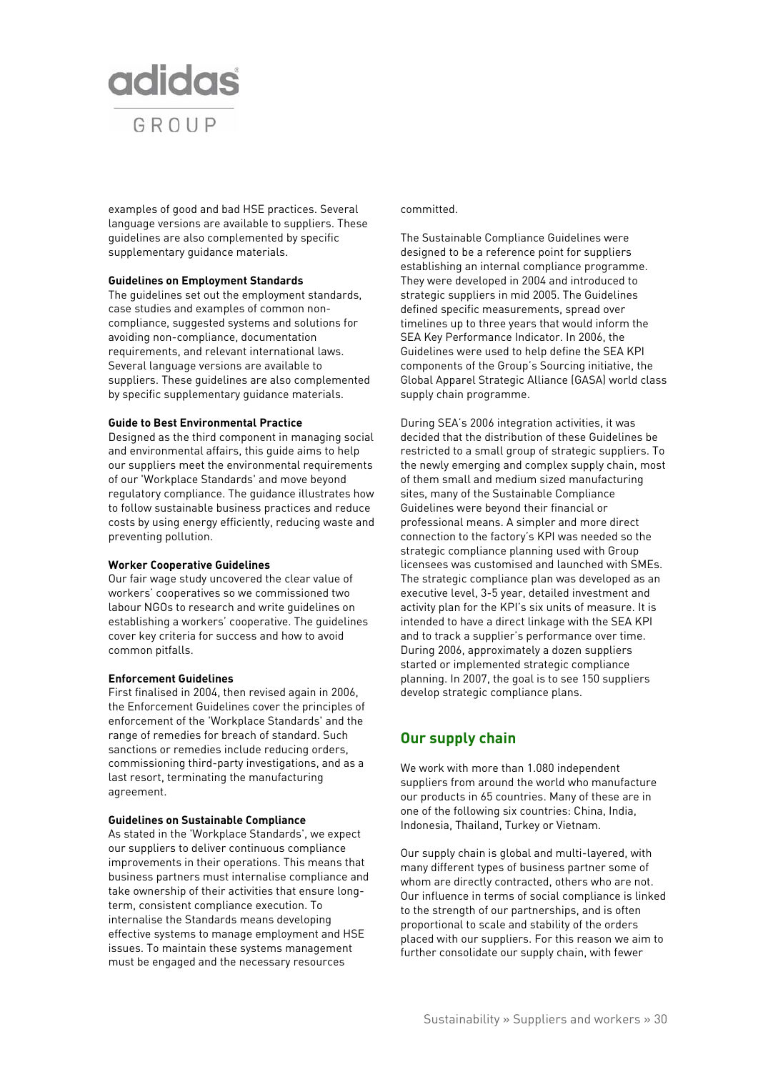examples of good and bad HSE practices. Several language versions are available to suppliers. These guidelines are also complemented by specific supplementary guidance materials.

**Guidelines on Employment Standards**

The guidelines set out the employment standards, case studies and examples of common non-compliance, suggested systems and solutions for avoiding non-compliance, documentation requirements, and relevant international laws. Several language versions are available to suppliers. These guidelines are also complemented by specific supplementary guidance materials.

**Guide to Best Environmental Practice**

Designed as the third component in managing social and environmental affairs, this guide aims to help our suppliers meet the environmental requirements of our 'Workplace Standards' and move beyond regulatory compliance. The guidance illustrates how to follow sustainable business practices and reduce costs by using energy efficiently, reducing waste and preventing pollution.

**Worker Cooperative Guidelines**

Our fair wage study uncovered the clear value of workers' cooperatives so we commissioned two labour NGOs to research and write guidelines on establishing a workers' cooperative. The guidelines cover key criteria for success and how to avoid common pitfalls.

**Enforcement Guidelines**

First finalised in 2004, then revised again in 2006, the Enforcement Guidelines cover the principles of enforcement of the 'Workplace Standards' and the range of remedies for breach of standard. Such sanctions or remedies include reducing orders, commissioning third-party investigations, and as a last resort, terminating the manufacturing agreement.

**Guidelines on Sustainable Compliance**

As stated in the 'Workplace Standards', we expect our suppliers to deliver continuous compliance improvements in their operations. This means that business partners must internalise compliance and take ownership of their activities that ensure long-term, consistent compliance execution. To internalise the Standards means developing effective systems to manage employment and HSE issues. To maintain these systems management must be engaged and the necessary resources committed.

The Sustainable Compliance Guidelines were designed to be a reference point for suppliers establishing an internal compliance programme. They were developed in 2004 and introduced to strategic suppliers in mid 2005. The Guidelines defined specific measurements, spread over timelines up to three years that would inform the SEA Key Performance Indicator. In 2006, the Guidelines were used to help define the SEA KPI components of the Group's Sourcing initiative, the Global Apparel Strategic Alliance (GASA) world class supply chain programme.

During SEA's 2006 integration activities, it was decided that the distribution of these Guidelines be restricted to a small group of strategic suppliers. To the newly emerging and complex supply chain, most of them small and medium sized manufacturing sites, many of the Sustainable Compliance Guidelines were beyond their financial or professional means. A simpler and more direct connection to the factory's KPI was needed so the strategic compliance planning used with Group licensees was customised and launched with SMEs. The strategic compliance plan was developed as an executive level, 3-5 year, detailed investment and activity plan for the KPI's six units of measure. It is intended to have a direct linkage with the SEA KPI and to track a supplier's performance over time. During 2006, approximately a dozen suppliers started or implemented strategic compliance planning. In 2007, the goal is to see 150 suppliers develop strategic compliance plans.

## Our supply chain

We work with more than 1.080 independent suppliers from around the world who manufacture our products in 65 countries. Many of these are in one of the following six countries: China, India, Indonesia, Thailand, Turkey or Vietnam.

Our supply chain is global and multi-layered, with many different types of business partner some of whom are directly contracted, others who are not. Our influence in terms of social compliance is linked to the strength of our partnerships, and is often proportional to scale and stability of the orders placed with our suppliers. For this reason we aim to further consolidate our supply chain, with fewer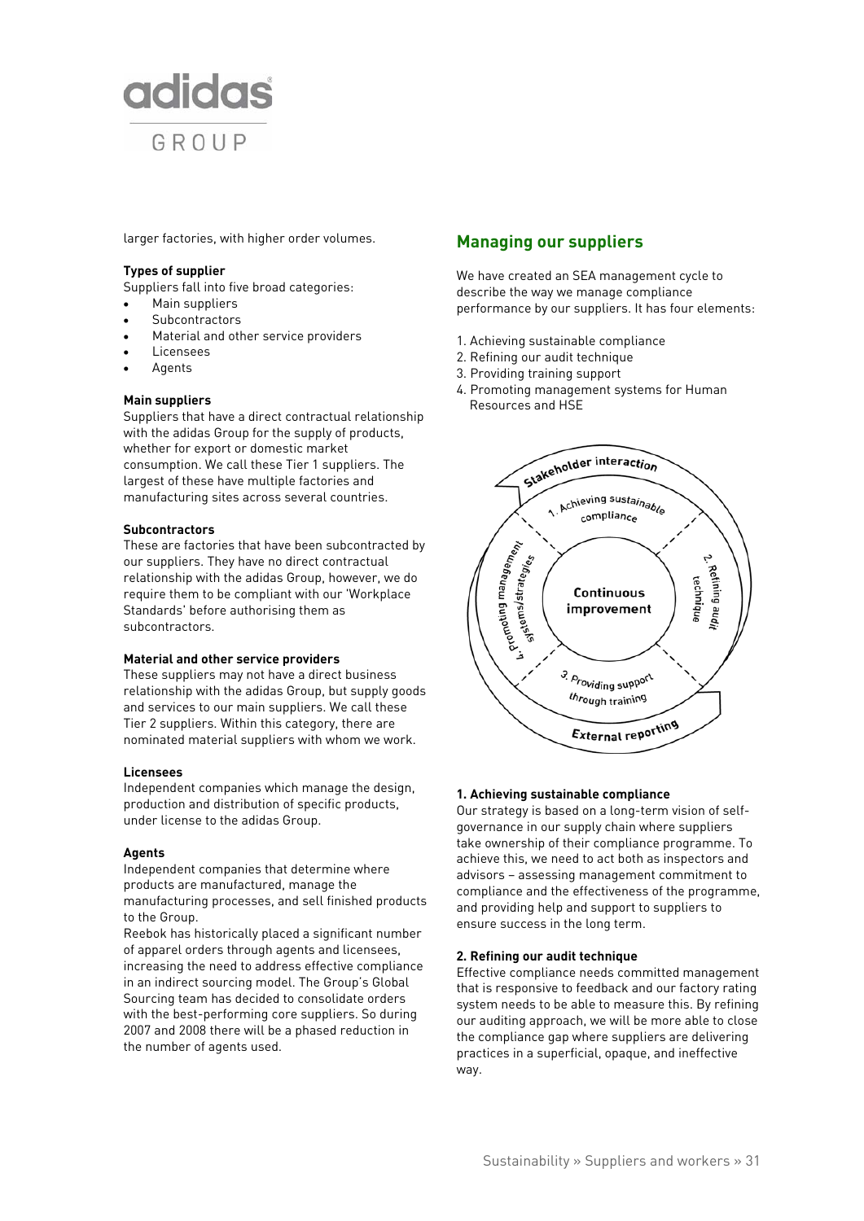larger factories, with higher order volumes.

**Types of supplier**

Suppliers fall into five broad categories:

- Main suppliers
- Subcontractors
- Material and other service providers
- Licensees
- Agents

**Main suppliers**

Suppliers that have a direct contractual relationship with the adidas Group for the supply of products, whether for export or domestic market consumption. We call these Tier 1 suppliers. The largest of these have multiple factories and manufacturing sites across several countries.

**Subcontractors**

These are factories that have been subcontracted by our suppliers. They have no direct contractual relationship with the adidas Group, however, we do require them to be compliant with our 'Workplace Standards' before authorising them as subcontractors.

**Material and other service providers**

These suppliers may not have a direct business relationship with the adidas Group, but supply goods and services to our main suppliers. We call these Tier 2 suppliers. Within this category, there are nominated material suppliers with whom we work.

**Licensees**

Independent companies which manage the design, production and distribution of specific products, under license to the adidas Group.

**Agents**

Independent companies that determine where products are manufactured, manage the manufacturing processes, and sell finished products to the Group.

Reebok has historically placed a significant number of apparel orders through agents and licensees, increasing the need to address effective compliance in an indirect sourcing model. The Group's Global Sourcing team has decided to consolidate orders with the best-performing core suppliers. So during 2007 and 2008 there will be a phased reduction in the number of agents used.

## Managing our suppliers

We have created an SEA management cycle to describe the way we manage compliance performance by our suppliers. It has four elements:

1. Achieving sustainable compliance
2. Refining our audit technique
3. Providing training support
4. Promoting management systems for Human Resources and HSE

Stakeholder interaction

1. Achieving sustainable compliance

2. Refining audit technique

3. Providing support through training

4. Promoting management systems/strategies

Continuous improvement

External reporting

**1. Achieving sustainable compliance**

Our strategy is based on a long-term vision of self-governance in our supply chain where suppliers take ownership of their compliance programme. To achieve this, we need to act both as inspectors and advisors – assessing management commitment to compliance and the effectiveness of the programme, and providing help and support to suppliers to ensure success in the long term.

**2. Refining our audit technique**

Effective compliance needs committed management that is responsive to feedback and our factory rating system needs to be able to measure this. By refining our auditing approach, we will be more able to close the compliance gap where suppliers are delivering practices in a superficial, opaque, and ineffective way.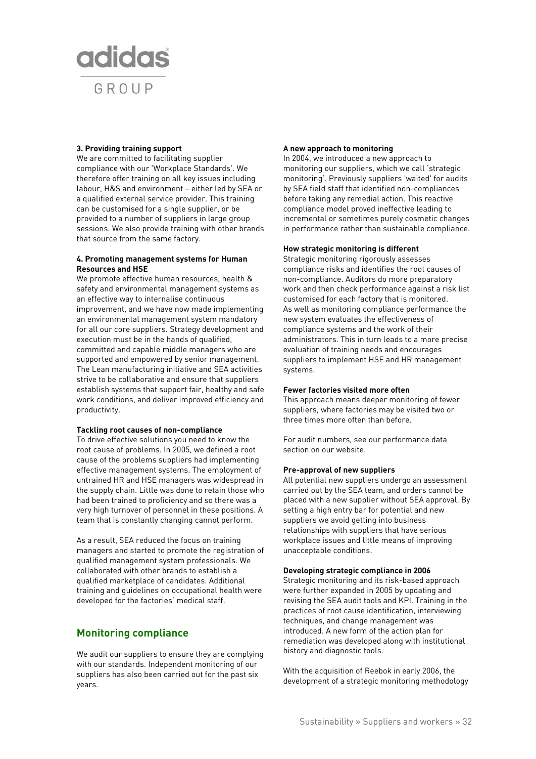**3. Providing training support**

We are committed to facilitating supplier compliance with our 'Workplace Standards'. We therefore offer training on all key issues including labour, H&S and environment – either led by SEA or a qualified external service provider. This training can be customised for a single supplier, or be provided to a number of suppliers in large group sessions. We also provide training with other brands that source from the same factory.

**4. Promoting management systems for Human Resources and HSE**

We promote effective human resources, health & safety and environmental management systems as an effective way to internalise continuous improvement, and we have now made implementing an environmental management system mandatory for all our core suppliers. Strategy development and execution must be in the hands of qualified, committed and capable middle managers who are supported and empowered by senior management. The Lean manufacturing initiative and SEA activities strive to be collaborative and ensure that suppliers establish systems that support fair, healthy and safe work conditions, and deliver improved efficiency and productivity.

**Tackling root causes of non-compliance**

To drive effective solutions you need to know the root cause of problems. In 2005, we defined a root cause of the problems suppliers had implementing effective management systems. The employment of untrained HR and HSE managers was widespread in the supply chain. Little was done to retain those who had been trained to proficiency and so there was a very high turnover of personnel in these positions. A team that is constantly changing cannot perform.

As a result, SEA reduced the focus on training managers and started to promote the registration of qualified management system professionals. We collaborated with other brands to establish a qualified marketplace of candidates. Additional training and guidelines on occupational health were developed for the factories' medical staff.

## Monitoring compliance

We audit our suppliers to ensure they are complying with our standards. Independent monitoring of our suppliers has also been carried out for the past six years.

**A new approach to monitoring**

In 2004, we introduced a new approach to monitoring our suppliers, which we call 'strategic monitoring'. Previously suppliers 'waited' for audits by SEA field staff that identified non-compliances before taking any remedial action. This reactive compliance model proved ineffective leading to incremental or sometimes purely cosmetic changes in performance rather than sustainable compliance.

**How strategic monitoring is different**

Strategic monitoring rigorously assesses compliance risks and identifies the root causes of non-compliance. Auditors do more preparatory work and then check performance against a risk list customised for each factory that is monitored. As well as monitoring compliance performance the new system evaluates the effectiveness of compliance systems and the work of their administrators. This in turn leads to a more precise evaluation of training needs and encourages suppliers to implement HSE and HR management systems.

**Fewer factories visited more often**

This approach means deeper monitoring of fewer suppliers, where factories may be visited two or three times more often than before.

For audit numbers, see our performance data section on our website.

**Pre-approval of new suppliers**

All potential new suppliers undergo an assessment carried out by the SEA team, and orders cannot be placed with a new supplier without SEA approval. By setting a high entry bar for potential and new suppliers we avoid getting into business relationships with suppliers that have serious workplace issues and little means of improving unacceptable conditions.

**Developing strategic compliance in 2006**

Strategic monitoring and its risk-based approach were further expanded in 2005 by updating and revising the SEA audit tools and KPI. Training in the practices of root cause identification, interviewing techniques, and change management was introduced. A new form of the action plan for remediation was developed along with institutional history and diagnostic tools.

With the acquisition of Reebok in early 2006, the development of a strategic monitoring methodology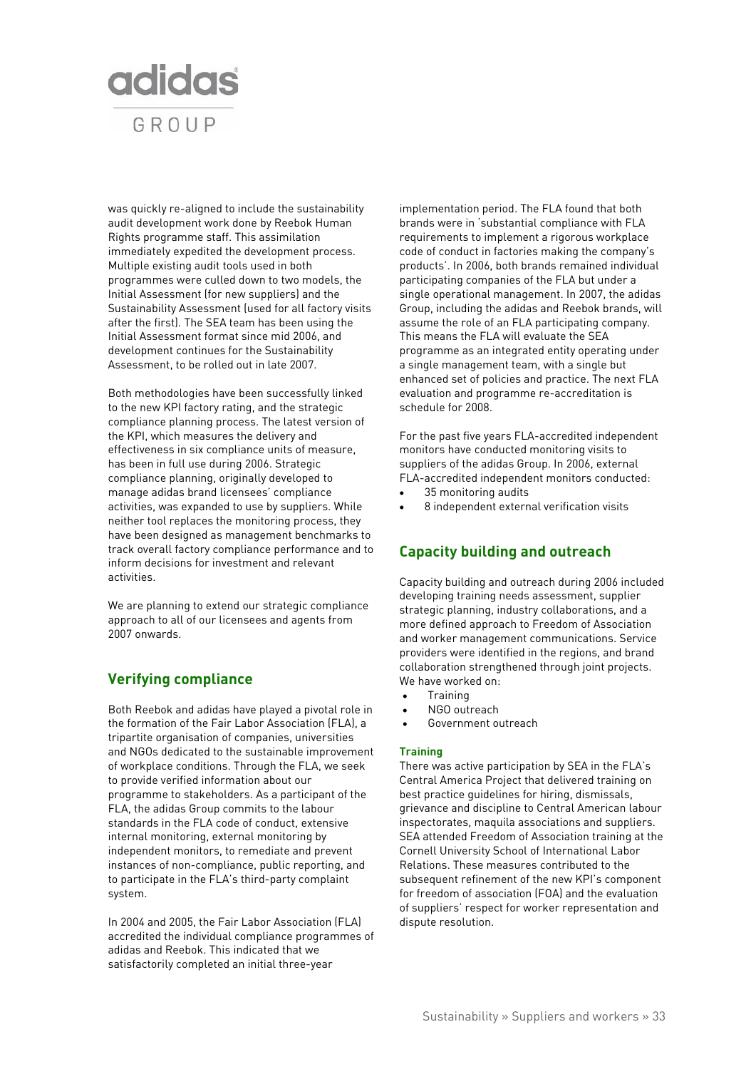was quickly re-aligned to include the sustainability audit development work done by Reebok Human Rights programme staff. This assimilation immediately expedited the development process. Multiple existing audit tools used in both programmes were culled down to two models, the Initial Assessment (for new suppliers) and the Sustainability Assessment (used for all factory visits after the first). The SEA team has been using the Initial Assessment format since mid 2006, and development continues for the Sustainability Assessment, to be rolled out in late 2007.

Both methodologies have been successfully linked to the new KPI factory rating, and the strategic compliance planning process. The latest version of the KPI, which measures the delivery and effectiveness in six compliance units of measure, has been in full use during 2006. Strategic compliance planning, originally developed to manage adidas brand licensees' compliance activities, was expanded to use by suppliers. While neither tool replaces the monitoring process, they have been designed as management benchmarks to track overall factory compliance performance and to inform decisions for investment and relevant activities.

We are planning to extend our strategic compliance approach to all of our licensees and agents from 2007 onwards.

## Verifying compliance

Both Reebok and adidas have played a pivotal role in the formation of the Fair Labor Association (FLA), a tripartite organisation of companies, universities and NGOs dedicated to the sustainable improvement of workplace conditions. Through the FLA, we seek to provide verified information about our programme to stakeholders. As a participant of the FLA, the adidas Group commits to the labour standards in the FLA code of conduct, extensive internal monitoring, external monitoring by independent monitors, to remediate and prevent instances of non-compliance, public reporting, and to participate in the FLA's third-party complaint system.

In 2004 and 2005, the Fair Labor Association (FLA) accredited the individual compliance programmes of adidas and Reebok. This indicated that we satisfactorily completed an initial three-year implementation period. The FLA found that both brands were in 'substantial compliance with FLA requirements to implement a rigorous workplace code of conduct in factories making the company's products'. In 2006, both brands remained individual participating companies of the FLA but under a single operational management. In 2007, the adidas Group, including the adidas and Reebok brands, will assume the role of an FLA participating company. This means the FLA will evaluate the SEA programme as an integrated entity operating under a single management team, with a single but enhanced set of policies and practice. The next FLA evaluation and programme re-accreditation is schedule for 2008.

For the past five years FLA-accredited independent monitors have conducted monitoring visits to suppliers of the adidas Group. In 2006, external FLA-accredited independent monitors conducted:

- 35 monitoring audits
- 8 independent external verification visits

## Capacity building and outreach

Capacity building and outreach during 2006 included developing training needs assessment, supplier strategic planning, industry collaborations, and a more defined approach to Freedom of Association and worker management communications. Service providers were identified in the regions, and brand collaboration strengthened through joint projects. We have worked on:

- Training
- NGO outreach
- Government outreach

### Training

There was active participation by SEA in the FLA's Central America Project that delivered training on best practice guidelines for hiring, dismissals, grievance and discipline to Central American labour inspectorates, maquila associations and suppliers. SEA attended Freedom of Association training at the Cornell University School of International Labor Relations. These measures contributed to the subsequent refinement of the new KPI's component for freedom of association (FOA) and the evaluation of suppliers' respect for worker representation and dispute resolution.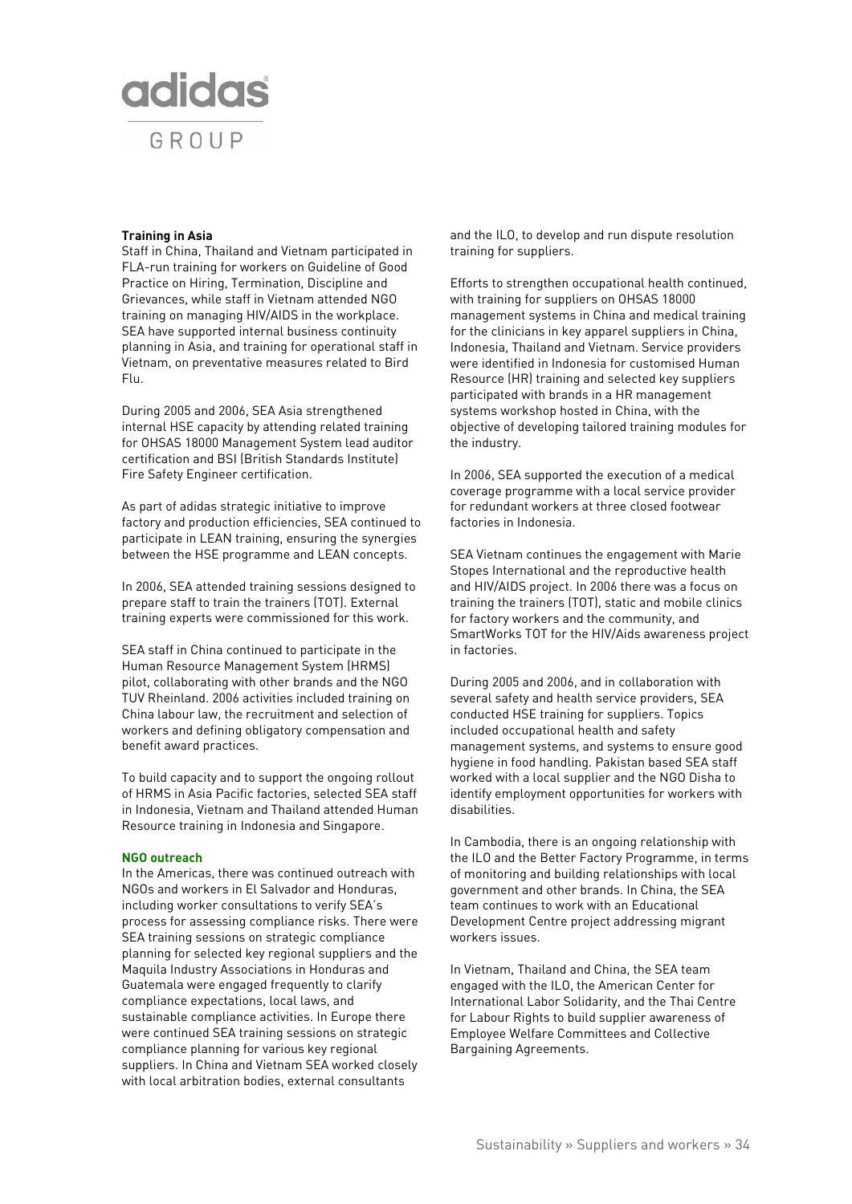**Training in Asia**

Staff in China, Thailand and Vietnam participated in FLA-run training for workers on Guideline of Good Practice on Hiring, Termination, Discipline and Grievances, while staff in Vietnam attended NGO training on managing HIV/AIDS in the workplace. SEA have supported internal business continuity planning in Asia, and training for operational staff in Vietnam, on preventative measures related to Bird Flu.

During 2005 and 2006, SEA Asia strengthened internal HSE capacity by attending related training for OHSAS 18000 Management System lead auditor certification and BSI (British Standards Institute) Fire Safety Engineer certification.

As part of adidas strategic initiative to improve factory and production efficiencies, SEA continued to participate in LEAN training, ensuring the synergies between the HSE programme and LEAN concepts.

In 2006, SEA attended training sessions designed to prepare staff to train the trainers (TOT). External training experts were commissioned for this work.

SEA staff in China continued to participate in the Human Resource Management System (HRMS) pilot, collaborating with other brands and the NGO TUV Rheinland. 2006 activities included training on China labour law, the recruitment and selection of workers and defining obligatory compensation and benefit award practices.

To build capacity and to support the ongoing rollout of HRMS in Asia Pacific factories, selected SEA staff in Indonesia, Vietnam and Thailand attended Human Resource training in Indonesia and Singapore.

**NGO outreach**

In the Americas, there was continued outreach with NGOs and workers in El Salvador and Honduras, including worker consultations to verify SEA's process for assessing compliance risks. There were SEA training sessions on strategic compliance planning for selected key regional suppliers and the Maquila Industry Associations in Honduras and Guatemala were engaged frequently to clarify compliance expectations, local laws, and sustainable compliance activities. In Europe there were continued SEA training sessions on strategic compliance planning for various key regional suppliers. In China and Vietnam SEA worked closely with local arbitration bodies, external consultants and the ILO, to develop and run dispute resolution training for suppliers.

Efforts to strengthen occupational health continued, with training for suppliers on OHSAS 18000 management systems in China and medical training for the clinicians in key apparel suppliers in China, Indonesia, Thailand and Vietnam. Service providers were identified in Indonesia for customised Human Resource (HR) training and selected key suppliers participated with brands in a HR management systems workshop hosted in China, with the objective of developing tailored training modules for the industry.

In 2006, SEA supported the execution of a medical coverage programme with a local service provider for redundant workers at three closed footwear factories in Indonesia.

SEA Vietnam continues the engagement with Marie Stopes International and the reproductive health and HIV/AIDS project. In 2006 there was a focus on training the trainers (TOT), static and mobile clinics for factory workers and the community, and SmartWorks TOT for the HIV/Aids awareness project in factories.

During 2005 and 2006, and in collaboration with several safety and health service providers, SEA conducted HSE training for suppliers. Topics included occupational health and safety management systems, and systems to ensure good hygiene in food handling. Pakistan based SEA staff worked with a local supplier and the NGO Disha to identify employment opportunities for workers with disabilities.

In Cambodia, there is an ongoing relationship with the ILO and the Better Factory Programme, in terms of monitoring and building relationships with local government and other brands. In China, the SEA team continues to work with an Educational Development Centre project addressing migrant workers issues.

In Vietnam, Thailand and China, the SEA team engaged with the ILO, the American Center for International Labor Solidarity, and the Thai Centre for Labour Rights to build supplier awareness of Employee Welfare Committees and Collective Bargaining Agreements.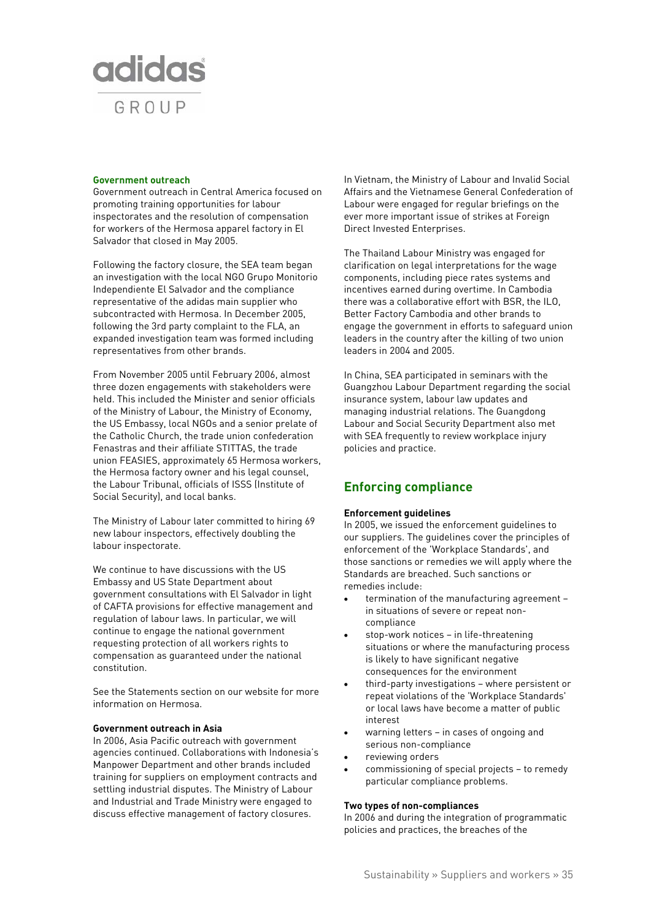### Government outreach

Government outreach in Central America focused on promoting training opportunities for labour inspectorates and the resolution of compensation for workers of the Hermosa apparel factory in El Salvador that closed in May 2005.

Following the factory closure, the SEA team began an investigation with the local NGO Grupo Monitorio Independiente El Salvador and the compliance representative of the adidas main supplier who subcontracted with Hermosa. In December 2005, following the 3rd party complaint to the FLA, an expanded investigation team was formed including representatives from other brands.

From November 2005 until February 2006, almost three dozen engagements with stakeholders were held. This included the Minister and senior officials of the Ministry of Labour, the Ministry of Economy, the US Embassy, local NGOs and a senior prelate of the Catholic Church, the trade union confederation Fenastras and their affiliate STITTAS, the trade union FEASIES, approximately 65 Hermosa workers, the Hermosa factory owner and his legal counsel, the Labour Tribunal, officials of ISSS (Institute of Social Security), and local banks.

The Ministry of Labour later committed to hiring 69 new labour inspectors, effectively doubling the labour inspectorate.

We continue to have discussions with the US Embassy and US State Department about government consultations with El Salvador in light of CAFTA provisions for effective management and regulation of labour laws. In particular, we will continue to engage the national government requesting protection of all workers rights to compensation as guaranteed under the national constitution.

See the Statements section on our website for more information on Hermosa.

### Government outreach in Asia

In 2006, Asia Pacific outreach with government agencies continued. Collaborations with Indonesia's Manpower Department and other brands included training for suppliers on employment contracts and settling industrial disputes. The Ministry of Labour and Industrial and Trade Ministry were engaged to discuss effective management of factory closures.

In Vietnam, the Ministry of Labour and Invalid Social Affairs and the Vietnamese General Confederation of Labour were engaged for regular briefings on the ever more important issue of strikes at Foreign Direct Invested Enterprises.

The Thailand Labour Ministry was engaged for clarification on legal interpretations for the wage components, including piece rates systems and incentives earned during overtime. In Cambodia there was a collaborative effort with BSR, the ILO, Better Factory Cambodia and other brands to engage the government in efforts to safeguard union leaders in the country after the killing of two union leaders in 2004 and 2005.

In China, SEA participated in seminars with the Guangzhou Labour Department regarding the social insurance system, labour law updates and managing industrial relations. The Guangdong Labour and Social Security Department also met with SEA frequently to review workplace injury policies and practice.

## Enforcing compliance

### Enforcement guidelines

In 2005, we issued the enforcement guidelines to our suppliers. The guidelines cover the principles of enforcement of the 'Workplace Standards', and those sanctions or remedies we will apply where the Standards are breached. Such sanctions or remedies include:

- termination of the manufacturing agreement – in situations of severe or repeat non-compliance
- stop-work notices – in life-threatening situations or where the manufacturing process is likely to have significant negative consequences for the environment
- third-party investigations – where persistent or repeat violations of the 'Workplace Standards' or local laws have become a matter of public interest
- warning letters – in cases of ongoing and serious non-compliance
- reviewing orders
- commissioning of special projects – to remedy particular compliance problems.

### Two types of non-compliances

In 2006 and during the integration of programmatic policies and practices, the breaches of the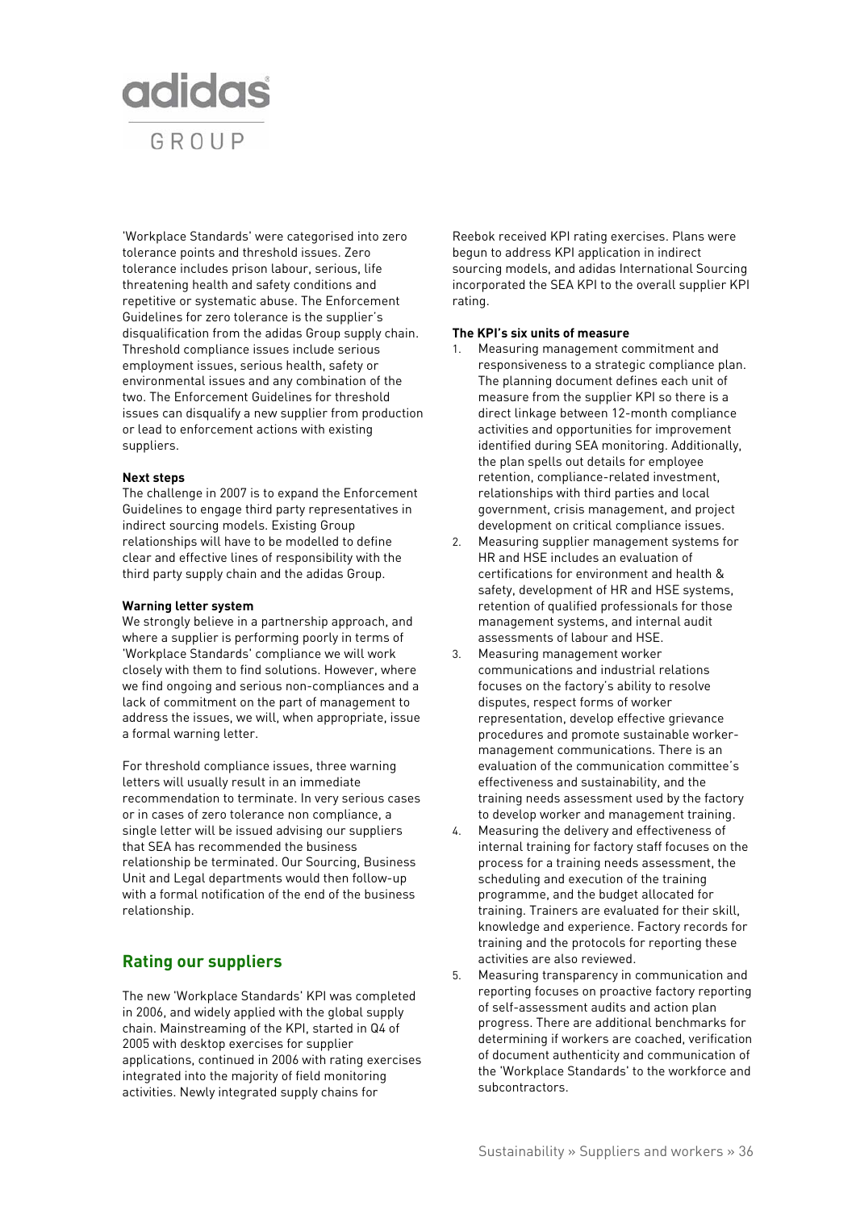'Workplace Standards' were categorised into zero tolerance points and threshold issues. Zero tolerance includes prison labour, serious, life threatening health and safety conditions and repetitive or systematic abuse. The Enforcement Guidelines for zero tolerance is the supplier's disqualification from the adidas Group supply chain. Threshold compliance issues include serious employment issues, serious health, safety or environmental issues and any combination of the two. The Enforcement Guidelines for threshold issues can disqualify a new supplier from production or lead to enforcement actions with existing suppliers.

**Next steps**
The challenge in 2007 is to expand the Enforcement Guidelines to engage third party representatives in indirect sourcing models. Existing Group relationships will have to be modelled to define clear and effective lines of responsibility with the third party supply chain and the adidas Group.

**Warning letter system**
We strongly believe in a partnership approach, and where a supplier is performing poorly in terms of 'Workplace Standards' compliance we will work closely with them to find solutions. However, where we find ongoing and serious non-compliances and a lack of commitment on the part of management to address the issues, we will, when appropriate, issue a formal warning letter.

For threshold compliance issues, three warning letters will usually result in an immediate recommendation to terminate. In very serious cases or in cases of zero tolerance non compliance, a single letter will be issued advising our suppliers that SEA has recommended the business relationship be terminated. Our Sourcing, Business Unit and Legal departments would then follow-up with a formal notification of the end of the business relationship.

## Rating our suppliers

The new 'Workplace Standards' KPI was completed in 2006, and widely applied with the global supply chain. Mainstreaming of the KPI, started in Q4 of 2005 with desktop exercises for supplier applications, continued in 2006 with rating exercises integrated into the majority of field monitoring activities. Newly integrated supply chains for Reebok received KPI rating exercises. Plans were begun to address KPI application in indirect sourcing models, and adidas International Sourcing incorporated the SEA KPI to the overall supplier KPI rating.

**The KPI's six units of measure**

1. Measuring management commitment and responsiveness to a strategic compliance plan. The planning document defines each unit of measure from the supplier KPI so there is a direct linkage between 12-month compliance activities and opportunities for improvement identified during SEA monitoring. Additionally, the plan spells out details for employee retention, compliance-related investment, relationships with third parties and local government, crisis management, and project development on critical compliance issues.
2. Measuring supplier management systems for HR and HSE includes an evaluation of certifications for environment and health & safety, development of HR and HSE systems, retention of qualified professionals for those management systems, and internal audit assessments of labour and HSE.
3. Measuring management worker communications and industrial relations focuses on the factory's ability to resolve disputes, respect forms of worker representation, develop effective grievance procedures and promote sustainable worker-management communications. There is an evaluation of the communication committee's effectiveness and sustainability, and the training needs assessment used by the factory to develop worker and management training.
4. Measuring the delivery and effectiveness of internal training for factory staff focuses on the process for a training needs assessment, the scheduling and execution of the training programme, and the budget allocated for training. Trainers are evaluated for their skill, knowledge and experience. Factory records for training and the protocols for reporting these activities are also reviewed.
5. Measuring transparency in communication and reporting focuses on proactive factory reporting of self-assessment audits and action plan progress. There are additional benchmarks for determining if workers are coached, verification of document authenticity and communication of the 'Workplace Standards' to the workforce and subcontractors.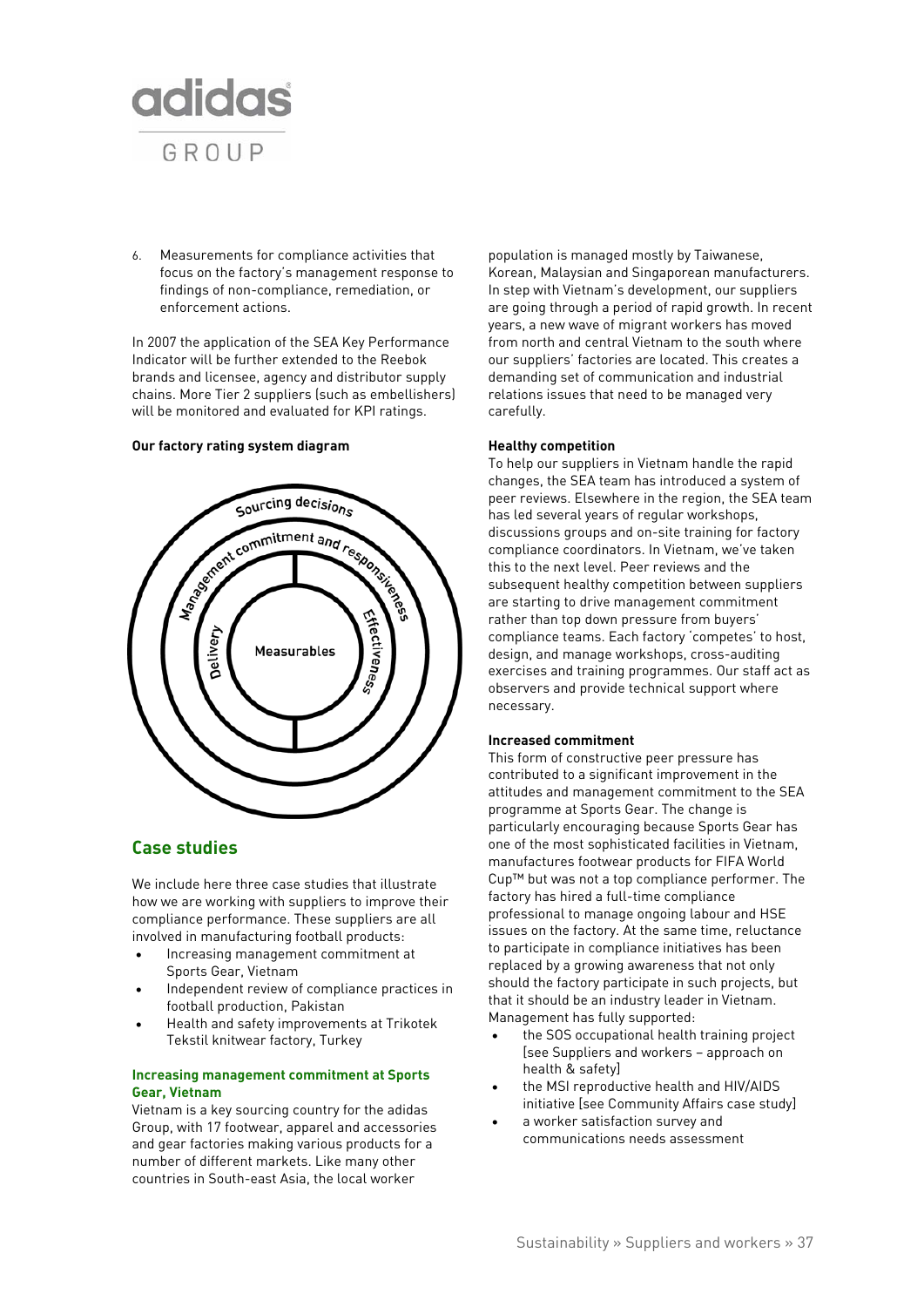6. Measurements for compliance activities that focus on the factory's management response to findings of non-compliance, remediation, or enforcement actions.

In 2007 the application of the SEA Key Performance Indicator will be further extended to the Reebok brands and licensee, agency and distributor supply chains. More Tier 2 suppliers (such as embellishers) will be monitored and evaluated for KPI ratings.

**Our factory rating system diagram**

Sourcing decisions

Management commitment and responsiveness

Delivery

Measurables

Effectiveness

## Case studies

We include here three case studies that illustrate how we are working with suppliers to improve their compliance performance. These suppliers are all involved in manufacturing football products:

- Increasing management commitment at Sports Gear, Vietnam
- Independent review of compliance practices in football production, Pakistan
- Health and safety improvements at Trikotek Tekstil knitwear factory, Turkey

### Increasing management commitment at Sports Gear, Vietnam

Vietnam is a key sourcing country for the adidas Group, with 17 footwear, apparel and accessories and gear factories making various products for a number of different markets. Like many other countries in South-east Asia, the local worker population is managed mostly by Taiwanese, Korean, Malaysian and Singaporean manufacturers. In step with Vietnam's development, our suppliers are going through a period of rapid growth. In recent years, a new wave of migrant workers has moved from north and central Vietnam to the south where our suppliers' factories are located. This creates a demanding set of communication and industrial relations issues that need to be managed very carefully.

**Healthy competition**

To help our suppliers in Vietnam handle the rapid changes, the SEA team has introduced a system of peer reviews. Elsewhere in the region, the SEA team has led several years of regular workshops, discussions groups and on-site training for factory compliance coordinators. In Vietnam, we've taken this to the next level. Peer reviews and the subsequent healthy competition between suppliers are starting to drive management commitment rather than top down pressure from buyers' compliance teams. Each factory 'competes' to host, design, and manage workshops, cross-auditing exercises and training programmes. Our staff act as observers and provide technical support where necessary.

**Increased commitment**

This form of constructive peer pressure has contributed to a significant improvement in the attitudes and management commitment to the SEA programme at Sports Gear. The change is particularly encouraging because Sports Gear has one of the most sophisticated facilities in Vietnam, manufactures footwear products for FIFA World Cup™ but was not a top compliance performer. The factory has hired a full-time compliance professional to manage ongoing labour and HSE issues on the factory. At the same time, reluctance to participate in compliance initiatives has been replaced by a growing awareness that not only should the factory participate in such projects, but that it should be an industry leader in Vietnam. Management has fully supported:

- the SOS occupational health training project [see Suppliers and workers – approach on health & safety]
- the MSI reproductive health and HIV/AIDS initiative [see Community Affairs case study]
- a worker satisfaction survey and communications needs assessment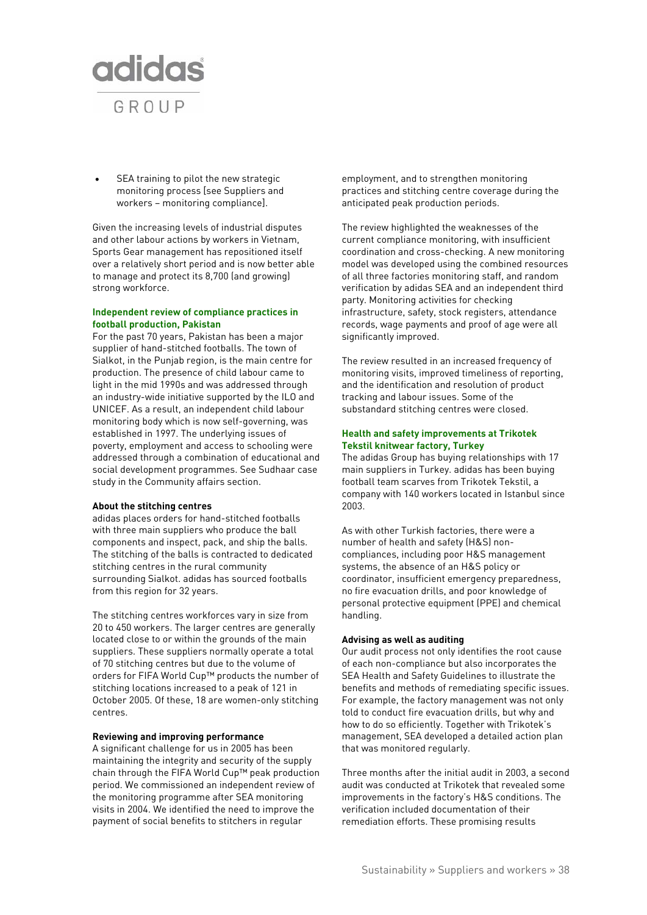- SEA training to pilot the new strategic monitoring process [see Suppliers and workers – monitoring compliance].

Given the increasing levels of industrial disputes and other labour actions by workers in Vietnam, Sports Gear management has repositioned itself over a relatively short period and is now better able to manage and protect its 8,700 (and growing) strong workforce.

### Independent review of compliance practices in football production, Pakistan

For the past 70 years, Pakistan has been a major supplier of hand-stitched footballs. The town of Sialkot, in the Punjab region, is the main centre for production. The presence of child labour came to light in the mid 1990s and was addressed through an industry-wide initiative supported by the ILO and UNICEF. As a result, an independent child labour monitoring body which is now self-governing, was established in 1997. The underlying issues of poverty, employment and access to schooling were addressed through a combination of educational and social development programmes. See Sudhaar case study in the Community affairs section.

#### About the stitching centres

adidas places orders for hand-stitched footballs with three main suppliers who produce the ball components and inspect, pack, and ship the balls. The stitching of the balls is contracted to dedicated stitching centres in the rural community surrounding Sialkot. adidas has sourced footballs from this region for 32 years.

The stitching centres workforces vary in size from 20 to 450 workers. The larger centres are generally located close to or within the grounds of the main suppliers. These suppliers normally operate a total of 70 stitching centres but due to the volume of orders for FIFA World Cup™ products the number of stitching locations increased to a peak of 121 in October 2005. Of these, 18 are women-only stitching centres.

#### Reviewing and improving performance

A significant challenge for us in 2005 has been maintaining the integrity and security of the supply chain through the FIFA World Cup™ peak production period. We commissioned an independent review of the monitoring programme after SEA monitoring visits in 2004. We identified the need to improve the payment of social benefits to stitchers in regular employment, and to strengthen monitoring practices and stitching centre coverage during the anticipated peak production periods.

The review highlighted the weaknesses of the current compliance monitoring, with insufficient coordination and cross-checking. A new monitoring model was developed using the combined resources of all three factories monitoring staff, and random verification by adidas SEA and an independent third party. Monitoring activities for checking infrastructure, safety, stock registers, attendance records, wage payments and proof of age were all significantly improved.

The review resulted in an increased frequency of monitoring visits, improved timeliness of reporting, and the identification and resolution of product tracking and labour issues. Some of the substandard stitching centres were closed.

### Health and safety improvements at Trikotek Tekstil knitwear factory, Turkey

The adidas Group has buying relationships with 17 main suppliers in Turkey. adidas has been buying football team scarves from Trikotek Tekstil, a company with 140 workers located in Istanbul since 2003.

As with other Turkish factories, there were a number of health and safety (H&S) non-compliances, including poor H&S management systems, the absence of an H&S policy or coordinator, insufficient emergency preparedness, no fire evacuation drills, and poor knowledge of personal protective equipment (PPE) and chemical handling.

#### Advising as well as auditing

Our audit process not only identifies the root cause of each non-compliance but also incorporates the SEA Health and Safety Guidelines to illustrate the benefits and methods of remediating specific issues. For example, the factory management was not only told to conduct fire evacuation drills, but why and how to do so efficiently. Together with Trikotek's management, SEA developed a detailed action plan that was monitored regularly.

Three months after the initial audit in 2003, a second audit was conducted at Trikotek that revealed some improvements in the factory's H&S conditions. The verification included documentation of their remediation efforts. These promising results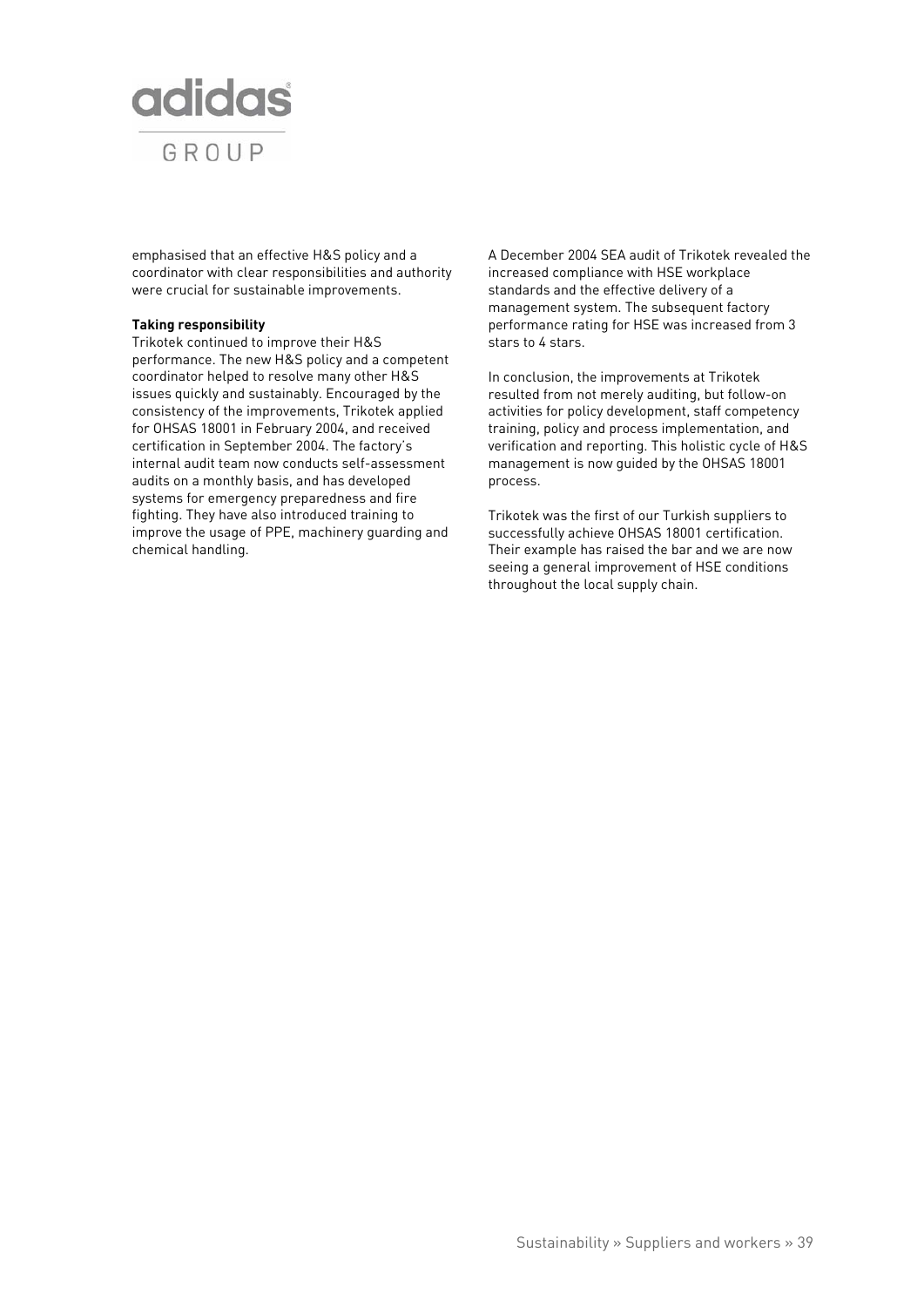emphasised that an effective H&S policy and a coordinator with clear responsibilities and authority were crucial for sustainable improvements.

**Taking responsibility**

Trikotek continued to improve their H&S performance. The new H&S policy and a competent coordinator helped to resolve many other H&S issues quickly and sustainably. Encouraged by the consistency of the improvements, Trikotek applied for OHSAS 18001 in February 2004, and received certification in September 2004. The factory's internal audit team now conducts self-assessment audits on a monthly basis, and has developed systems for emergency preparedness and fire fighting. They have also introduced training to improve the usage of PPE, machinery guarding and chemical handling.

A December 2004 SEA audit of Trikotek revealed the increased compliance with HSE workplace standards and the effective delivery of a management system. The subsequent factory performance rating for HSE was increased from 3 stars to 4 stars.

In conclusion, the improvements at Trikotek resulted from not merely auditing, but follow-on activities for policy development, staff competency training, policy and process implementation, and verification and reporting. This holistic cycle of H&S management is now guided by the OHSAS 18001 process.

Trikotek was the first of our Turkish suppliers to successfully achieve OHSAS 18001 certification. Their example has raised the bar and we are now seeing a general improvement of HSE conditions throughout the local supply chain.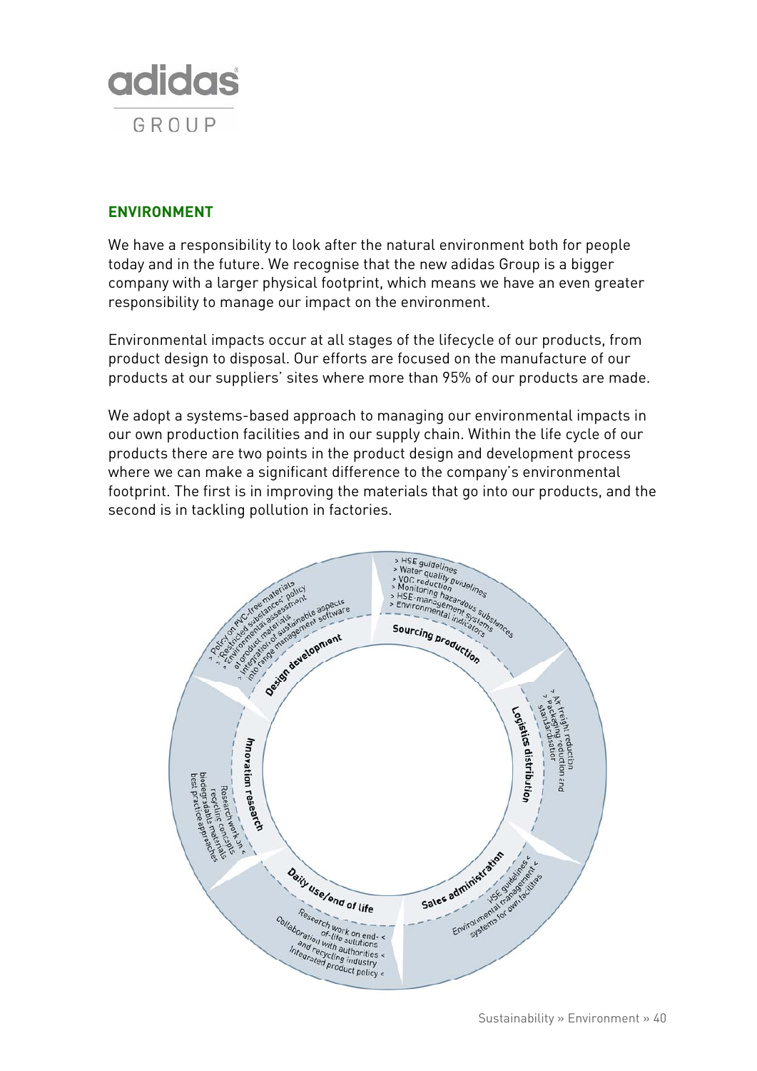## ENVIRONMENT

We have a responsibility to look after the natural environment both for people today and in the future. We recognise that the new adidas Group is a bigger company with a larger physical footprint, which means we have an even greater responsibility to manage our impact on the environment.

Environmental impacts occur at all stages of the lifecycle of our products, from product design to disposal. Our efforts are focused on the manufacture of our products at our suppliers' sites where more than 95% of our products are made.

We adopt a systems-based approach to managing our environmental impacts in our own production facilities and in our supply chain. Within the life cycle of our products there are two points in the product design and development process where we can make a significant difference to the company's environmental footprint. The first is in improving the materials that go into our products, and the second is in tackling pollution in factories.

**Design development**
- Policy on PVC-free materials
- 'Restricted substances' policy
- Environmental assessment of product materials
- Integration of sustainable aspects into range management software

**Sourcing production**
- HSE guidelines
- Water quality guidelines
- VOC reduction
- Monitoring hazardous substances
- HSE-management systems
- Environmental indicators

**Logistics distribution**
- Air freight reduction
- Packaging reduction and standardisation

**Sales administration**
- HSE guidelines
- Environmental management systems for own facilities

**Daily use/end of life**
- Research work on end-of-life solutions
- Collaboration with authorities and recycling industry
- Integrated product policy

**Innovation research**
- Research work on recycling concepts biodegradable materials best practice approaches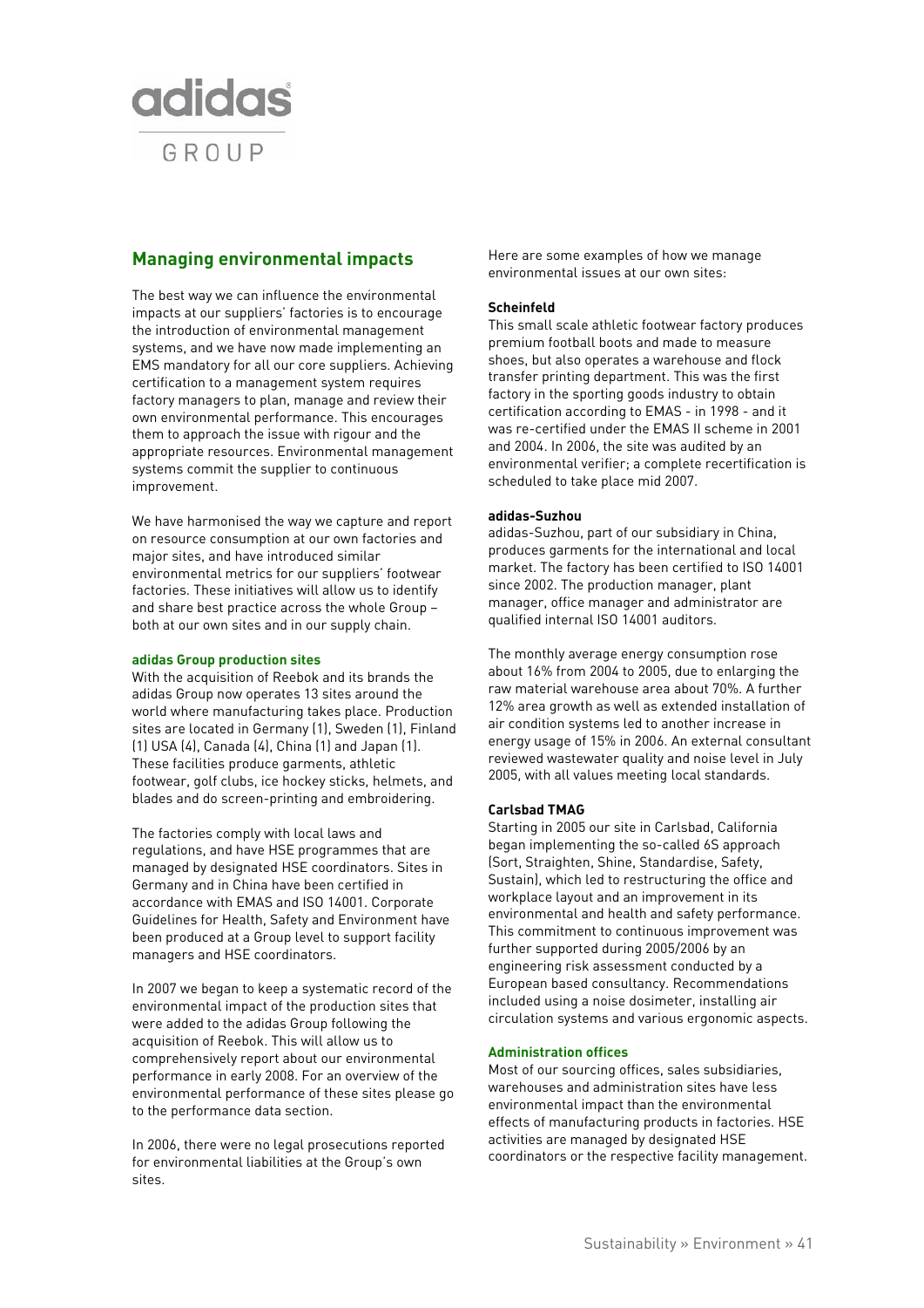## Managing environmental impacts

The best way we can influence the environmental impacts at our suppliers' factories is to encourage the introduction of environmental management systems, and we have now made implementing an EMS mandatory for all our core suppliers. Achieving certification to a management system requires factory managers to plan, manage and review their own environmental performance. This encourages them to approach the issue with rigour and the appropriate resources. Environmental management systems commit the supplier to continuous improvement.

We have harmonised the way we capture and report on resource consumption at our own factories and major sites, and have introduced similar environmental metrics for our suppliers' footwear factories. These initiatives will allow us to identify and share best practice across the whole Group – both at our own sites and in our supply chain.

### adidas Group production sites

With the acquisition of Reebok and its brands the adidas Group now operates 13 sites around the world where manufacturing takes place. Production sites are located in Germany (1), Sweden (1), Finland (1) USA (4), Canada (4), China (1) and Japan (1). These facilities produce garments, athletic footwear, golf clubs, ice hockey sticks, helmets, and blades and do screen-printing and embroidering.

The factories comply with local laws and regulations, and have HSE programmes that are managed by designated HSE coordinators. Sites in Germany and in China have been certified in accordance with EMAS and ISO 14001. Corporate Guidelines for Health, Safety and Environment have been produced at a Group level to support facility managers and HSE coordinators.

In 2007 we began to keep a systematic record of the environmental impact of the production sites that were added to the adidas Group following the acquisition of Reebok. This will allow us to comprehensively report about our environmental performance in early 2008. For an overview of the environmental performance of these sites please go to the performance data section.

In 2006, there were no legal prosecutions reported for environmental liabilities at the Group's own sites.

Here are some examples of how we manage environmental issues at our own sites:

**Scheinfeld**

This small scale athletic footwear factory produces premium football boots and made to measure shoes, but also operates a warehouse and flock transfer printing department. This was the first factory in the sporting goods industry to obtain certification according to EMAS - in 1998 - and it was re-certified under the EMAS II scheme in 2001 and 2004. In 2006, the site was audited by an environmental verifier; a complete recertification is scheduled to take place mid 2007.

**adidas-Suzhou**

adidas-Suzhou, part of our subsidiary in China, produces garments for the international and local market. The factory has been certified to ISO 14001 since 2002. The production manager, plant manager, office manager and administrator are qualified internal ISO 14001 auditors.

The monthly average energy consumption rose about 16% from 2004 to 2005, due to enlarging the raw material warehouse area about 70%. A further 12% area growth as well as extended installation of air condition systems led to another increase in energy usage of 15% in 2006. An external consultant reviewed wastewater quality and noise level in July 2005, with all values meeting local standards.

**Carlsbad TMAG**

Starting in 2005 our site in Carlsbad, California began implementing the so-called 6S approach (Sort, Straighten, Shine, Standardise, Safety, Sustain), which led to restructuring the office and workplace layout and an improvement in its environmental and health and safety performance. This commitment to continuous improvement was further supported during 2005/2006 by an engineering risk assessment conducted by a European based consultancy. Recommendations included using a noise dosimeter, installing air circulation systems and various ergonomic aspects.

### Administration offices

Most of our sourcing offices, sales subsidiaries, warehouses and administration sites have less environmental impact than the environmental effects of manufacturing products in factories. HSE activities are managed by designated HSE coordinators or the respective facility management.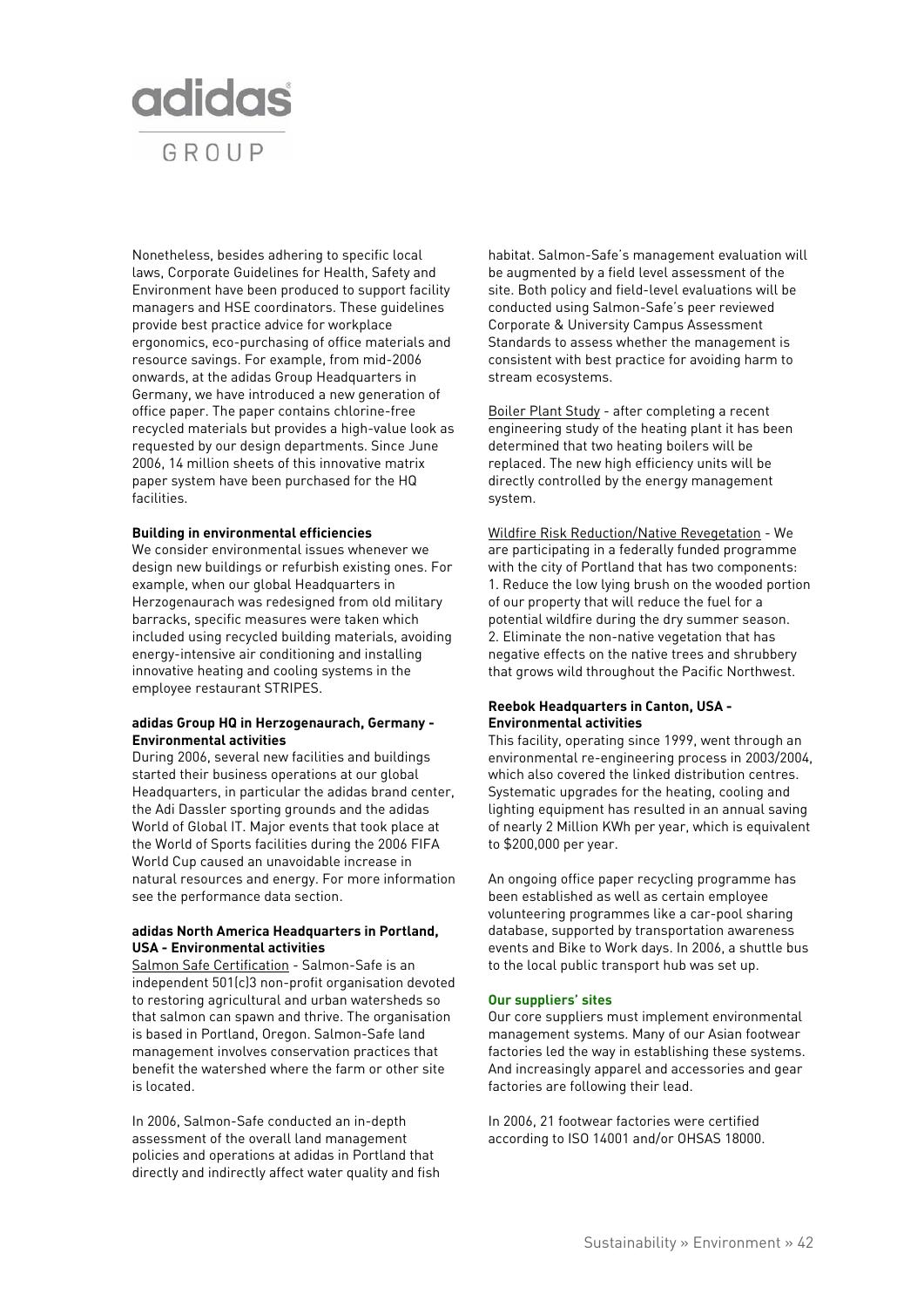Nonetheless, besides adhering to specific local laws, Corporate Guidelines for Health, Safety and Environment have been produced to support facility managers and HSE coordinators. These guidelines provide best practice advice for workplace ergonomics, eco-purchasing of office materials and resource savings. For example, from mid-2006 onwards, at the adidas Group Headquarters in Germany, we have introduced a new generation of office paper. The paper contains chlorine-free recycled materials but provides a high-value look as requested by our design departments. Since June 2006, 14 million sheets of this innovative matrix paper system have been purchased for the HQ facilities.

**Building in environmental efficiencies**

We consider environmental issues whenever we design new buildings or refurbish existing ones. For example, when our global Headquarters in Herzogenaurach was redesigned from old military barracks, specific measures were taken which included using recycled building materials, avoiding energy-intensive air conditioning and installing innovative heating and cooling systems in the employee restaurant STRIPES.

**adidas Group HQ in Herzogenaurach, Germany - Environmental activities**

During 2006, several new facilities and buildings started their business operations at our global Headquarters, in particular the adidas brand center, the Adi Dassler sporting grounds and the adidas World of Global IT. Major events that took place at the World of Sports facilities during the 2006 FIFA World Cup caused an unavoidable increase in natural resources and energy. For more information see the performance data section.

**adidas North America Headquarters in Portland, USA - Environmental activities**

Salmon Safe Certification - Salmon-Safe is an independent 501(c)3 non-profit organisation devoted to restoring agricultural and urban watersheds so that salmon can spawn and thrive. The organisation is based in Portland, Oregon. Salmon-Safe land management involves conservation practices that benefit the watershed where the farm or other site is located.

In 2006, Salmon-Safe conducted an in-depth assessment of the overall land management policies and operations at adidas in Portland that directly and indirectly affect water quality and fish habitat. Salmon-Safe's management evaluation will be augmented by a field level assessment of the site. Both policy and field-level evaluations will be conducted using Salmon-Safe's peer reviewed Corporate & University Campus Assessment Standards to assess whether the management is consistent with best practice for avoiding harm to stream ecosystems.

Boiler Plant Study - after completing a recent engineering study of the heating plant it has been determined that two heating boilers will be replaced. The new high efficiency units will be directly controlled by the energy management system.

Wildfire Risk Reduction/Native Revegetation - We are participating in a federally funded programme with the city of Portland that has two components:
1. Reduce the low lying brush on the wooded portion of our property that will reduce the fuel for a potential wildfire during the dry summer season.
2. Eliminate the non-native vegetation that has negative effects on the native trees and shrubbery that grows wild throughout the Pacific Northwest.

**Reebok Headquarters in Canton, USA - Environmental activities**

This facility, operating since 1999, went through an environmental re-engineering process in 2003/2004, which also covered the linked distribution centres. Systematic upgrades for the heating, cooling and lighting equipment has resulted in an annual saving of nearly 2 Million KWh per year, which is equivalent to $200,000 per year.

An ongoing office paper recycling programme has been established as well as certain employee volunteering programmes like a car-pool sharing database, supported by transportation awareness events and Bike to Work days. In 2006, a shuttle bus to the local public transport hub was set up.

**Our suppliers' sites**

Our core suppliers must implement environmental management systems. Many of our Asian footwear factories led the way in establishing these systems. And increasingly apparel and accessories and gear factories are following their lead.

In 2006, 21 footwear factories were certified according to ISO 14001 and/or OHSAS 18000.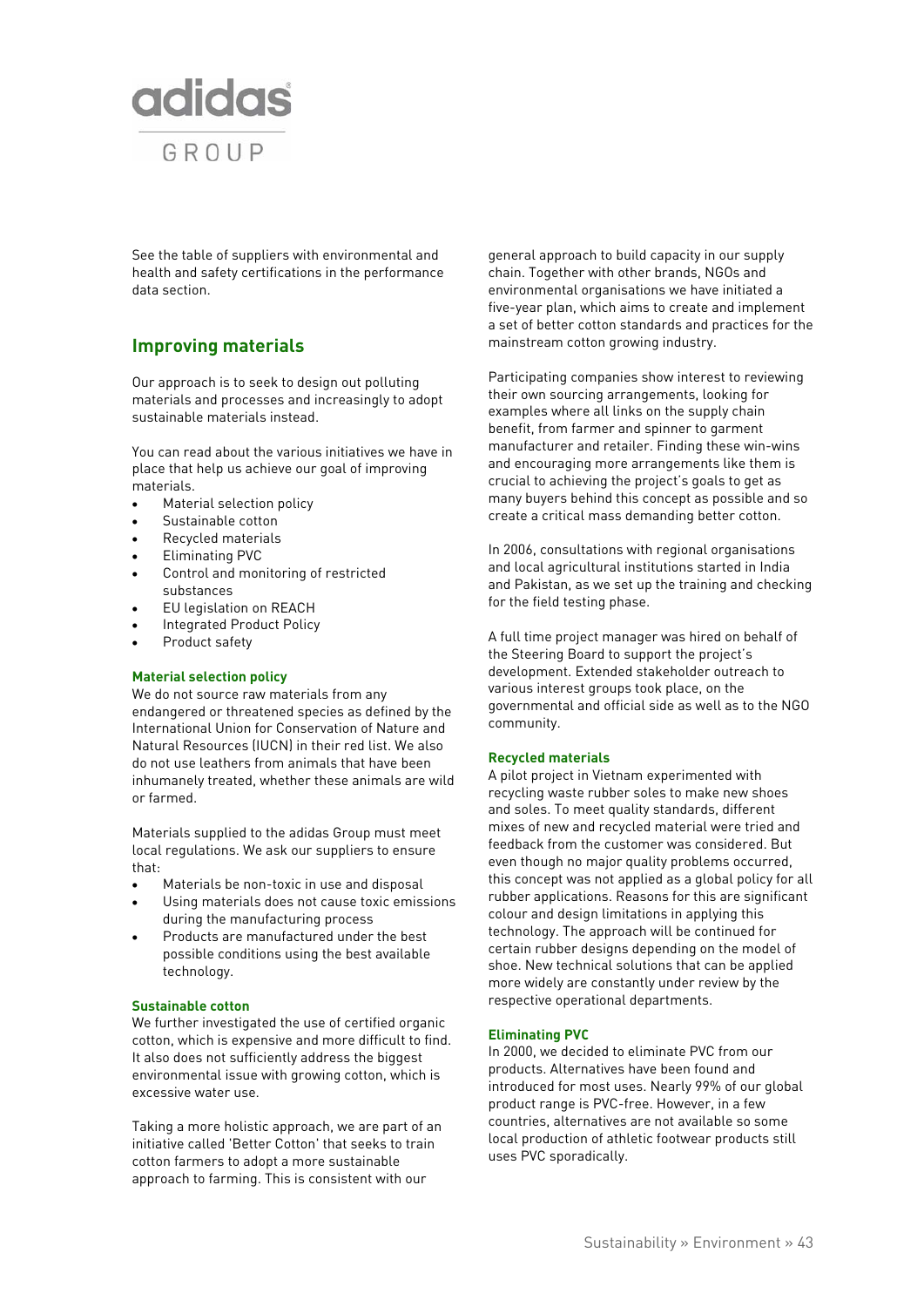See the table of suppliers with environmental and health and safety certifications in the performance data section.

## Improving materials

Our approach is to seek to design out polluting materials and processes and increasingly to adopt sustainable materials instead.

You can read about the various initiatives we have in place that help us achieve our goal of improving materials.

- Material selection policy
- Sustainable cotton
- Recycled materials
- Eliminating PVC
- Control and monitoring of restricted substances
- EU legislation on REACH
- Integrated Product Policy
- Product safety

### Material selection policy

We do not source raw materials from any endangered or threatened species as defined by the International Union for Conservation of Nature and Natural Resources (IUCN) in their red list. We also do not use leathers from animals that have been inhumanely treated, whether these animals are wild or farmed.

Materials supplied to the adidas Group must meet local regulations. We ask our suppliers to ensure that:

- Materials be non-toxic in use and disposal
- Using materials does not cause toxic emissions during the manufacturing process
- Products are manufactured under the best possible conditions using the best available technology.

### Sustainable cotton

We further investigated the use of certified organic cotton, which is expensive and more difficult to find. It also does not sufficiently address the biggest environmental issue with growing cotton, which is excessive water use.

Taking a more holistic approach, we are part of an initiative called 'Better Cotton' that seeks to train cotton farmers to adopt a more sustainable approach to farming. This is consistent with our general approach to build capacity in our supply chain. Together with other brands, NGOs and environmental organisations we have initiated a five-year plan, which aims to create and implement a set of better cotton standards and practices for the mainstream cotton growing industry.

Participating companies show interest to reviewing their own sourcing arrangements, looking for examples where all links on the supply chain benefit, from farmer and spinner to garment manufacturer and retailer. Finding these win-wins and encouraging more arrangements like them is crucial to achieving the project's goals to get as many buyers behind this concept as possible and so create a critical mass demanding better cotton.

In 2006, consultations with regional organisations and local agricultural institutions started in India and Pakistan, as we set up the training and checking for the field testing phase.

A full time project manager was hired on behalf of the Steering Board to support the project's development. Extended stakeholder outreach to various interest groups took place, on the governmental and official side as well as to the NGO community.

### Recycled materials

A pilot project in Vietnam experimented with recycling waste rubber soles to make new shoes and soles. To meet quality standards, different mixes of new and recycled material were tried and feedback from the customer was considered. But even though no major quality problems occurred, this concept was not applied as a global policy for all rubber applications. Reasons for this are significant colour and design limitations in applying this technology. The approach will be continued for certain rubber designs depending on the model of shoe. New technical solutions that can be applied more widely are constantly under review by the respective operational departments.

### Eliminating PVC

In 2000, we decided to eliminate PVC from our products. Alternatives have been found and introduced for most uses. Nearly 99% of our global product range is PVC-free. However, in a few countries, alternatives are not available so some local production of athletic footwear products still uses PVC sporadically.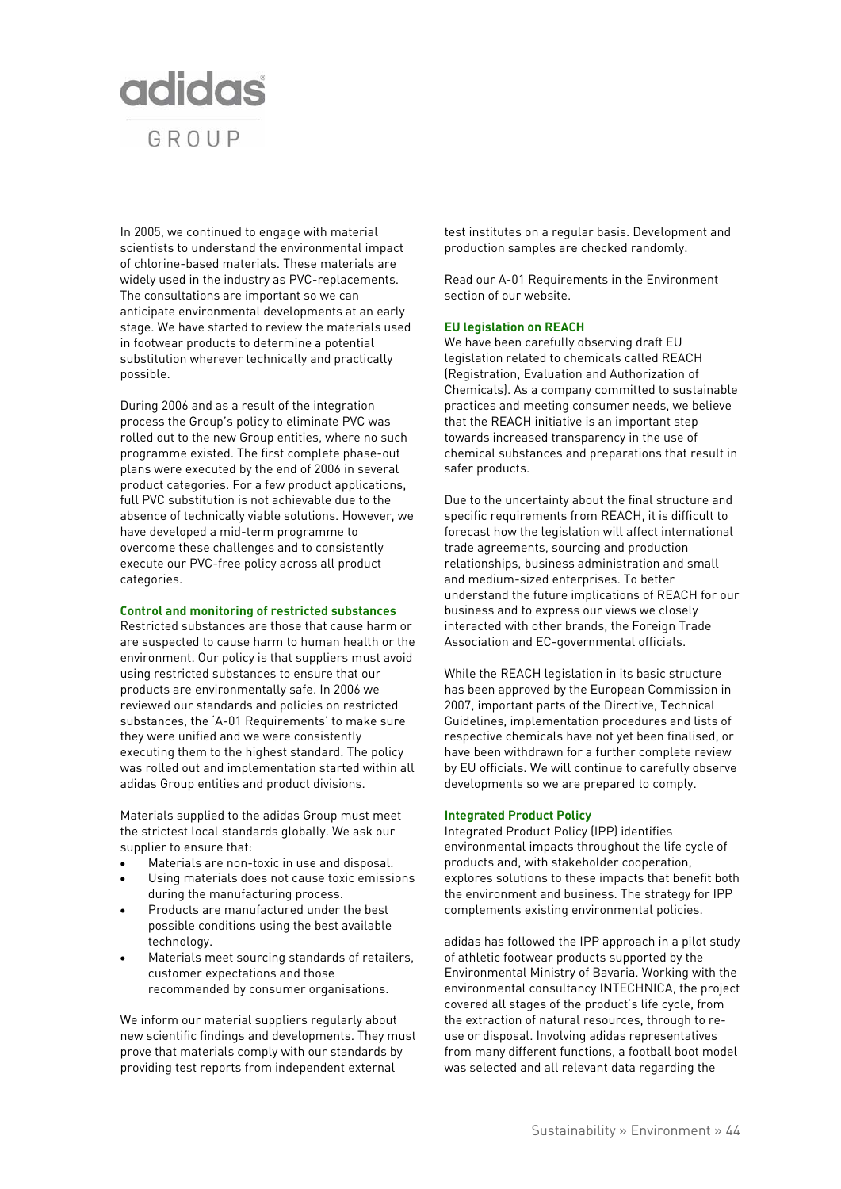In 2005, we continued to engage with material scientists to understand the environmental impact of chlorine-based materials. These materials are widely used in the industry as PVC-replacements. The consultations are important so we can anticipate environmental developments at an early stage. We have started to review the materials used in footwear products to determine a potential substitution wherever technically and practically possible.

During 2006 and as a result of the integration process the Group's policy to eliminate PVC was rolled out to the new Group entities, where no such programme existed. The first complete phase-out plans were executed by the end of 2006 in several product categories. For a few product applications, full PVC substitution is not achievable due to the absence of technically viable solutions. However, we have developed a mid-term programme to overcome these challenges and to consistently execute our PVC-free policy across all product categories.

### Control and monitoring of restricted substances

Restricted substances are those that cause harm or are suspected to cause harm to human health or the environment. Our policy is that suppliers must avoid using restricted substances to ensure that our products are environmentally safe. In 2006 we reviewed our standards and policies on restricted substances, the 'A-01 Requirements' to make sure they were unified and we were consistently executing them to the highest standard. The policy was rolled out and implementation started within all adidas Group entities and product divisions.

Materials supplied to the adidas Group must meet the strictest local standards globally. We ask our supplier to ensure that:

- Materials are non-toxic in use and disposal.
- Using materials does not cause toxic emissions during the manufacturing process.
- Products are manufactured under the best possible conditions using the best available technology.
- Materials meet sourcing standards of retailers, customer expectations and those recommended by consumer organisations.

We inform our material suppliers regularly about new scientific findings and developments. They must prove that materials comply with our standards by providing test reports from independent external test institutes on a regular basis. Development and production samples are checked randomly.

Read our A-01 Requirements in the Environment section of our website.

### EU legislation on REACH

We have been carefully observing draft EU legislation related to chemicals called REACH (Registration, Evaluation and Authorization of Chemicals). As a company committed to sustainable practices and meeting consumer needs, we believe that the REACH initiative is an important step towards increased transparency in the use of chemical substances and preparations that result in safer products.

Due to the uncertainty about the final structure and specific requirements from REACH, it is difficult to forecast how the legislation will affect international trade agreements, sourcing and production relationships, business administration and small and medium-sized enterprises. To better understand the future implications of REACH for our business and to express our views we closely interacted with other brands, the Foreign Trade Association and EC-governmental officials.

While the REACH legislation in its basic structure has been approved by the European Commission in 2007, important parts of the Directive, Technical Guidelines, implementation procedures and lists of respective chemicals have not yet been finalised, or have been withdrawn for a further complete review by EU officials. We will continue to carefully observe developments so we are prepared to comply.

### Integrated Product Policy

Integrated Product Policy (IPP) identifies environmental impacts throughout the life cycle of products and, with stakeholder cooperation, explores solutions to these impacts that benefit both the environment and business. The strategy for IPP complements existing environmental policies.

adidas has followed the IPP approach in a pilot study of athletic footwear products supported by the Environmental Ministry of Bavaria. Working with the environmental consultancy INTECHNICA, the project covered all stages of the product's life cycle, from the extraction of natural resources, through to re-use or disposal. Involving adidas representatives from many different functions, a football boot model was selected and all relevant data regarding the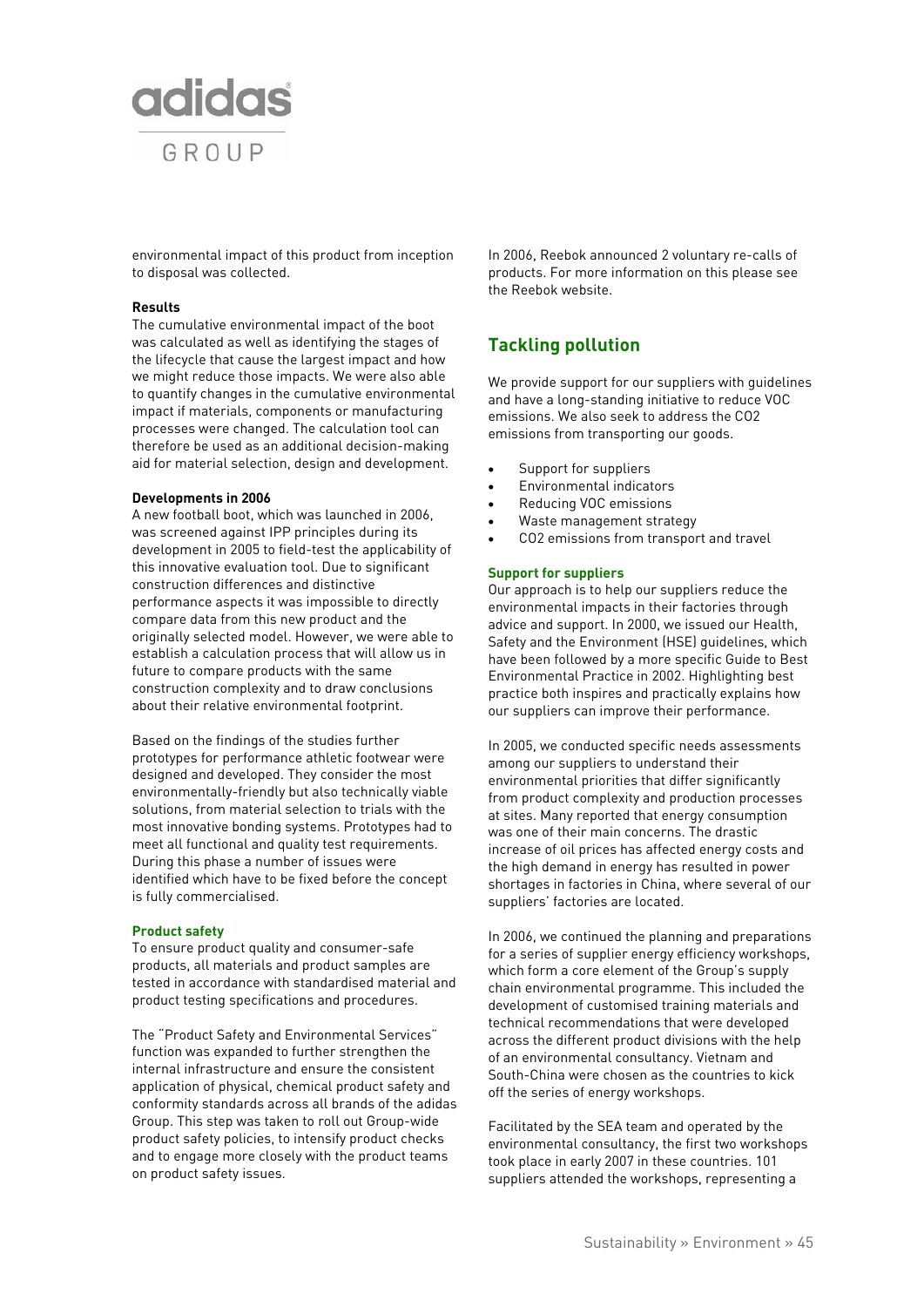environmental impact of this product from inception to disposal was collected.

**Results**

The cumulative environmental impact of the boot was calculated as well as identifying the stages of the lifecycle that cause the largest impact and how we might reduce those impacts. We were also able to quantify changes in the cumulative environmental impact if materials, components or manufacturing processes were changed. The calculation tool can therefore be used as an additional decision-making aid for material selection, design and development.

**Developments in 2006**

A new football boot, which was launched in 2006, was screened against IPP principles during its development in 2005 to field-test the applicability of this innovative evaluation tool. Due to significant construction differences and distinctive performance aspects it was impossible to directly compare data from this new product and the originally selected model. However, we were able to establish a calculation process that will allow us in future to compare products with the same construction complexity and to draw conclusions about their relative environmental footprint.

Based on the findings of the studies further prototypes for performance athletic footwear were designed and developed. They consider the most environmentally-friendly but also technically viable solutions, from material selection to trials with the most innovative bonding systems. Prototypes had to meet all functional and quality test requirements. During this phase a number of issues were identified which have to be fixed before the concept is fully commercialised.

### Product safety

To ensure product quality and consumer-safe products, all materials and product samples are tested in accordance with standardised material and product testing specifications and procedures.

The "Product Safety and Environmental Services" function was expanded to further strengthen the internal infrastructure and ensure the consistent application of physical, chemical product safety and conformity standards across all brands of the adidas Group. This step was taken to roll out Group-wide product safety policies, to intensify product checks and to engage more closely with the product teams on product safety issues.

In 2006, Reebok announced 2 voluntary re-calls of products. For more information on this please see the Reebok website.

## Tackling pollution

We provide support for our suppliers with guidelines and have a long-standing initiative to reduce VOC emissions. We also seek to address the CO2 emissions from transporting our goods.

- Support for suppliers
- Environmental indicators
- Reducing VOC emissions
- Waste management strategy
- CO2 emissions from transport and travel

### Support for suppliers

Our approach is to help our suppliers reduce the environmental impacts in their factories through advice and support. In 2000, we issued our Health, Safety and the Environment (HSE) guidelines, which have been followed by a more specific Guide to Best Environmental Practice in 2002. Highlighting best practice both inspires and practically explains how our suppliers can improve their performance.

In 2005, we conducted specific needs assessments among our suppliers to understand their environmental priorities that differ significantly from product complexity and production processes at sites. Many reported that energy consumption was one of their main concerns. The drastic increase of oil prices has affected energy costs and the high demand in energy has resulted in power shortages in factories in China, where several of our suppliers' factories are located.

In 2006, we continued the planning and preparations for a series of supplier energy efficiency workshops, which form a core element of the Group's supply chain environmental programme. This included the development of customised training materials and technical recommendations that were developed across the different product divisions with the help of an environmental consultancy. Vietnam and South-China were chosen as the countries to kick off the series of energy workshops.

Facilitated by the SEA team and operated by the environmental consultancy, the first two workshops took place in early 2007 in these countries. 101 suppliers attended the workshops, representing a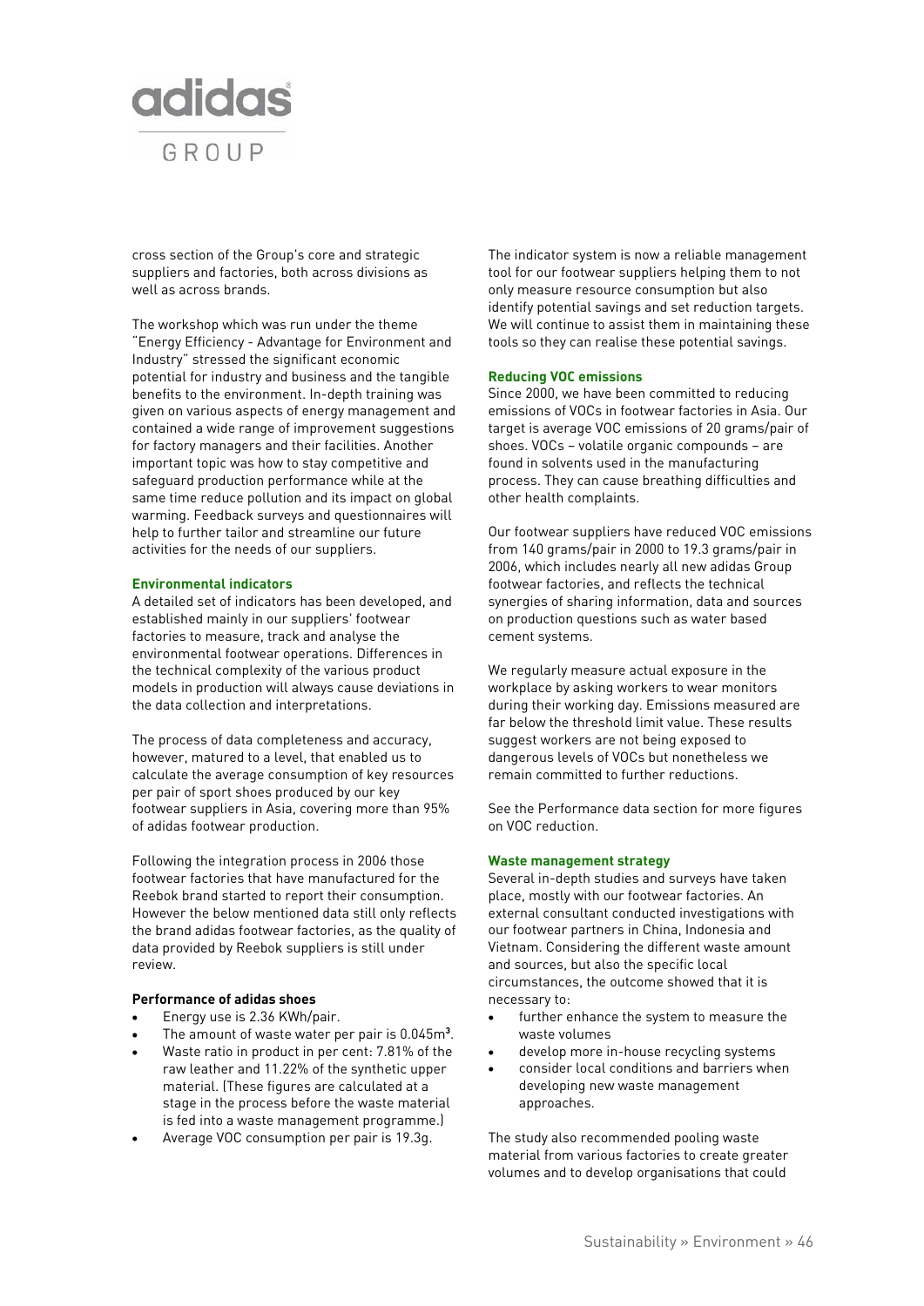cross section of the Group's core and strategic suppliers and factories, both across divisions as well as across brands.

The workshop which was run under the theme "Energy Efficiency - Advantage for Environment and Industry" stressed the significant economic potential for industry and business and the tangible benefits to the environment. In-depth training was given on various aspects of energy management and contained a wide range of improvement suggestions for factory managers and their facilities. Another important topic was how to stay competitive and safeguard production performance while at the same time reduce pollution and its impact on global warming. Feedback surveys and questionnaires will help to further tailor and streamline our future activities for the needs of our suppliers.

### Environmental indicators

A detailed set of indicators has been developed, and established mainly in our suppliers' footwear factories to measure, track and analyse the environmental footwear operations. Differences in the technical complexity of the various product models in production will always cause deviations in the data collection and interpretations.

The process of data completeness and accuracy, however, matured to a level, that enabled us to calculate the average consumption of key resources per pair of sport shoes produced by our key footwear suppliers in Asia, covering more than 95% of adidas footwear production.

Following the integration process in 2006 those footwear factories that have manufactured for the Reebok brand started to report their consumption. However the below mentioned data still only reflects the brand adidas footwear factories, as the quality of data provided by Reebok suppliers is still under review.

**Performance of adidas shoes**

- Energy use is 2.36 KWh/pair.
- The amount of waste water per pair is 0.045m³.
- Waste ratio in product in per cent: 7.81% of the raw leather and 11.22% of the synthetic upper material. (These figures are calculated at a stage in the process before the waste material is fed into a waste management programme.)
- Average VOC consumption per pair is 19.3g.

The indicator system is now a reliable management tool for our footwear suppliers helping them to not only measure resource consumption but also identify potential savings and set reduction targets. We will continue to assist them in maintaining these tools so they can realise these potential savings.

### Reducing VOC emissions

Since 2000, we have been committed to reducing emissions of VOCs in footwear factories in Asia. Our target is average VOC emissions of 20 grams/pair of shoes. VOCs – volatile organic compounds – are found in solvents used in the manufacturing process. They can cause breathing difficulties and other health complaints.

Our footwear suppliers have reduced VOC emissions from 140 grams/pair in 2000 to 19.3 grams/pair in 2006, which includes nearly all new adidas Group footwear factories, and reflects the technical synergies of sharing information, data and sources on production questions such as water based cement systems.

We regularly measure actual exposure in the workplace by asking workers to wear monitors during their working day. Emissions measured are far below the threshold limit value. These results suggest workers are not being exposed to dangerous levels of VOCs but nonetheless we remain committed to further reductions.

See the Performance data section for more figures on VOC reduction.

### Waste management strategy

Several in-depth studies and surveys have taken place, mostly with our footwear factories. An external consultant conducted investigations with our footwear partners in China, Indonesia and Vietnam. Considering the different waste amount and sources, but also the specific local circumstances, the outcome showed that it is necessary to:

- further enhance the system to measure the waste volumes
- develop more in-house recycling systems
- consider local conditions and barriers when developing new waste management approaches.

The study also recommended pooling waste material from various factories to create greater volumes and to develop organisations that could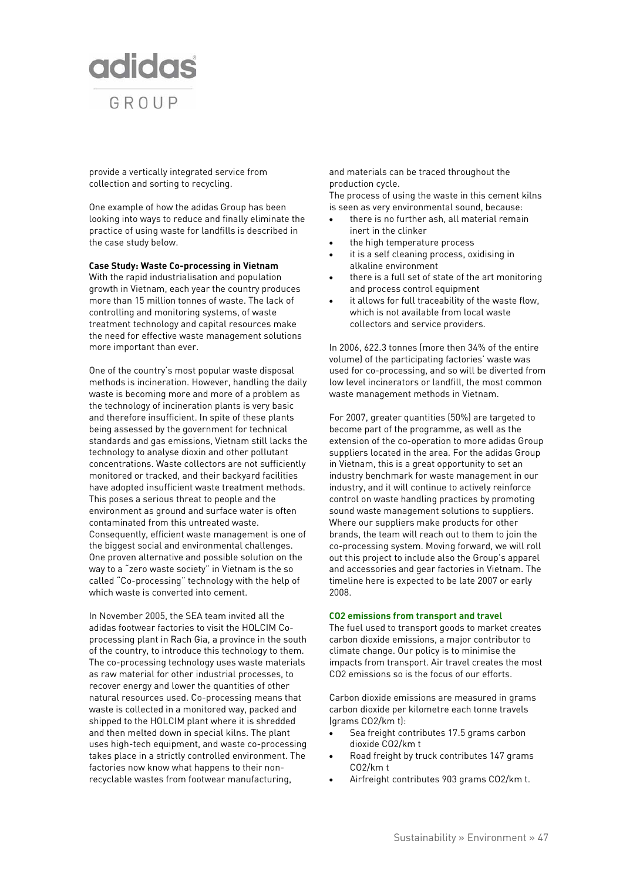provide a vertically integrated service from collection and sorting to recycling.

One example of how the adidas Group has been looking into ways to reduce and finally eliminate the practice of using waste for landfills is described in the case study below.

**Case Study: Waste Co-processing in Vietnam**

With the rapid industrialisation and population growth in Vietnam, each year the country produces more than 15 million tonnes of waste. The lack of controlling and monitoring systems, of waste treatment technology and capital resources make the need for effective waste management solutions more important than ever.

One of the country's most popular waste disposal methods is incineration. However, handling the daily waste is becoming more and more of a problem as the technology of incineration plants is very basic and therefore insufficient. In spite of these plants being assessed by the government for technical standards and gas emissions, Vietnam still lacks the technology to analyse dioxin and other pollutant concentrations. Waste collectors are not sufficiently monitored or tracked, and their backyard facilities have adopted insufficient waste treatment methods. This poses a serious threat to people and the environment as ground and surface water is often contaminated from this untreated waste. Consequently, efficient waste management is one of the biggest social and environmental challenges. One proven alternative and possible solution on the way to a "zero waste society" in Vietnam is the so called "Co-processing" technology with the help of which waste is converted into cement.

In November 2005, the SEA team invited all the adidas footwear factories to visit the HOLCIM Co-processing plant in Rach Gia, a province in the south of the country, to introduce this technology to them. The co-processing technology uses waste materials as raw material for other industrial processes, to recover energy and lower the quantities of other natural resources used. Co-processing means that waste is collected in a monitored way, packed and shipped to the HOLCIM plant where it is shredded and then melted down in special kilns. The plant uses high-tech equipment, and waste co-processing takes place in a strictly controlled environment. The factories now know what happens to their non-recyclable wastes from footwear manufacturing, and materials can be traced throughout the production cycle.

The process of using the waste in this cement kilns is seen as very environmental sound, because:

- there is no further ash, all material remain inert in the clinker
- the high temperature process
- it is a self cleaning process, oxidising in alkaline environment
- there is a full set of state of the art monitoring and process control equipment
- it allows for full traceability of the waste flow, which is not available from local waste collectors and service providers.

In 2006, 622.3 tonnes (more then 34% of the entire volume) of the participating factories' waste was used for co-processing, and so will be diverted from low level incinerators or landfill, the most common waste management methods in Vietnam.

For 2007, greater quantities (50%) are targeted to become part of the programme, as well as the extension of the co-operation to more adidas Group suppliers located in the area. For the adidas Group in Vietnam, this is a great opportunity to set an industry benchmark for waste management in our industry, and it will continue to actively reinforce control on waste handling practices by promoting sound waste management solutions to suppliers. Where our suppliers make products for other brands, the team will reach out to them to join the co-processing system. Moving forward, we will roll out this project to include also the Group's apparel and accessories and gear factories in Vietnam. The timeline here is expected to be late 2007 or early 2008.

**$CO_2$ emissions from transport and travel**

The fuel used to transport goods to market creates carbon dioxide emissions, a major contributor to climate change. Our policy is to minimise the impacts from transport. Air travel creates the most $CO_2$ emissions so is the focus of our efforts.

Carbon dioxide emissions are measured in grams carbon dioxide per kilometre each tonne travels (grams $CO_2$/km t):

- Sea freight contributes 17.5 grams carbon dioxide $CO_2$/km t
- Road freight by truck contributes 147 grams $CO_2$/km t
- Airfreight contributes 903 grams $CO_2$/km t.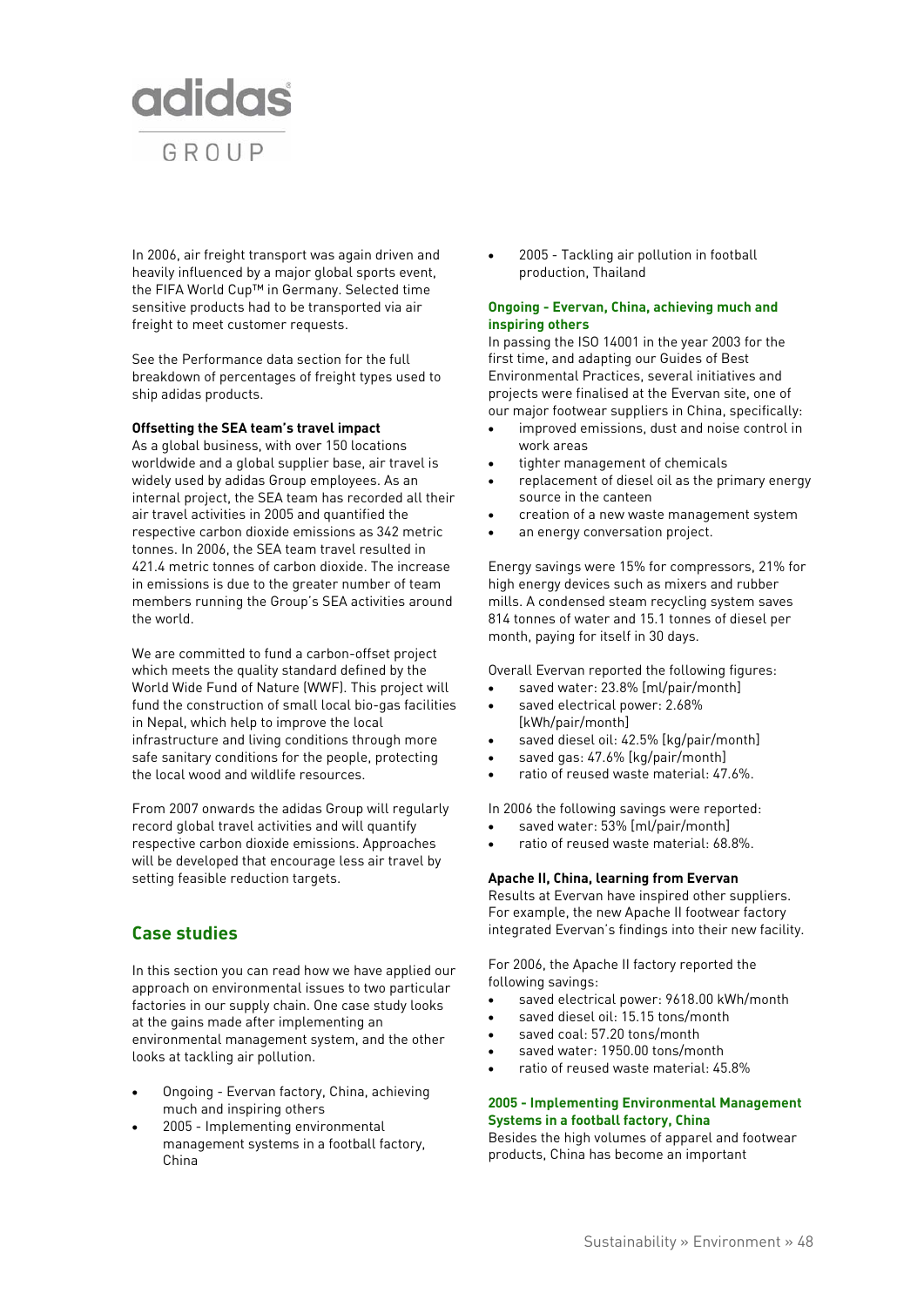In 2006, air freight transport was again driven and heavily influenced by a major global sports event, the FIFA World Cup™ in Germany. Selected time sensitive products had to be transported via air freight to meet customer requests.

See the Performance data section for the full breakdown of percentages of freight types used to ship adidas products.

**Offsetting the SEA team's travel impact**

As a global business, with over 150 locations worldwide and a global supplier base, air travel is widely used by adidas Group employees. As an internal project, the SEA team has recorded all their air travel activities in 2005 and quantified the respective carbon dioxide emissions as 342 metric tonnes. In 2006, the SEA team travel resulted in 421.4 metric tonnes of carbon dioxide. The increase in emissions is due to the greater number of team members running the Group's SEA activities around the world.

We are committed to fund a carbon-offset project which meets the quality standard defined by the World Wide Fund of Nature (WWF). This project will fund the construction of small local bio-gas facilities in Nepal, which help to improve the local infrastructure and living conditions through more safe sanitary conditions for the people, protecting the local wood and wildlife resources.

From 2007 onwards the adidas Group will regularly record global travel activities and will quantify respective carbon dioxide emissions. Approaches will be developed that encourage less air travel by setting feasible reduction targets.

## Case studies

In this section you can read how we have applied our approach on environmental issues to two particular factories in our supply chain. One case study looks at the gains made after implementing an environmental management system, and the other looks at tackling air pollution.

- Ongoing - Evervan factory, China, achieving much and inspiring others
- 2005 - Implementing environmental management systems in a football factory, China
- 2005 - Tackling air pollution in football production, Thailand

### Ongoing - Evervan, China, achieving much and inspiring others

In passing the ISO 14001 in the year 2003 for the first time, and adapting our Guides of Best Environmental Practices, several initiatives and projects were finalised at the Evervan site, one of our major footwear suppliers in China, specifically:

- improved emissions, dust and noise control in work areas
- tighter management of chemicals
- replacement of diesel oil as the primary energy source in the canteen
- creation of a new waste management system
- an energy conversation project.

Energy savings were 15% for compressors, 21% for high energy devices such as mixers and rubber mills. A condensed steam recycling system saves 814 tonnes of water and 15.1 tonnes of diesel per month, paying for itself in 30 days.

Overall Evervan reported the following figures:

- saved water: 23.8% [ml/pair/month]
- saved electrical power: 2.68% [kWh/pair/month]
- saved diesel oil: 42.5% [kg/pair/month]
- saved gas: 47.6% [kg/pair/month]
- ratio of reused waste material: 47.6%.

In 2006 the following savings were reported:

- saved water: 53% [ml/pair/month]
- ratio of reused waste material: 68.8%.

**Apache II, China, learning from Evervan**

Results at Evervan have inspired other suppliers. For example, the new Apache II footwear factory integrated Evervan's findings into their new facility.

For 2006, the Apache II factory reported the following savings:

- saved electrical power: 9618.00 kWh/month
- saved diesel oil: 15.15 tons/month
- saved coal: 57.20 tons/month
- saved water: 1950.00 tons/month
- ratio of reused waste material: 45.8%

### 2005 - Implementing Environmental Management Systems in a football factory, China

Besides the high volumes of apparel and footwear products, China has become an important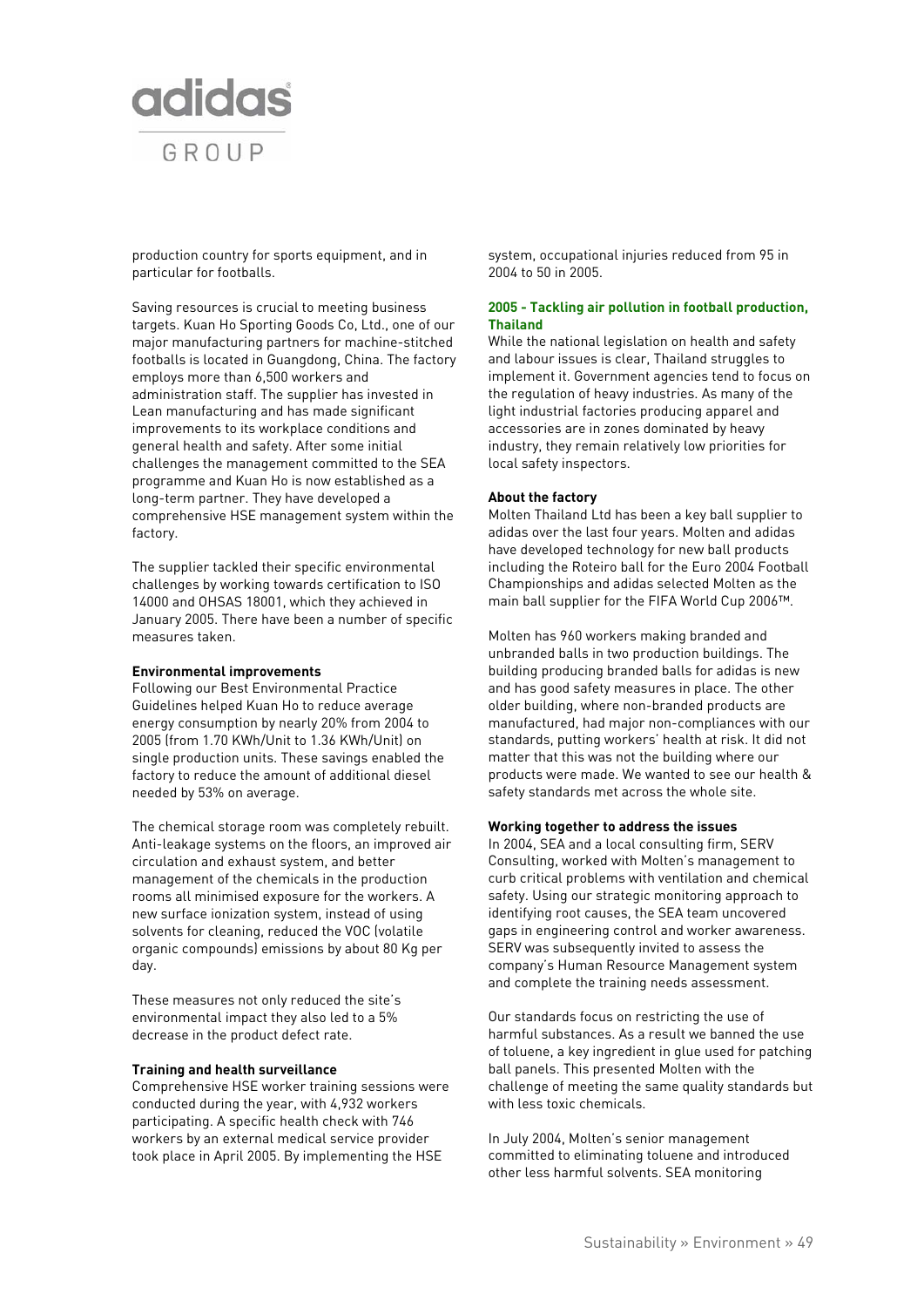production country for sports equipment, and in particular for footballs.

Saving resources is crucial to meeting business targets. Kuan Ho Sporting Goods Co, Ltd., one of our major manufacturing partners for machine-stitched footballs is located in Guangdong, China. The factory employs more than 6,500 workers and administration staff. The supplier has invested in Lean manufacturing and has made significant improvements to its workplace conditions and general health and safety. After some initial challenges the management committed to the SEA programme and Kuan Ho is now established as a long-term partner. They have developed a comprehensive HSE management system within the factory.

The supplier tackled their specific environmental challenges by working towards certification to ISO 14000 and OHSAS 18001, which they achieved in January 2005. There have been a number of specific measures taken.

**Environmental improvements**

Following our Best Environmental Practice Guidelines helped Kuan Ho to reduce average energy consumption by nearly 20% from 2004 to 2005 (from 1.70 KWh/Unit to 1.36 KWh/Unit) on single production units. These savings enabled the factory to reduce the amount of additional diesel needed by 53% on average.

The chemical storage room was completely rebuilt. Anti-leakage systems on the floors, an improved air circulation and exhaust system, and better management of the chemicals in the production rooms all minimised exposure for the workers. A new surface ionization system, instead of using solvents for cleaning, reduced the VOC (volatile organic compounds) emissions by about 80 Kg per day.

These measures not only reduced the site's environmental impact they also led to a 5% decrease in the product defect rate.

**Training and health surveillance**

Comprehensive HSE worker training sessions were conducted during the year, with 4,932 workers participating. A specific health check with 746 workers by an external medical service provider took place in April 2005. By implementing the HSE system, occupational injuries reduced from 95 in 2004 to 50 in 2005.

### 2005 - Tackling air pollution in football production, Thailand

While the national legislation on health and safety and labour issues is clear, Thailand struggles to implement it. Government agencies tend to focus on the regulation of heavy industries. As many of the light industrial factories producing apparel and accessories are in zones dominated by heavy industry, they remain relatively low priorities for local safety inspectors.

**About the factory**

Molten Thailand Ltd has been a key ball supplier to adidas over the last four years. Molten and adidas have developed technology for new ball products including the Roteiro ball for the Euro 2004 Football Championships and adidas selected Molten as the main ball supplier for the FIFA World Cup 2006™.

Molten has 960 workers making branded and unbranded balls in two production buildings. The building producing branded balls for adidas is new and has good safety measures in place. The other older building, where non-branded products are manufactured, had major non-compliances with our standards, putting workers' health at risk. It did not matter that this was not the building where our products were made. We wanted to see our health & safety standards met across the whole site.

**Working together to address the issues**

In 2004, SEA and a local consulting firm, SERV Consulting, worked with Molten's management to curb critical problems with ventilation and chemical safety. Using our strategic monitoring approach to identifying root causes, the SEA team uncovered gaps in engineering control and worker awareness. SERV was subsequently invited to assess the company's Human Resource Management system and complete the training needs assessment.

Our standards focus on restricting the use of harmful substances. As a result we banned the use of toluene, a key ingredient in glue used for patching ball panels. This presented Molten with the challenge of meeting the same quality standards but with less toxic chemicals.

In July 2004, Molten's senior management committed to eliminating toluene and introduced other less harmful solvents. SEA monitoring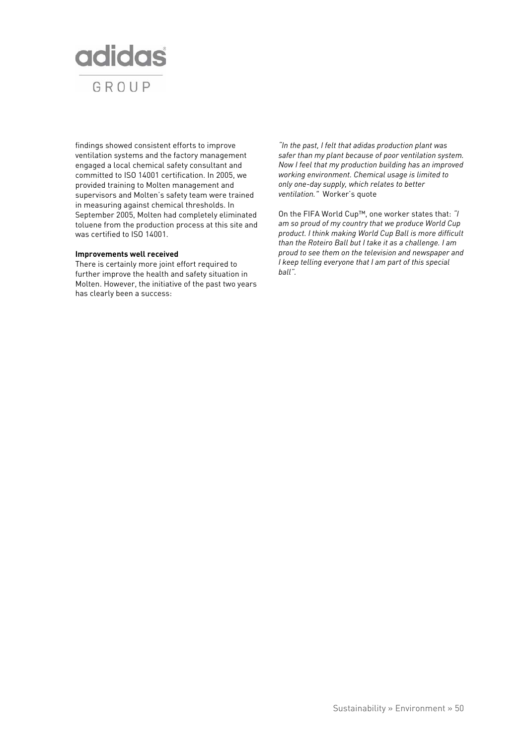findings showed consistent efforts to improve ventilation systems and the factory management engaged a local chemical safety consultant and committed to ISO 14001 certification. In 2005, we provided training to Molten management and supervisors and Molten's safety team were trained in measuring against chemical thresholds. In September 2005, Molten had completely eliminated toluene from the production process at this site and was certified to ISO 14001.

**Improvements well received**

There is certainly more joint effort required to further improve the health and safety situation in Molten. However, the initiative of the past two years has clearly been a success:

*"In the past, I felt that adidas production plant was safer than my plant because of poor ventilation system. Now I feel that my production building has an improved working environment. Chemical usage is limited to only one-day supply, which relates to better ventilation."* Worker's quote

On the FIFA World Cup™, one worker states that: *"I am so proud of my country that we produce World Cup product. I think making World Cup Ball is more difficult than the Roteiro Ball but I take it as a challenge. I am proud to see them on the television and newspaper and I keep telling everyone that I am part of this special ball".*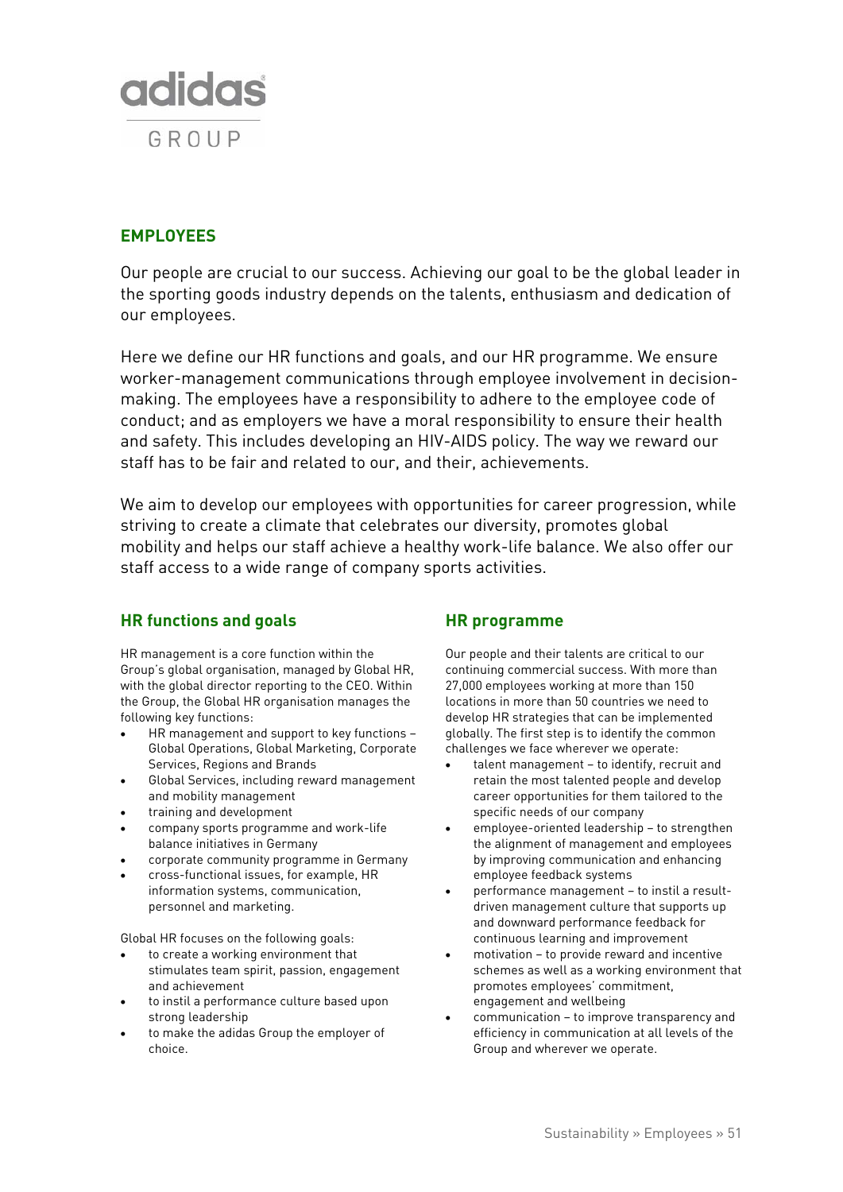adidas GROUP

## EMPLOYEES

Our people are crucial to our success. Achieving our goal to be the global leader in the sporting goods industry depends on the talents, enthusiasm and dedication of our employees.

Here we define our HR functions and goals, and our HR programme. We ensure worker-management communications through employee involvement in decision-making. The employees have a responsibility to adhere to the employee code of conduct; and as employers we have a moral responsibility to ensure their health and safety. This includes developing an HIV-AIDS policy. The way we reward our staff has to be fair and related to our, and their, achievements.

We aim to develop our employees with opportunities for career progression, while striving to create a climate that celebrates our diversity, promotes global mobility and helps our staff achieve a healthy work-life balance. We also offer our staff access to a wide range of company sports activities.

### HR functions and goals

HR management is a core function within the Group's global organisation, managed by Global HR, with the global director reporting to the CEO. Within the Group, the Global HR organisation manages the following key functions:

- HR management and support to key functions – Global Operations, Global Marketing, Corporate Services, Regions and Brands
- Global Services, including reward management and mobility management
- training and development
- company sports programme and work-life balance initiatives in Germany
- corporate community programme in Germany
- cross-functional issues, for example, HR information systems, communication, personnel and marketing.

Global HR focuses on the following goals:

- to create a working environment that stimulates team spirit, passion, engagement and achievement
- to instil a performance culture based upon strong leadership
- to make the adidas Group the employer of choice.

### HR programme

Our people and their talents are critical to our continuing commercial success. With more than 27,000 employees working at more than 150 locations in more than 50 countries we need to develop HR strategies that can be implemented globally. The first step is to identify the common challenges we face wherever we operate:

- talent management – to identify, recruit and retain the most talented people and develop career opportunities for them tailored to the specific needs of our company
- employee-oriented leadership – to strengthen the alignment of management and employees by improving communication and enhancing employee feedback systems
- performance management – to instil a result-driven management culture that supports up and downward performance feedback for continuous learning and improvement
- motivation – to provide reward and incentive schemes as well as a working environment that promotes employees' commitment, engagement and wellbeing
- communication – to improve transparency and efficiency in communication at all levels of the Group and wherever we operate.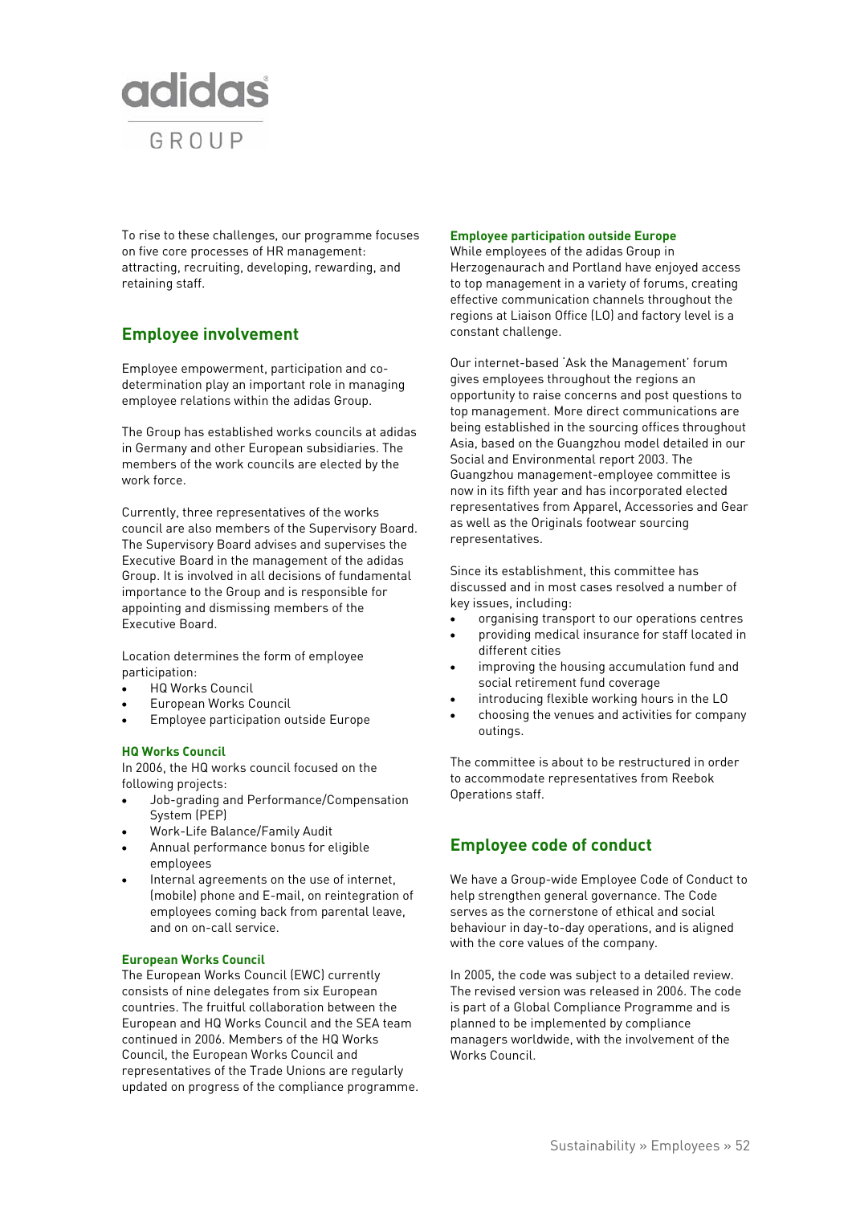To rise to these challenges, our programme focuses on five core processes of HR management: attracting, recruiting, developing, rewarding, and retaining staff.

## Employee involvement

Employee empowerment, participation and co-determination play an important role in managing employee relations within the adidas Group.

The Group has established works councils at adidas in Germany and other European subsidiaries. The members of the work councils are elected by the work force.

Currently, three representatives of the works council are also members of the Supervisory Board. The Supervisory Board advises and supervises the Executive Board in the management of the adidas Group. It is involved in all decisions of fundamental importance to the Group and is responsible for appointing and dismissing members of the Executive Board.

Location determines the form of employee participation:

- HQ Works Council
- European Works Council
- Employee participation outside Europe

#### HQ Works Council

In 2006, the HQ works council focused on the following projects:

- Job-grading and Performance/Compensation System (PEP)
- Work-Life Balance/Family Audit
- Annual performance bonus for eligible employees
- Internal agreements on the use of internet, (mobile) phone and E-mail, on reintegration of employees coming back from parental leave, and on on-call service.

#### European Works Council

The European Works Council (EWC) currently consists of nine delegates from six European countries. The fruitful collaboration between the European and HQ Works Council and the SEA team continued in 2006. Members of the HQ Works Council, the European Works Council and representatives of the Trade Unions are regularly updated on progress of the compliance programme.

#### Employee participation outside Europe

While employees of the adidas Group in Herzogenaurach and Portland have enjoyed access to top management in a variety of forums, creating effective communication channels throughout the regions at Liaison Office (LO) and factory level is a constant challenge.

Our internet-based 'Ask the Management' forum gives employees throughout the regions an opportunity to raise concerns and post questions to top management. More direct communications are being established in the sourcing offices throughout Asia, based on the Guangzhou model detailed in our Social and Environmental report 2003. The Guangzhou management-employee committee is now in its fifth year and has incorporated elected representatives from Apparel, Accessories and Gear as well as the Originals footwear sourcing representatives.

Since its establishment, this committee has discussed and in most cases resolved a number of key issues, including:

- organising transport to our operations centres
- providing medical insurance for staff located in different cities
- improving the housing accumulation fund and social retirement fund coverage
- introducing flexible working hours in the LO
- choosing the venues and activities for company outings.

The committee is about to be restructured in order to accommodate representatives from Reebok Operations staff.

## Employee code of conduct

We have a Group-wide Employee Code of Conduct to help strengthen general governance. The Code serves as the cornerstone of ethical and social behaviour in day-to-day operations, and is aligned with the core values of the company.

In 2005, the code was subject to a detailed review. The revised version was released in 2006. The code is part of a Global Compliance Programme and is planned to be implemented by compliance managers worldwide, with the involvement of the Works Council.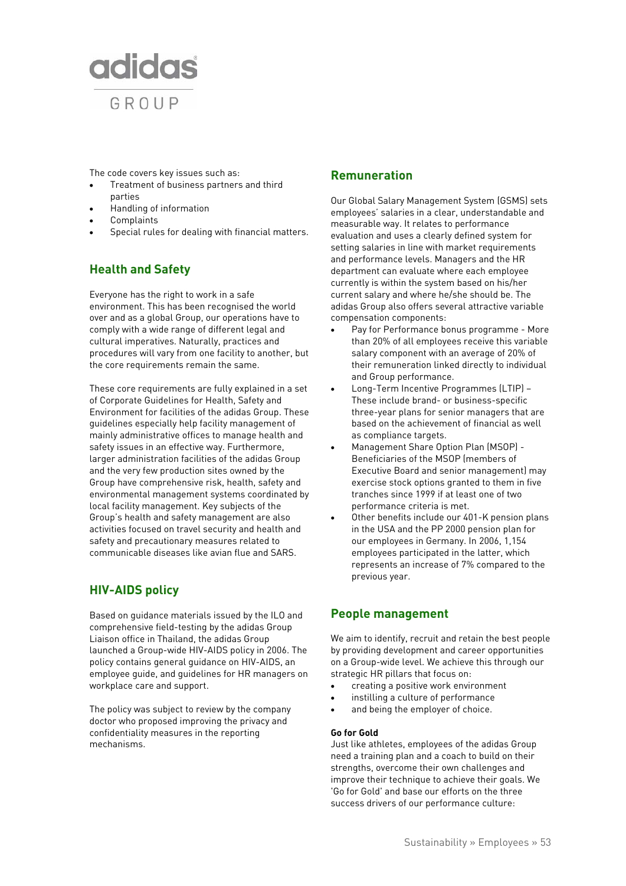The code covers key issues such as:

- Treatment of business partners and third parties
- Handling of information
- Complaints
- Special rules for dealing with financial matters.

## Health and Safety

Everyone has the right to work in a safe environment. This has been recognised the world over and as a global Group, our operations have to comply with a wide range of different legal and cultural imperatives. Naturally, practices and procedures will vary from one facility to another, but the core requirements remain the same.

These core requirements are fully explained in a set of Corporate Guidelines for Health, Safety and Environment for facilities of the adidas Group. These guidelines especially help facility management of mainly administrative offices to manage health and safety issues in an effective way. Furthermore, larger administration facilities of the adidas Group and the very few production sites owned by the Group have comprehensive risk, health, safety and environmental management systems coordinated by local facility management. Key subjects of the Group's health and safety management are also activities focused on travel security and health and safety and precautionary measures related to communicable diseases like avian flue and SARS.

## HIV-AIDS policy

Based on guidance materials issued by the ILO and comprehensive field-testing by the adidas Group Liaison office in Thailand, the adidas Group launched a Group-wide HIV-AIDS policy in 2006. The policy contains general guidance on HIV-AIDS, an employee guide, and guidelines for HR managers on workplace care and support.

The policy was subject to review by the company doctor who proposed improving the privacy and confidentiality measures in the reporting mechanisms.

## Remuneration

Our Global Salary Management System (GSMS) sets employees' salaries in a clear, understandable and measurable way. It relates to performance evaluation and uses a clearly defined system for setting salaries in line with market requirements and performance levels. Managers and the HR department can evaluate where each employee currently is within the system based on his/her current salary and where he/she should be. The adidas Group also offers several attractive variable compensation components:

- Pay for Performance bonus programme - More than 20% of all employees receive this variable salary component with an average of 20% of their remuneration linked directly to individual and Group performance.
- Long-Term Incentive Programmes (LTIP) – These include brand- or business-specific three-year plans for senior managers that are based on the achievement of financial as well as compliance targets.
- Management Share Option Plan (MSOP) - Beneficiaries of the MSOP (members of Executive Board and senior management) may exercise stock options granted to them in five tranches since 1999 if at least one of two performance criteria is met.
- Other benefits include our 401-K pension plans in the USA and the PP 2000 pension plan for our employees in Germany. In 2006, 1,154 employees participated in the latter, which represents an increase of 7% compared to the previous year.

## People management

We aim to identify, recruit and retain the best people by providing development and career opportunities on a Group-wide level. We achieve this through our strategic HR pillars that focus on:

- creating a positive work environment
- instilling a culture of performance
- and being the employer of choice.

**Go for Gold**

Just like athletes, employees of the adidas Group need a training plan and a coach to build on their strengths, overcome their own challenges and improve their technique to achieve their goals. We 'Go for Gold' and base our efforts on the three success drivers of our performance culture: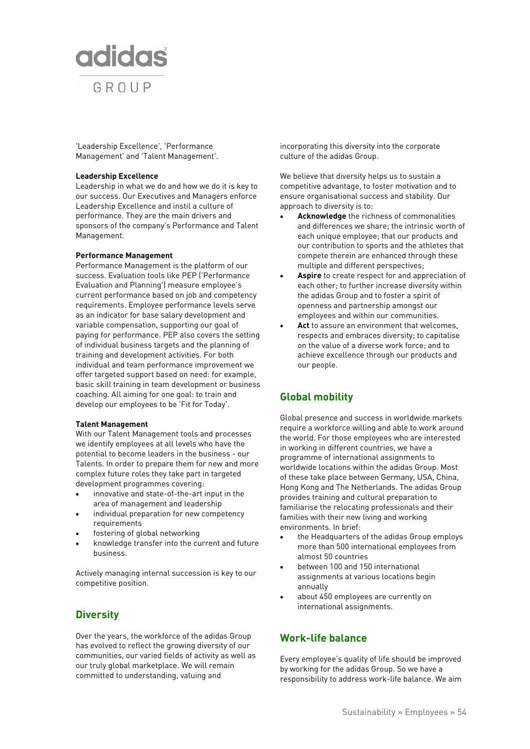'Leadership Excellence', 'Performance Management' and 'Talent Management'.

**Leadership Excellence**
Leadership in what we do and how we do it is key to our success. Our Executives and Managers enforce Leadership Excellence and instil a culture of performance. They are the main drivers and sponsors of the company's Performance and Talent Management.

**Performance Management**
Performance Management is the platform of our success. Evaluation tools like PEP ('Performance Evaluation and Planning') measure employee's current performance based on job and competency requirements. Employee performance levels serve as an indicator for base salary development and variable compensation, supporting our goal of paying for performance. PEP also covers the setting of individual business targets and the planning of training and development activities. For both individual and team performance improvement we offer targeted support based on need: for example, basic skill training in team development or business coaching. All aiming for one goal: to train and develop our employees to be 'Fit for Today'.

**Talent Management**
With our Talent Management tools and processes we identify employees at all levels who have the potential to become leaders in the business - our Talents. In order to prepare them for new and more complex future roles they take part in targeted development programmes covering:

- innovative and state-of-the-art input in the area of management and leadership
- individual preparation for new competency requirements
- fostering of global networking
- knowledge transfer into the current and future business.

Actively managing internal succession is key to our competitive position.

## Diversity

Over the years, the workforce of the adidas Group has evolved to reflect the growing diversity of our communities, our varied fields of activity as well as our truly global marketplace. We will remain committed to understanding, valuing and incorporating this diversity into the corporate culture of the adidas Group.

We believe that diversity helps us to sustain a competitive advantage, to foster motivation and to ensure organisational success and stability. Our approach to diversity is to:

- **Acknowledge** the richness of commonalities and differences we share; the intrinsic worth of each unique employee; that our products and our contribution to sports and the athletes that compete therein are enhanced through these multiple and different perspectives;
- **Aspire** to create respect for and appreciation of each other; to further increase diversity within the adidas Group and to foster a spirit of openness and partnership amongst our employees and within our communities.
- **Act** to assure an environment that welcomes, respects and embraces diversity; to capitalise on the value of a diverse work force; and to achieve excellence through our products and our people.

## Global mobility

Global presence and success in worldwide markets require a workforce willing and able to work around the world. For those employees who are interested in working in different countries, we have a programme of international assignments to worldwide locations within the adidas Group. Most of these take place between Germany, USA, China, Hong Kong and The Netherlands. The adidas Group provides training and cultural preparation to familiarise the relocating professionals and their families with their new living and working environments. In brief:

- the Headquarters of the adidas Group employs more than 500 international employees from almost 50 countries
- between 100 and 150 international assignments at various locations begin annually
- about 450 employees are currently on international assignments.

## Work-life balance

Every employee's quality of life should be improved by working for the adidas Group. So we have a responsibility to address work-life balance. We aim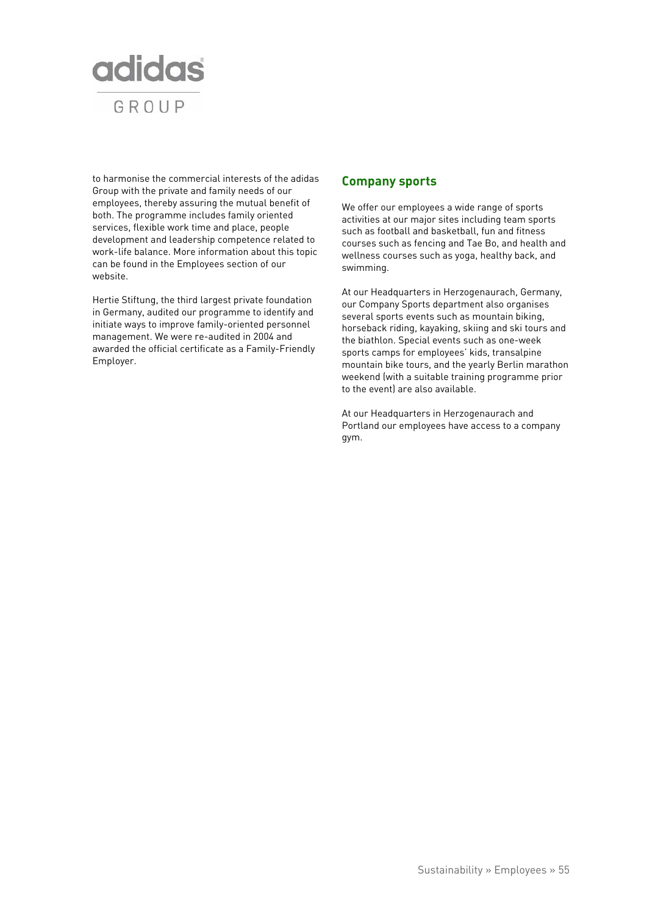to harmonise the commercial interests of the adidas Group with the private and family needs of our employees, thereby assuring the mutual benefit of both. The programme includes family oriented services, flexible work time and place, people development and leadership competence related to work-life balance. More information about this topic can be found in the Employees section of our website.

Hertie Stiftung, the third largest private foundation in Germany, audited our programme to identify and initiate ways to improve family-oriented personnel management. We were re-audited in 2004 and awarded the official certificate as a Family-Friendly Employer.

## Company sports

We offer our employees a wide range of sports activities at our major sites including team sports such as football and basketball, fun and fitness courses such as fencing and Tae Bo, and health and wellness courses such as yoga, healthy back, and swimming.

At our Headquarters in Herzogenaurach, Germany, our Company Sports department also organises several sports events such as mountain biking, horseback riding, kayaking, skiing and ski tours and the biathlon. Special events such as one-week sports camps for employees' kids, transalpine mountain bike tours, and the yearly Berlin marathon weekend (with a suitable training programme prior to the event) are also available.

At our Headquarters in Herzogenaurach and Portland our employees have access to a company gym.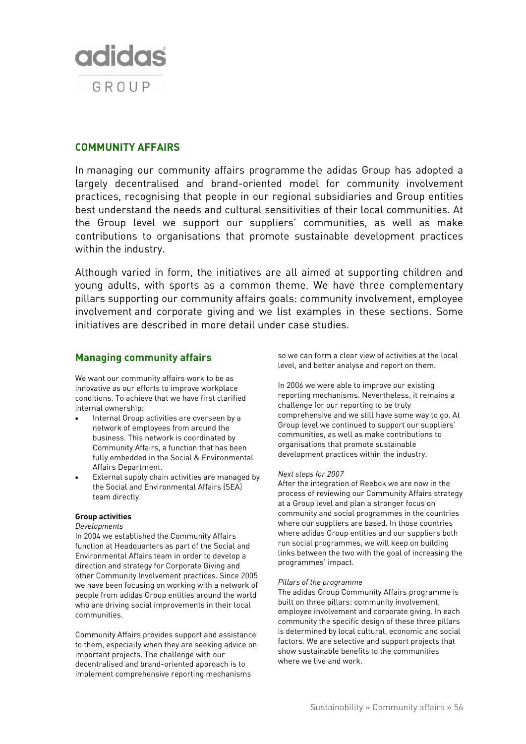# COMMUNITY AFFAIRS

In managing our community affairs programme the adidas Group has adopted a largely decentralised and brand-oriented model for community involvement practices, recognising that people in our regional subsidiaries and Group entities best understand the needs and cultural sensitivities of their local communities. At the Group level we support our suppliers' communities, as well as make contributions to organisations that promote sustainable development practices within the industry.

Although varied in form, the initiatives are all aimed at supporting children and young adults, with sports as a common theme. We have three complementary pillars supporting our community affairs goals: community involvement, employee involvement and corporate giving and we list examples in these sections. Some initiatives are described in more detail under case studies.

## Managing community affairs

We want our community affairs work to be as innovative as our efforts to improve workplace conditions. To achieve that we have first clarified internal ownership:

- Internal Group activities are overseen by a network of employees from around the business. This network is coordinated by Community Affairs, a function that has been fully embedded in the Social & Environmental Affairs Department.
- External supply chain activities are managed by the Social and Environmental Affairs (SEA) team directly.

**Group activities**

*Developments*

In 2004 we established the Community Affairs function at Headquarters as part of the Social and Environmental Affairs team in order to develop a direction and strategy for Corporate Giving and other Community Involvement practices. Since 2005 we have been focusing on working with a network of people from adidas Group entities around the world who are driving social improvements in their local communities.

Community Affairs provides support and assistance to them, especially when they are seeking advice on important projects. The challenge with our decentralised and brand-oriented approach is to implement comprehensive reporting mechanisms so we can form a clear view of activities at the local level, and better analyse and report on them.

In 2006 we were able to improve our existing reporting mechanisms. Nevertheless, it remains a challenge for our reporting to be truly comprehensive and we still have some way to go. At Group level we continued to support our suppliers' communities, as well as make contributions to organisations that promote sustainable development practices within the industry.

*Next steps for 2007*

After the integration of Reebok we are now in the process of reviewing our Community Affairs strategy at a Group level and plan a stronger focus on community and social programmes in the countries where our suppliers are based. In those countries where adidas Group entities and our suppliers both run social programmes, we will keep on building links between the two with the goal of increasing the programmes' impact.

*Pillars of the programme*

The adidas Group Community Affairs programme is built on three pillars: community involvement, employee involvement and corporate giving. In each community the specific design of these three pillars is determined by local cultural, economic and social factors. We are selective and support projects that show sustainable benefits to the communities where we live and work.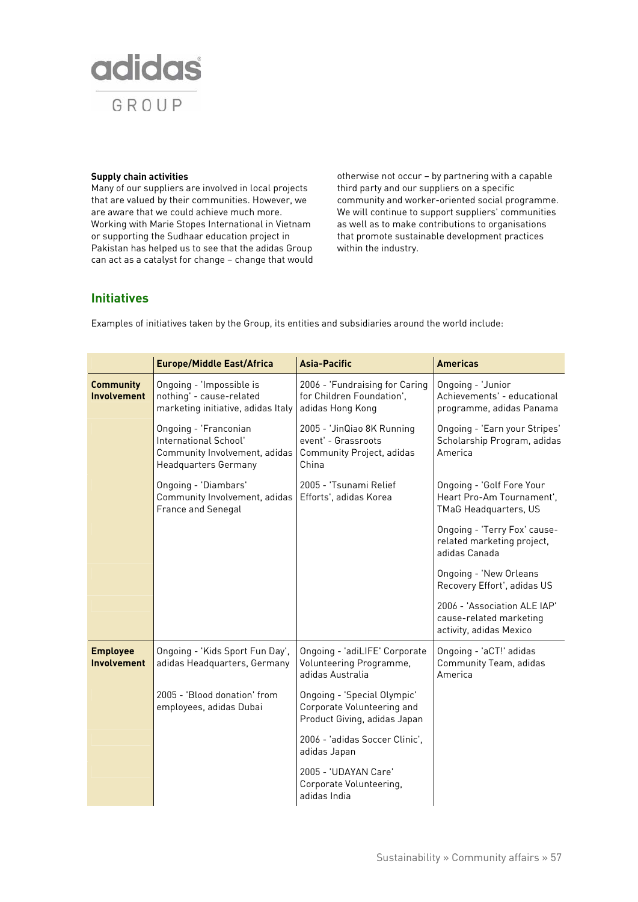**Supply chain activities**

Many of our suppliers are involved in local projects that are valued by their communities. However, we are aware that we could achieve much more. Working with Marie Stopes International in Vietnam or supporting the Sudhaar education project in Pakistan has helped us to see that the adidas Group can act as a catalyst for change – change that would otherwise not occur – by partnering with a capable third party and our suppliers on a specific community and worker-oriented social programme. We will continue to support suppliers' communities as well as to make contributions to organisations that promote sustainable development practices within the industry.

## Initiatives

Examples of initiatives taken by the Group, its entities and subsidiaries around the world include:

| | Europe/Middle East/Africa | Asia-Pacific | Americas |
|---|---|---|---|
| **Community Involvement** | Ongoing - 'Impossible is nothing' - cause-related marketing initiative, adidas Italy | 2006 - 'Fundraising for Caring for Children Foundation', adidas Hong Kong | Ongoing - 'Junior Achievements' - educational programme, adidas Panama |
| | Ongoing - 'Franconian International School' Community Involvement, adidas Headquarters Germany | 2005 - 'JinQiao 8K Running event' - Grassroots Community Project, adidas China | Ongoing - 'Earn your Stripes' Scholarship Program, adidas America |
| | Ongoing - 'Diambars' Community Involvement, adidas France and Senegal | 2005 - 'Tsunami Relief Efforts', adidas Korea | Ongoing - 'Golf Fore Your Heart Pro-Am Tournament', TMaG Headquarters, US |
| | | | Ongoing - 'Terry Fox' cause-related marketing project, adidas Canada |
| | | | Ongoing - 'New Orleans Recovery Effort', adidas US |
| | | | 2006 - 'Association ALE IAP' cause-related marketing activity, adidas Mexico |
| **Employee Involvement** | Ongoing - 'Kids Sport Fun Day', adidas Headquarters, Germany | Ongoing - 'adiLIFE' Corporate Volunteering Programme, adidas Australia | Ongoing - 'aCT!' adidas Community Team, adidas America |
| | 2005 - 'Blood donation' from employees, adidas Dubai | Ongoing - 'Special Olympic' Corporate Volunteering and Product Giving, adidas Japan | |
| | | 2006 - 'adidas Soccer Clinic', adidas Japan | |
| | | 2005 - 'UDAYAN Care' Corporate Volunteering, adidas India | |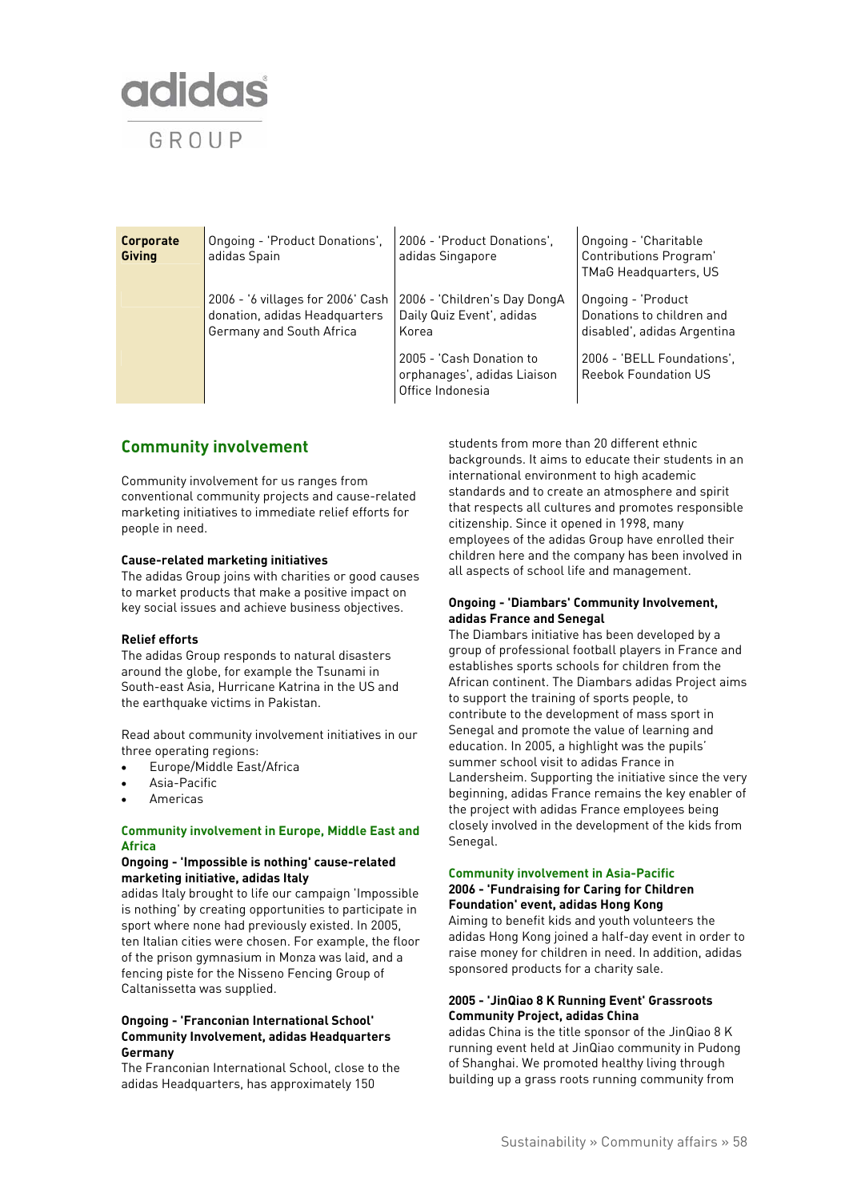| Corporate Giving | Ongoing - 'Product Donations', adidas Spain | 2006 - 'Product Donations', adidas Singapore | Ongoing - 'Charitable Contributions Program' TMaG Headquarters, US |
|---|---|---|---|
| | 2006 - '6 villages for 2006' Cash donation, adidas Headquarters Germany and South Africa | 2006 - 'Children's Day DongA Daily Quiz Event', adidas Korea | Ongoing - 'Product Donations to children and disabled', adidas Argentina |
| | | 2005 - 'Cash Donation to orphanages', adidas Liaison Office Indonesia | 2006 - 'BELL Foundations', Reebok Foundation US |

## Community involvement

Community involvement for us ranges from conventional community projects and cause-related marketing initiatives to immediate relief efforts for people in need.

**Cause-related marketing initiatives**
The adidas Group joins with charities or good causes to market products that make a positive impact on key social issues and achieve business objectives.

**Relief efforts**
The adidas Group responds to natural disasters around the globe, for example the Tsunami in South-east Asia, Hurricane Katrina in the US and the earthquake victims in Pakistan.

Read about community involvement initiatives in our three operating regions:

- Europe/Middle East/Africa
- Asia-Pacific
- Americas

### Community involvement in Europe, Middle East and Africa

**Ongoing - 'Impossible is nothing' cause-related marketing initiative, adidas Italy**
adidas Italy brought to life our campaign 'Impossible is nothing' by creating opportunities to participate in sport where none had previously existed. In 2005, ten Italian cities were chosen. For example, the floor of the prison gymnasium in Monza was laid, and a fencing piste for the Nisseno Fencing Group of Caltanissetta was supplied.

**Ongoing - 'Franconian International School' Community Involvement, adidas Headquarters Germany**
The Franconian International School, close to the adidas Headquarters, has approximately 150 students from more than 20 different ethnic backgrounds. It aims to educate their students in an international environment to high academic standards and to create an atmosphere and spirit that respects all cultures and promotes responsible citizenship. Since it opened in 1998, many employees of the adidas Group have enrolled their children here and the company has been involved in all aspects of school life and management.

**Ongoing - 'Diambars' Community Involvement, adidas France and Senegal**
The Diambars initiative has been developed by a group of professional football players in France and establishes sports schools for children from the African continent. The Diambars adidas Project aims to support the training of sports people, to contribute to the development of mass sport in Senegal and promote the value of learning and education. In 2005, a highlight was the pupils' summer school visit to adidas France in Landersheim. Supporting the initiative since the very beginning, adidas France remains the key enabler of the project with adidas France employees being closely involved in the development of the kids from Senegal.

### Community involvement in Asia-Pacific

**2006 - 'Fundraising for Caring for Children Foundation' event, adidas Hong Kong**
Aiming to benefit kids and youth volunteers the adidas Hong Kong joined a half-day event in order to raise money for children in need. In addition, adidas sponsored products for a charity sale.

**2005 - 'JinQiao 8 K Running Event' Grassroots Community Project, adidas China**
adidas China is the title sponsor of the JinQiao 8 K running event held at JinQiao community in Pudong of Shanghai. We promoted healthy living through building up a grass roots running community from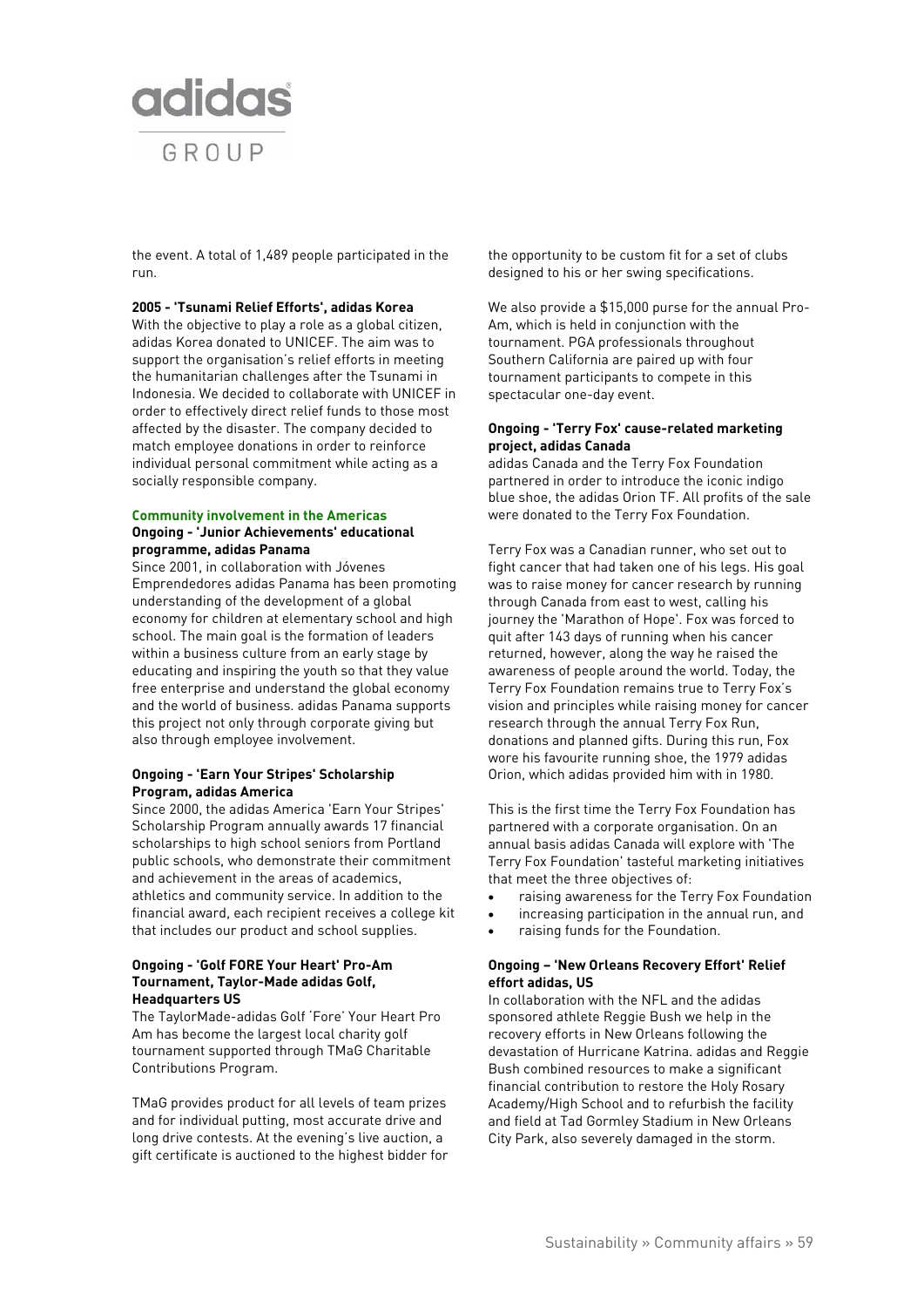the event. A total of 1,489 people participated in the run.

**2005 - 'Tsunami Relief Efforts', adidas Korea**

With the objective to play a role as a global citizen, adidas Korea donated to UNICEF. The aim was to support the organisation's relief efforts in meeting the humanitarian challenges after the Tsunami in Indonesia. We decided to collaborate with UNICEF in order to effectively direct relief funds to those most affected by the disaster. The company decided to match employee donations in order to reinforce individual personal commitment while acting as a socially responsible company.

## Community involvement in the Americas

**Ongoing - 'Junior Achievements' educational programme, adidas Panama**

Since 2001, in collaboration with Jóvenes Emprendedores adidas Panama has been promoting understanding of the development of a global economy for children at elementary school and high school. The main goal is the formation of leaders within a business culture from an early stage by educating and inspiring the youth so that they value free enterprise and understand the global economy and the world of business. adidas Panama supports this project not only through corporate giving but also through employee involvement.

**Ongoing - 'Earn Your Stripes' Scholarship Program, adidas America**

Since 2000, the adidas America 'Earn Your Stripes' Scholarship Program annually awards 17 financial scholarships to high school seniors from Portland public schools, who demonstrate their commitment and achievement in the areas of academics, athletics and community service. In addition to the financial award, each recipient receives a college kit that includes our product and school supplies.

**Ongoing - 'Golf FORE Your Heart' Pro-Am Tournament, Taylor-Made adidas Golf, Headquarters US**

The TaylorMade-adidas Golf 'Fore' Your Heart Pro Am has become the largest local charity golf tournament supported through TMaG Charitable Contributions Program.

TMaG provides product for all levels of team prizes and for individual putting, most accurate drive and long drive contests. At the evening's live auction, a gift certificate is auctioned to the highest bidder for the opportunity to be custom fit for a set of clubs designed to his or her swing specifications.

We also provide a $15,000 purse for the annual Pro-Am, which is held in conjunction with the tournament. PGA professionals throughout Southern California are paired up with four tournament participants to compete in this spectacular one-day event.

**Ongoing - 'Terry Fox' cause-related marketing project, adidas Canada**

adidas Canada and the Terry Fox Foundation partnered in order to introduce the iconic indigo blue shoe, the adidas Orion TF. All profits of the sale were donated to the Terry Fox Foundation.

Terry Fox was a Canadian runner, who set out to fight cancer that had taken one of his legs. His goal was to raise money for cancer research by running through Canada from east to west, calling his journey the 'Marathon of Hope'. Fox was forced to quit after 143 days of running when his cancer returned, however, along the way he raised the awareness of people around the world. Today, the Terry Fox Foundation remains true to Terry Fox's vision and principles while raising money for cancer research through the annual Terry Fox Run, donations and planned gifts. During this run, Fox wore his favourite running shoe, the 1979 adidas Orion, which adidas provided him with in 1980.

This is the first time the Terry Fox Foundation has partnered with a corporate organisation. On an annual basis adidas Canada will explore with 'The Terry Fox Foundation' tasteful marketing initiatives that meet the three objectives of:

- raising awareness for the Terry Fox Foundation
- increasing participation in the annual run, and
- raising funds for the Foundation.

**Ongoing – 'New Orleans Recovery Effort' Relief effort adidas, US**

In collaboration with the NFL and the adidas sponsored athlete Reggie Bush we help in the recovery efforts in New Orleans following the devastation of Hurricane Katrina. adidas and Reggie Bush combined resources to make a significant financial contribution to restore the Holy Rosary Academy/High School and to refurbish the facility and field at Tad Gormley Stadium in New Orleans City Park, also severely damaged in the storm.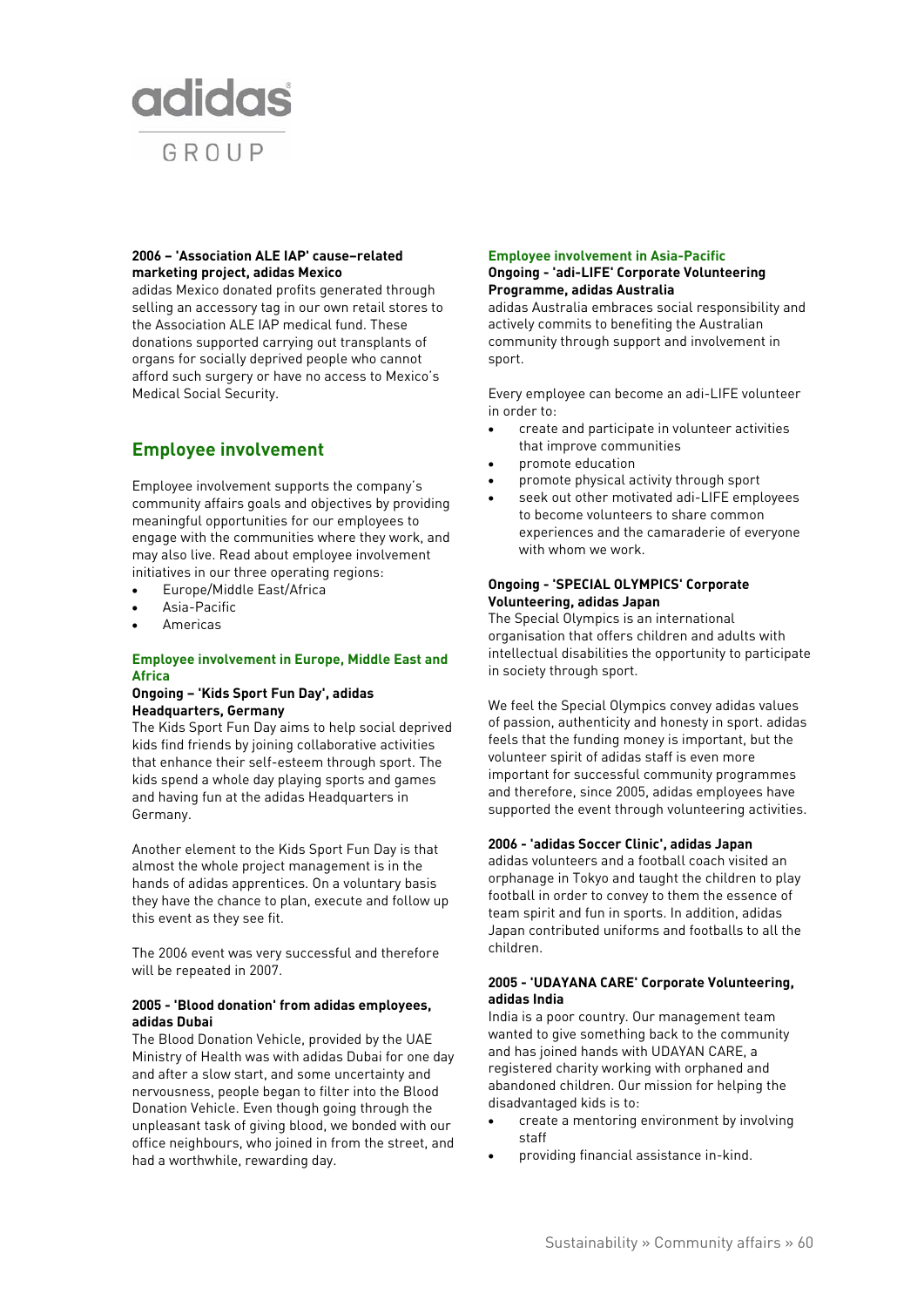**2006 – 'Association ALE IAP' cause–related marketing project, adidas Mexico**
adidas Mexico donated profits generated through selling an accessory tag in our own retail stores to the Association ALE IAP medical fund. These donations supported carrying out transplants of organs for socially deprived people who cannot afford such surgery or have no access to Mexico's Medical Social Security.

## Employee involvement

Employee involvement supports the company's community affairs goals and objectives by providing meaningful opportunities for our employees to engage with the communities where they work, and may also live. Read about employee involvement initiatives in our three operating regions:

- Europe/Middle East/Africa
- Asia-Pacific
- Americas

### Employee involvement in Europe, Middle East and Africa

**Ongoing – 'Kids Sport Fun Day', adidas Headquarters, Germany**
The Kids Sport Fun Day aims to help social deprived kids find friends by joining collaborative activities that enhance their self-esteem through sport. The kids spend a whole day playing sports and games and having fun at the adidas Headquarters in Germany.

Another element to the Kids Sport Fun Day is that almost the whole project management is in the hands of adidas apprentices. On a voluntary basis they have the chance to plan, execute and follow up this event as they see fit.

The 2006 event was very successful and therefore will be repeated in 2007.

**2005 - 'Blood donation' from adidas employees, adidas Dubai**
The Blood Donation Vehicle, provided by the UAE Ministry of Health was with adidas Dubai for one day and after a slow start, and some uncertainty and nervousness, people began to filter into the Blood Donation Vehicle. Even though going through the unpleasant task of giving blood, we bonded with our office neighbours, who joined in from the street, and had a worthwhile, rewarding day.

### Employee involvement in Asia-Pacific

**Ongoing - 'adi-LIFE' Corporate Volunteering Programme, adidas Australia**
adidas Australia embraces social responsibility and actively commits to benefiting the Australian community through support and involvement in sport.

Every employee can become an adi-LIFE volunteer in order to:

- create and participate in volunteer activities that improve communities
- promote education
- promote physical activity through sport
- seek out other motivated adi-LIFE employees to become volunteers to share common experiences and the camaraderie of everyone with whom we work.

**Ongoing - 'SPECIAL OLYMPICS' Corporate Volunteering, adidas Japan**
The Special Olympics is an international organisation that offers children and adults with intellectual disabilities the opportunity to participate in society through sport.

We feel the Special Olympics convey adidas values of passion, authenticity and honesty in sport. adidas feels that the funding money is important, but the volunteer spirit of adidas staff is even more important for successful community programmes and therefore, since 2005, adidas employees have supported the event through volunteering activities.

**2006 - 'adidas Soccer Clinic', adidas Japan**
adidas volunteers and a football coach visited an orphanage in Tokyo and taught the children to play football in order to convey to them the essence of team spirit and fun in sports. In addition, adidas Japan contributed uniforms and footballs to all the children.

**2005 - 'UDAYANA CARE' Corporate Volunteering, adidas India**
India is a poor country. Our management team wanted to give something back to the community and has joined hands with UDAYAN CARE, a registered charity working with orphaned and abandoned children. Our mission for helping the disadvantaged kids is to:

- create a mentoring environment by involving staff
- providing financial assistance in-kind.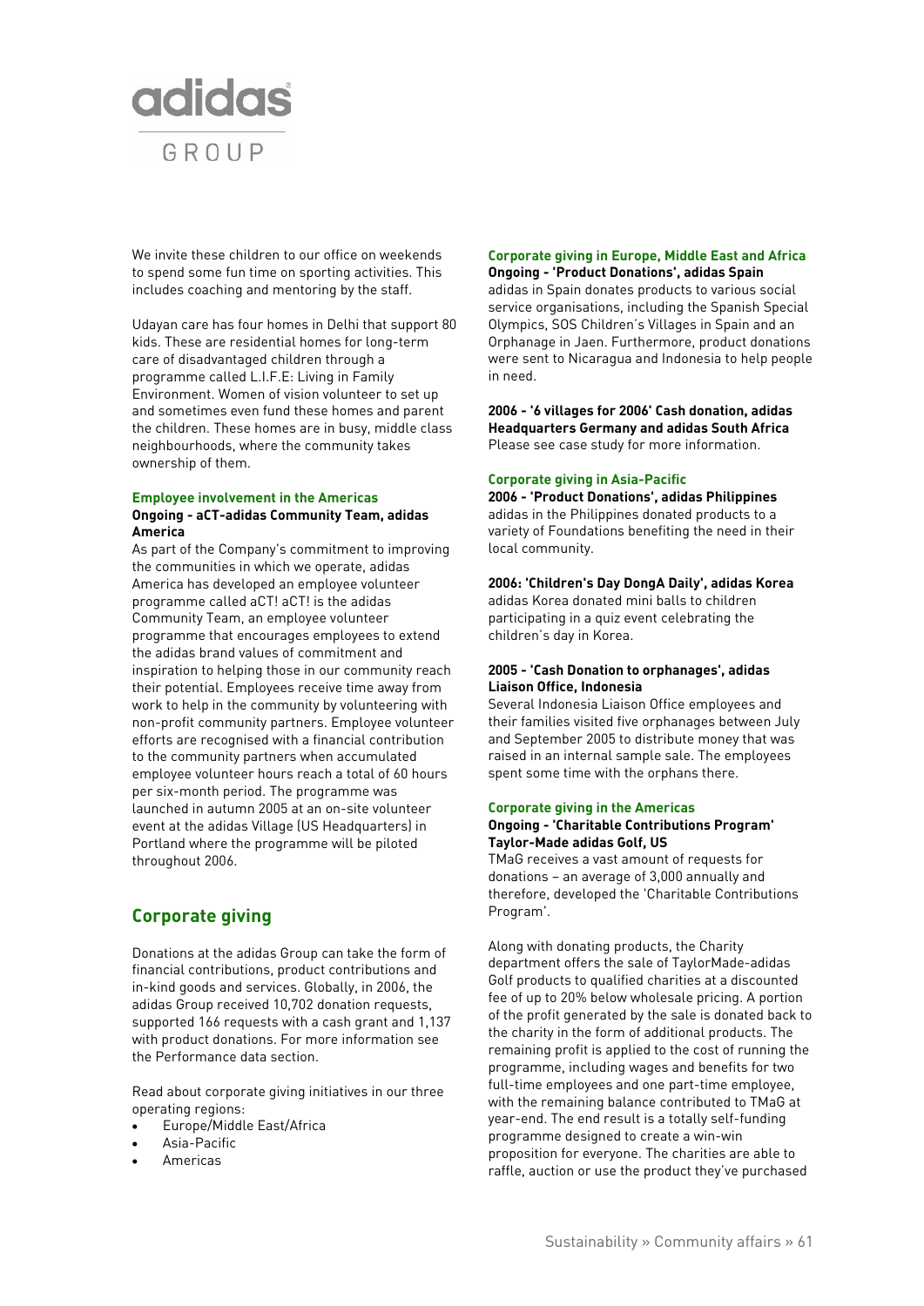We invite these children to our office on weekends to spend some fun time on sporting activities. This includes coaching and mentoring by the staff.

Udayan care has four homes in Delhi that support 80 kids. These are residential homes for long-term care of disadvantaged children through a programme called L.I.F.E: Living in Family Environment. Women of vision volunteer to set up and sometimes even fund these homes and parent the children. These homes are in busy, middle class neighbourhoods, where the community takes ownership of them.

### Employee involvement in the Americas

**Ongoing - aCT-adidas Community Team, adidas America**

As part of the Company's commitment to improving the communities in which we operate, adidas America has developed an employee volunteer programme called aCT! aCT! is the adidas Community Team, an employee volunteer programme that encourages employees to extend the adidas brand values of commitment and inspiration to helping those in our community reach their potential. Employees receive time away from work to help in the community by volunteering with non-profit community partners. Employee volunteer efforts are recognised with a financial contribution to the community partners when accumulated employee volunteer hours reach a total of 60 hours per six-month period. The programme was launched in autumn 2005 at an on-site volunteer event at the adidas Village (US Headquarters) in Portland where the programme will be piloted throughout 2006.

## Corporate giving

Donations at the adidas Group can take the form of financial contributions, product contributions and in-kind goods and services. Globally, in 2006, the adidas Group received 10,702 donation requests, supported 166 requests with a cash grant and 1,137 with product donations. For more information see the Performance data section.

Read about corporate giving initiatives in our three operating regions:

- Europe/Middle East/Africa
- Asia-Pacific
- Americas

### Corporate giving in Europe, Middle East and Africa

**Ongoing - 'Product Donations', adidas Spain**

adidas in Spain donates products to various social service organisations, including the Spanish Special Olympics, SOS Children's Villages in Spain and an Orphanage in Jaen. Furthermore, product donations were sent to Nicaragua and Indonesia to help people in need.

**2006 - '6 villages for 2006' Cash donation, adidas Headquarters Germany and adidas South Africa**

Please see case study for more information.

### Corporate giving in Asia-Pacific

**2006 - 'Product Donations', adidas Philippines**

adidas in the Philippines donated products to a variety of Foundations benefiting the need in their local community.

**2006: 'Children's Day DongA Daily', adidas Korea**

adidas Korea donated mini balls to children participating in a quiz event celebrating the children's day in Korea.

**2005 - 'Cash Donation to orphanages', adidas Liaison Office, Indonesia**

Several Indonesia Liaison Office employees and their families visited five orphanages between July and September 2005 to distribute money that was raised in an internal sample sale. The employees spent some time with the orphans there.

### Corporate giving in the Americas

**Ongoing - 'Charitable Contributions Program' Taylor-Made adidas Golf, US**

TMaG receives a vast amount of requests for donations – an average of 3,000 annually and therefore, developed the 'Charitable Contributions Program'.

Along with donating products, the Charity department offers the sale of TaylorMade-adidas Golf products to qualified charities at a discounted fee of up to 20% below wholesale pricing. A portion of the profit generated by the sale is donated back to the charity in the form of additional products. The remaining profit is applied to the cost of running the programme, including wages and benefits for two full-time employees and one part-time employee, with the remaining balance contributed to TMaG at year-end. The end result is a totally self-funding programme designed to create a win-win proposition for everyone. The charities are able to raffle, auction or use the product they've purchased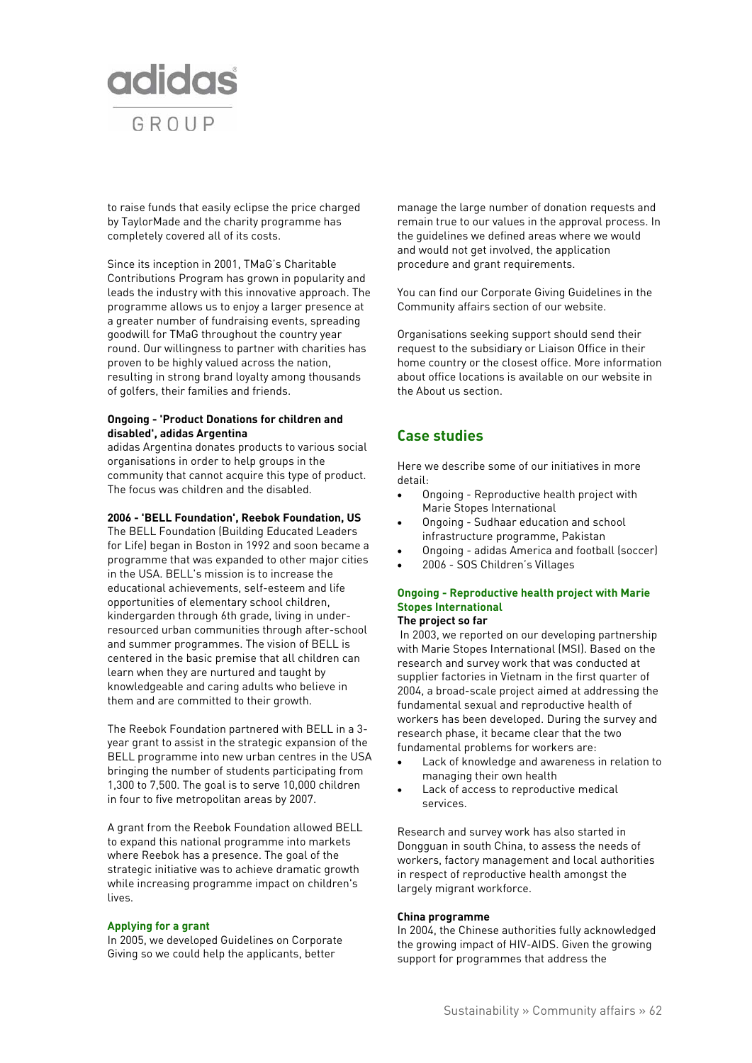to raise funds that easily eclipse the price charged by TaylorMade and the charity programme has completely covered all of its costs.

Since its inception in 2001, TMaG's Charitable Contributions Program has grown in popularity and leads the industry with this innovative approach. The programme allows us to enjoy a larger presence at a greater number of fundraising events, spreading goodwill for TMaG throughout the country year round. Our willingness to partner with charities has proven to be highly valued across the nation, resulting in strong brand loyalty among thousands of golfers, their families and friends.

**Ongoing - 'Product Donations for children and disabled', adidas Argentina**

adidas Argentina donates products to various social organisations in order to help groups in the community that cannot acquire this type of product. The focus was children and the disabled.

**2006 - 'BELL Foundation', Reebok Foundation, US**

The BELL Foundation (Building Educated Leaders for Life) began in Boston in 1992 and soon became a programme that was expanded to other major cities in the USA. BELL's mission is to increase the educational achievements, self-esteem and life opportunities of elementary school children, kindergarden through 6th grade, living in under-resourced urban communities through after-school and summer programmes. The vision of BELL is centered in the basic premise that all children can learn when they are nurtured and taught by knowledgeable and caring adults who believe in them and are committed to their growth.

The Reebok Foundation partnered with BELL in a 3-year grant to assist in the strategic expansion of the BELL programme into new urban centres in the USA bringing the number of students participating from 1,300 to 7,500. The goal is to serve 10,000 children in four to five metropolitan areas by 2007.

A grant from the Reebok Foundation allowed BELL to expand this national programme into markets where Reebok has a presence. The goal of the strategic initiative was to achieve dramatic growth while increasing programme impact on children's lives.

### Applying for a grant

In 2005, we developed Guidelines on Corporate Giving so we could help the applicants, better manage the large number of donation requests and remain true to our values in the approval process. In the guidelines we defined areas where we would and would not get involved, the application procedure and grant requirements.

You can find our Corporate Giving Guidelines in the Community affairs section of our website.

Organisations seeking support should send their request to the subsidiary or Liaison Office in their home country or the closest office. More information about office locations is available on our website in the About us section.

## Case studies

Here we describe some of our initiatives in more detail:

- Ongoing - Reproductive health project with Marie Stopes International
- Ongoing - Sudhaar education and school infrastructure programme, Pakistan
- Ongoing - adidas America and football (soccer)
- 2006 - SOS Children's Villages

### Ongoing - Reproductive health project with Marie Stopes International

**The project so far**

In 2003, we reported on our developing partnership with Marie Stopes International (MSI). Based on the research and survey work that was conducted at supplier factories in Vietnam in the first quarter of 2004, a broad-scale project aimed at addressing the fundamental sexual and reproductive health of workers has been developed. During the survey and research phase, it became clear that the two fundamental problems for workers are:

- Lack of knowledge and awareness in relation to managing their own health
- Lack of access to reproductive medical services.

Research and survey work has also started in Dongguan in south China, to assess the needs of workers, factory management and local authorities in respect of reproductive health amongst the largely migrant workforce.

**China programme**

In 2004, the Chinese authorities fully acknowledged the growing impact of HIV-AIDS. Given the growing support for programmes that address the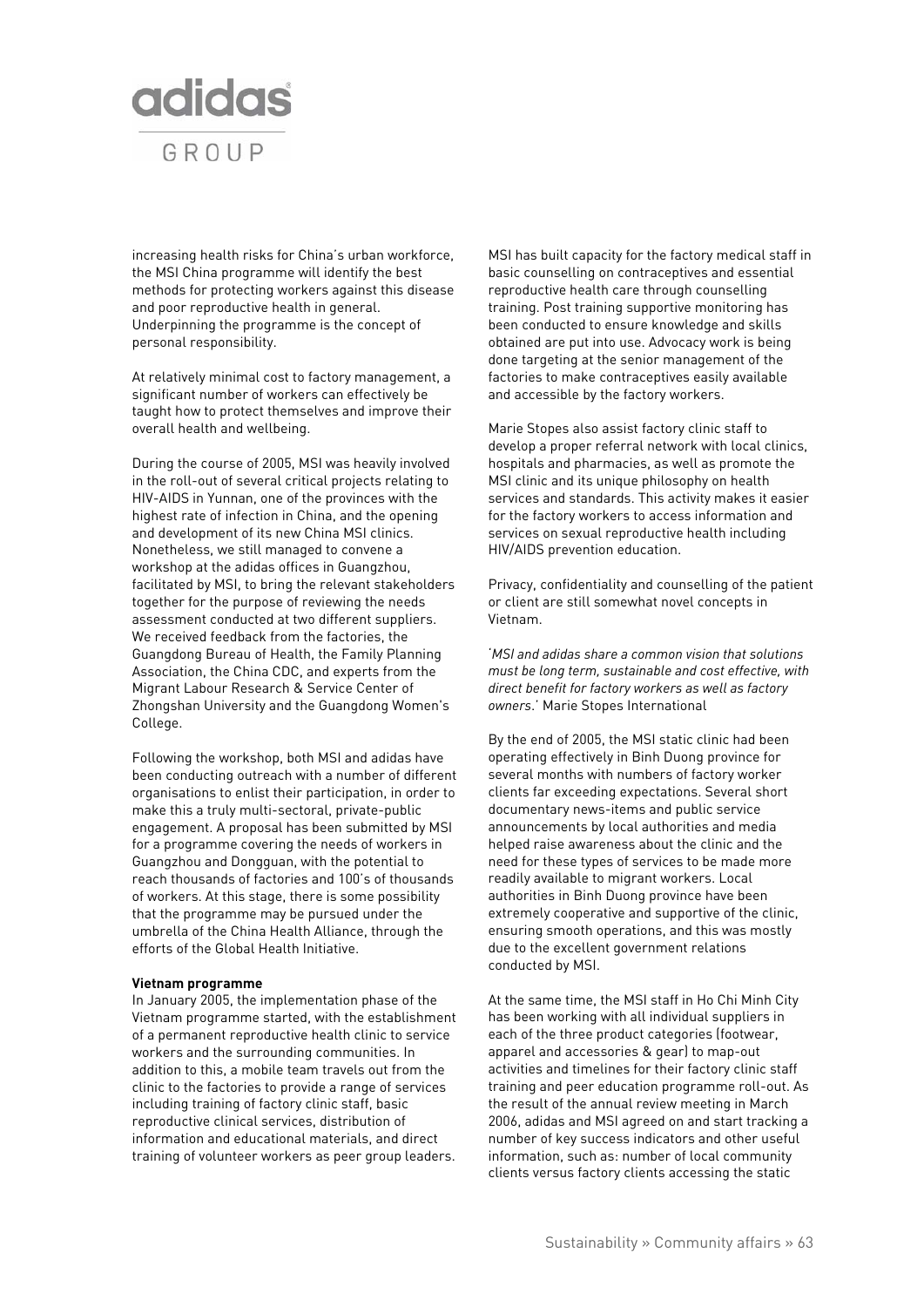increasing health risks for China's urban workforce, the MSI China programme will identify the best methods for protecting workers against this disease and poor reproductive health in general. Underpinning the programme is the concept of personal responsibility.

At relatively minimal cost to factory management, a significant number of workers can effectively be taught how to protect themselves and improve their overall health and wellbeing.

During the course of 2005, MSI was heavily involved in the roll-out of several critical projects relating to HIV-AIDS in Yunnan, one of the provinces with the highest rate of infection in China, and the opening and development of its new China MSI clinics. Nonetheless, we still managed to convene a workshop at the adidas offices in Guangzhou, facilitated by MSI, to bring the relevant stakeholders together for the purpose of reviewing the needs assessment conducted at two different suppliers. We received feedback from the factories, the Guangdong Bureau of Health, the Family Planning Association, the China CDC, and experts from the Migrant Labour Research & Service Center of Zhongshan University and the Guangdong Women's College.

Following the workshop, both MSI and adidas have been conducting outreach with a number of different organisations to enlist their participation, in order to make this a truly multi-sectoral, private-public engagement. A proposal has been submitted by MSI for a programme covering the needs of workers in Guangzhou and Dongguan, with the potential to reach thousands of factories and 100's of thousands of workers. At this stage, there is some possibility that the programme may be pursued under the umbrella of the China Health Alliance, through the efforts of the Global Health Initiative.

**Vietnam programme**

In January 2005, the implementation phase of the Vietnam programme started, with the establishment of a permanent reproductive health clinic to service workers and the surrounding communities. In addition to this, a mobile team travels out from the clinic to the factories to provide a range of services including training of factory clinic staff, basic reproductive clinical services, distribution of information and educational materials, and direct training of volunteer workers as peer group leaders.

MSI has built capacity for the factory medical staff in basic counselling on contraceptives and essential reproductive health care through counselling training. Post training supportive monitoring has been conducted to ensure knowledge and skills obtained are put into use. Advocacy work is being done targeting at the senior management of the factories to make contraceptives easily available and accessible by the factory workers.

Marie Stopes also assist factory clinic staff to develop a proper referral network with local clinics, hospitals and pharmacies, as well as promote the MSI clinic and its unique philosophy on health services and standards. This activity makes it easier for the factory workers to access information and services on sexual reproductive health including HIV/AIDS prevention education.

Privacy, confidentiality and counselling of the patient or client are still somewhat novel concepts in Vietnam.

'*MSI and adidas share a common vision that solutions must be long term, sustainable and cost effective, with direct benefit for factory workers as well as factory owners.*' Marie Stopes International

By the end of 2005, the MSI static clinic had been operating effectively in Binh Duong province for several months with numbers of factory worker clients far exceeding expectations. Several short documentary news-items and public service announcements by local authorities and media helped raise awareness about the clinic and the need for these types of services to be made more readily available to migrant workers. Local authorities in Binh Duong province have been extremely cooperative and supportive of the clinic, ensuring smooth operations, and this was mostly due to the excellent government relations conducted by MSI.

At the same time, the MSI staff in Ho Chi Minh City has been working with all individual suppliers in each of the three product categories (footwear, apparel and accessories & gear) to map-out activities and timelines for their factory clinic staff training and peer education programme roll-out. As the result of the annual review meeting in March 2006, adidas and MSI agreed on and start tracking a number of key success indicators and other useful information, such as: number of local community clients versus factory clients accessing the static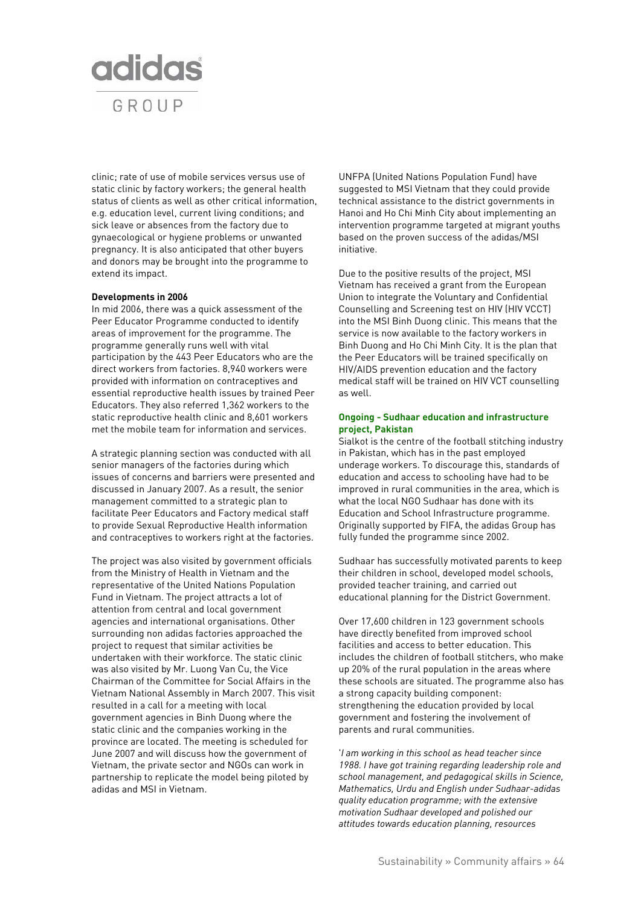clinic; rate of use of mobile services versus use of static clinic by factory workers; the general health status of clients as well as other critical information, e.g. education level, current living conditions; and sick leave or absences from the factory due to gynaecological or hygiene problems or unwanted pregnancy. It is also anticipated that other buyers and donors may be brought into the programme to extend its impact.

**Developments in 2006**

In mid 2006, there was a quick assessment of the Peer Educator Programme conducted to identify areas of improvement for the programme. The programme generally runs well with vital participation by the 443 Peer Educators who are the direct workers from factories. 8,940 workers were provided with information on contraceptives and essential reproductive health issues by trained Peer Educators. They also referred 1,362 workers to the static reproductive health clinic and 8,601 workers met the mobile team for information and services.

A strategic planning section was conducted with all senior managers of the factories during which issues of concerns and barriers were presented and discussed in January 2007. As a result, the senior management committed to a strategic plan to facilitate Peer Educators and Factory medical staff to provide Sexual Reproductive Health information and contraceptives to workers right at the factories.

The project was also visited by government officials from the Ministry of Health in Vietnam and the representative of the United Nations Population Fund in Vietnam. The project attracts a lot of attention from central and local government agencies and international organisations. Other surrounding non adidas factories approached the project to request that similar activities be undertaken with their workforce. The static clinic was also visited by Mr. Luong Van Cu, the Vice Chairman of the Committee for Social Affairs in the Vietnam National Assembly in March 2007. This visit resulted in a call for a meeting with local government agencies in Binh Duong where the static clinic and the companies working in the province are located. The meeting is scheduled for June 2007 and will discuss how the government of Vietnam, the private sector and NGOs can work in partnership to replicate the model being piloted by adidas and MSI in Vietnam.

UNFPA (United Nations Population Fund) have suggested to MSI Vietnam that they could provide technical assistance to the district governments in Hanoi and Ho Chi Minh City about implementing an intervention programme targeted at migrant youths based on the proven success of the adidas/MSI initiative.

Due to the positive results of the project, MSI Vietnam has received a grant from the European Union to integrate the Voluntary and Confidential Counselling and Screening test on HIV (HIV VCCT) into the MSI Binh Duong clinic. This means that the service is now available to the factory workers in Binh Duong and Ho Chi Minh City. It is the plan that the Peer Educators will be trained specifically on HIV/AIDS prevention education and the factory medical staff will be trained on HIV VCT counselling as well.

**Ongoing - Sudhaar education and infrastructure project, Pakistan**

Sialkot is the centre of the football stitching industry in Pakistan, which has in the past employed underage workers. To discourage this, standards of education and access to schooling have had to be improved in rural communities in the area, which is what the local NGO Sudhaar has done with its Education and School Infrastructure programme. Originally supported by FIFA, the adidas Group has fully funded the programme since 2002.

Sudhaar has successfully motivated parents to keep their children in school, developed model schools, provided teacher training, and carried out educational planning for the District Government.

Over 17,600 children in 123 government schools have directly benefited from improved school facilities and access to better education. This includes the children of football stitchers, who make up 20% of the rural population in the areas where these schools are situated. The programme also has a strong capacity building component: strengthening the education provided by local government and fostering the involvement of parents and rural communities.

'*I am working in this school as head teacher since 1988. I have got training regarding leadership role and school management, and pedagogical skills in Science, Mathematics, Urdu and English under Sudhaar-adidas quality education programme; with the extensive motivation Sudhaar developed and polished our attitudes towards education planning, resources*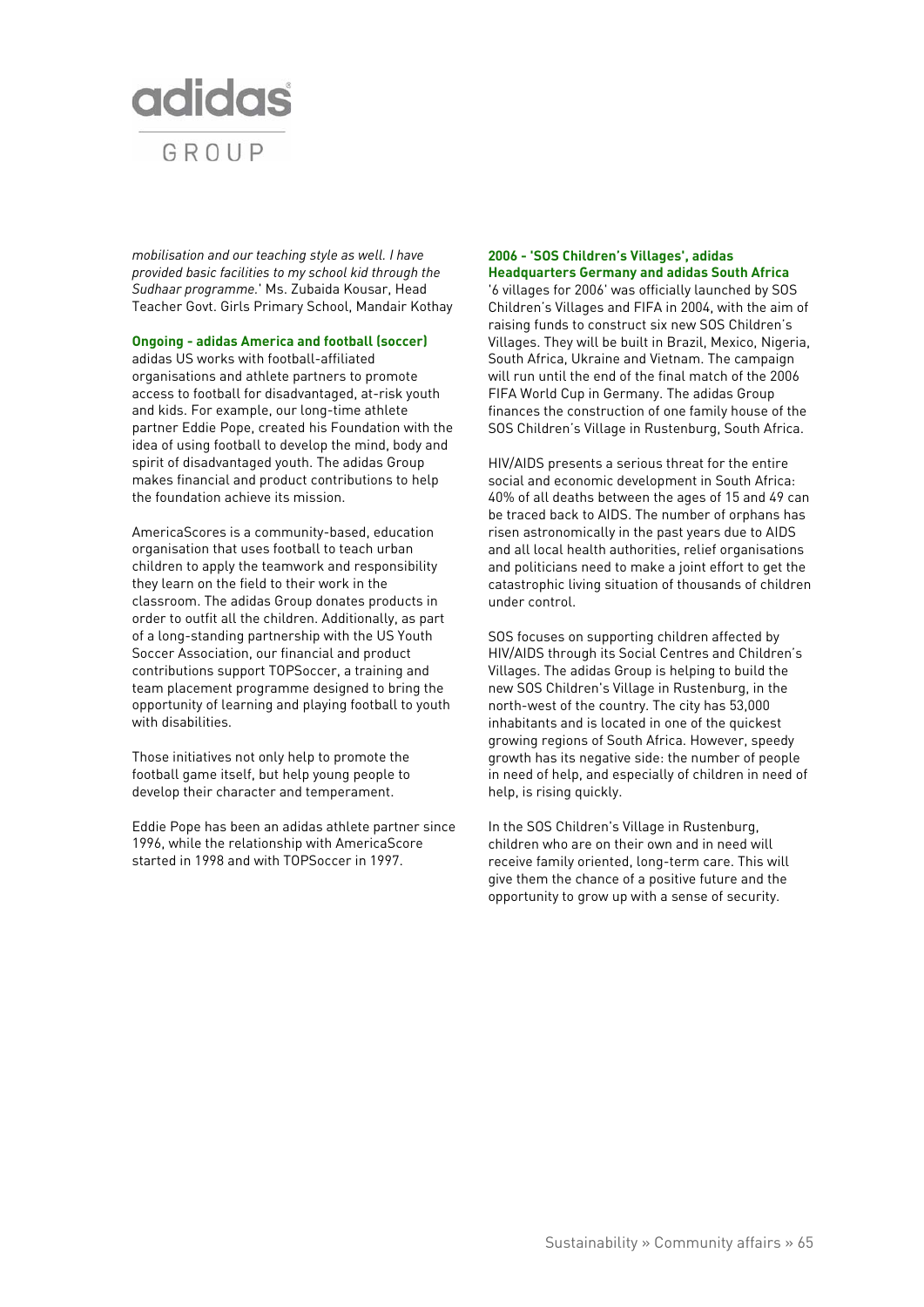*mobilisation and our teaching style as well. I have provided basic facilities to my school kid through the Sudhaar programme.*' Ms. Zubaida Kousar, Head Teacher Govt. Girls Primary School, Mandair Kothay

**Ongoing - adidas America and football (soccer)**

adidas US works with football-affiliated organisations and athlete partners to promote access to football for disadvantaged, at-risk youth and kids. For example, our long-time athlete partner Eddie Pope, created his Foundation with the idea of using football to develop the mind, body and spirit of disadvantaged youth. The adidas Group makes financial and product contributions to help the foundation achieve its mission.

AmericaScores is a community-based, education organisation that uses football to teach urban children to apply the teamwork and responsibility they learn on the field to their work in the classroom. The adidas Group donates products in order to outfit all the children. Additionally, as part of a long-standing partnership with the US Youth Soccer Association, our financial and product contributions support TOPSoccer, a training and team placement programme designed to bring the opportunity of learning and playing football to youth with disabilities.

Those initiatives not only help to promote the football game itself, but help young people to develop their character and temperament.

Eddie Pope has been an adidas athlete partner since 1996, while the relationship with AmericaScore started in 1998 and with TOPSoccer in 1997.

**2006 - 'SOS Children's Villages', adidas Headquarters Germany and adidas South Africa**

'6 villages for 2006' was officially launched by SOS Children's Villages and FIFA in 2004, with the aim of raising funds to construct six new SOS Children's Villages. They will be built in Brazil, Mexico, Nigeria, South Africa, Ukraine and Vietnam. The campaign will run until the end of the final match of the 2006 FIFA World Cup in Germany. The adidas Group finances the construction of one family house of the SOS Children's Village in Rustenburg, South Africa.

HIV/AIDS presents a serious threat for the entire social and economic development in South Africa: 40% of all deaths between the ages of 15 and 49 can be traced back to AIDS. The number of orphans has risen astronomically in the past years due to AIDS and all local health authorities, relief organisations and politicians need to make a joint effort to get the catastrophic living situation of thousands of children under control.

SOS focuses on supporting children affected by HIV/AIDS through its Social Centres and Children's Villages. The adidas Group is helping to build the new SOS Children's Village in Rustenburg, in the north-west of the country. The city has 53,000 inhabitants and is located in one of the quickest growing regions of South Africa. However, speedy growth has its negative side: the number of people in need of help, and especially of children in need of help, is rising quickly.

In the SOS Children's Village in Rustenburg, children who are on their own and in need will receive family oriented, long-term care. This will give them the chance of a positive future and the opportunity to grow up with a sense of security.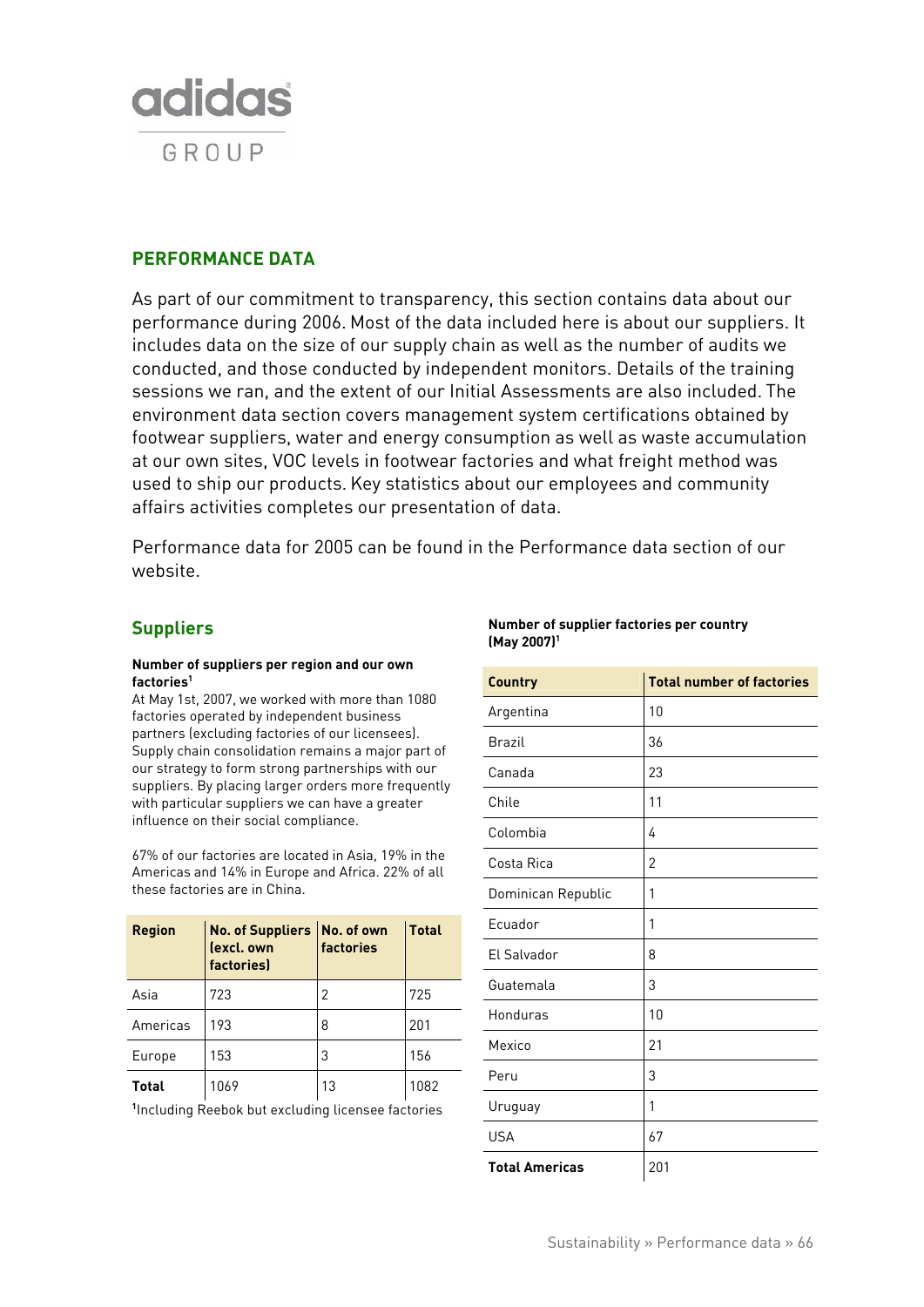## PERFORMANCE DATA

As part of our commitment to transparency, this section contains data about our performance during 2006. Most of the data included here is about our suppliers. It includes data on the size of our supply chain as well as the number of audits we conducted, and those conducted by independent monitors. Details of the training sessions we ran, and the extent of our Initial Assessments are also included. The environment data section covers management system certifications obtained by footwear suppliers, water and energy consumption as well as waste accumulation at our own sites, VOC levels in footwear factories and what freight method was used to ship our products. Key statistics about our employees and community affairs activities completes our presentation of data.

Performance data for 2005 can be found in the Performance data section of our website.

### Suppliers

**Number of suppliers per region and our own factories[1]**

At May 1st, 2007, we worked with more than 1080 factories operated by independent business partners (excluding factories of our licensees). Supply chain consolidation remains a major part of our strategy to form strong partnerships with our suppliers. By placing larger orders more frequently with particular suppliers we can have a greater influence on their social compliance.

67% of our factories are located in Asia, 19% in the Americas and 14% in Europe and Africa. 22% of all these factories are in China.

| Region | No. of Suppliers (excl. own factories) | No. of own factories | Total |
|---|---|---|---|
| Asia | 723 | 2 | 725 |
| Americas | 193 | 8 | 201 |
| Europe | 153 | 3 | 156 |
| **Total** | 1069 | 13 | 1082 |

[1]Including Reebok but excluding licensee factories

**Number of supplier factories per country (May 2007)[1]**

| Country | Total number of factories |
|---|---|
| Argentina | 10 |
| Brazil | 36 |
| Canada | 23 |
| Chile | 11 |
| Colombia | 4 |
| Costa Rica | 2 |
| Dominican Republic | 1 |
| Ecuador | 1 |
| El Salvador | 8 |
| Guatemala | 3 |
| Honduras | 10 |
| Mexico | 21 |
| Peru | 3 |
| Uruguay | 1 |
| USA | 67 |
| **Total Americas** | 201 |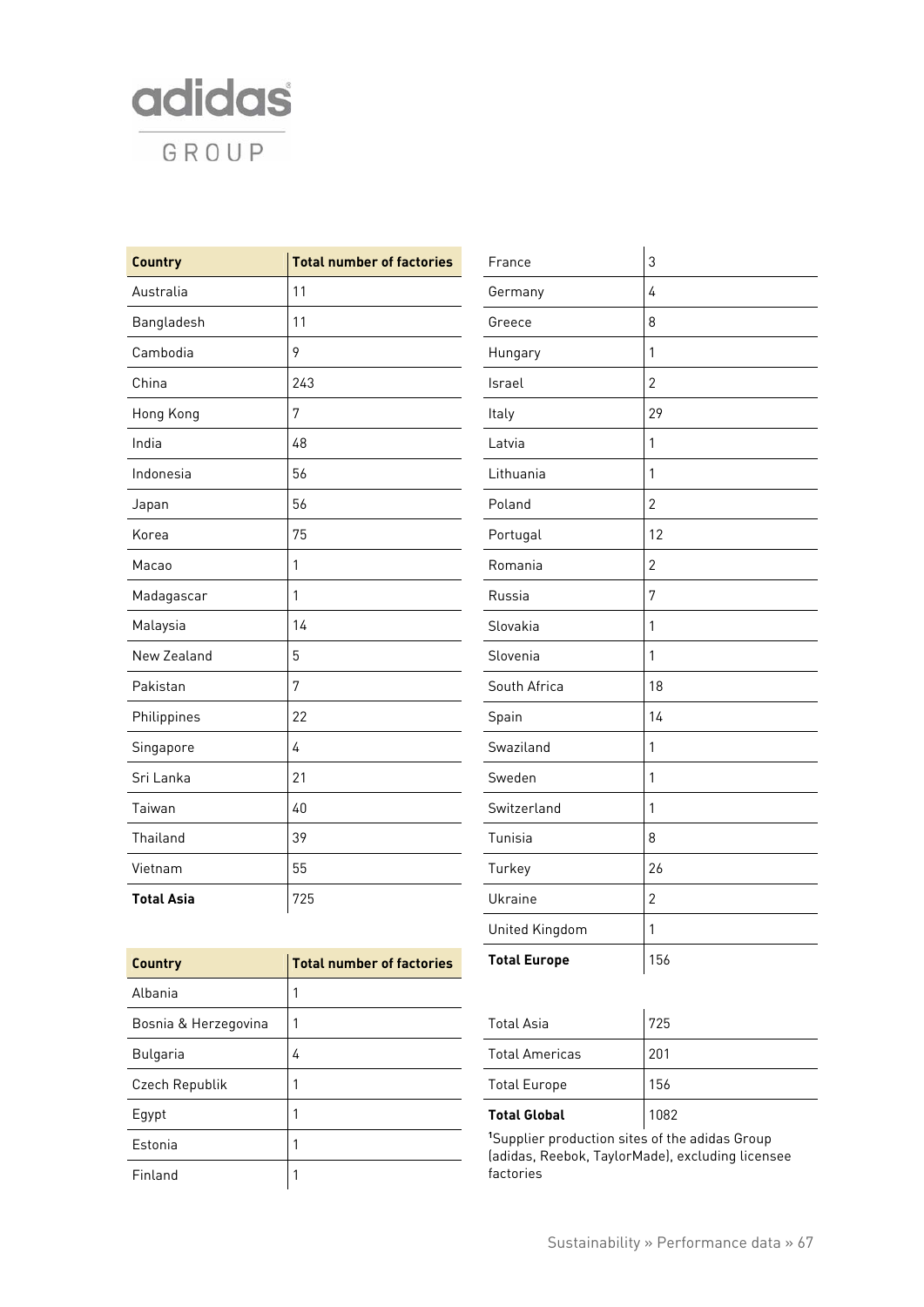| Country | Total number of factories |
|---|---|
| Australia | 11 |
| Bangladesh | 11 |
| Cambodia | 9 |
| China | 243 |
| Hong Kong | 7 |
| India | 48 |
| Indonesia | 56 |
| Japan | 56 |
| Korea | 75 |
| Macao | 1 |
| Madagascar | 1 |
| Malaysia | 14 |
| New Zealand | 5 |
| Pakistan | 7 |
| Philippines | 22 |
| Singapore | 4 |
| Sri Lanka | 21 |
| Taiwan | 40 |
| Thailand | 39 |
| Vietnam | 55 |
| **Total Asia** | 725 |

| Country | Total number of factories |
|---|---|
| Albania | 1 |
| Bosnia & Herzegovina | 1 |
| Bulgaria | 4 |
| Czech Republik | 1 |
| Egypt | 1 |
| Estonia | 1 |
| Finland | 1 |
| France | 3 |
| Germany | 4 |
| Greece | 8 |
| Hungary | 1 |
| Israel | 2 |
| Italy | 29 |
| Latvia | 1 |
| Lithuania | 1 |
| Poland | 2 |
| Portugal | 12 |
| Romania | 2 |
| Russia | 7 |
| Slovakia | 1 |
| Slovenia | 1 |
| South Africa | 18 |
| Spain | 14 |
| Swaziland | 1 |
| Sweden | 1 |
| Switzerland | 1 |
| Tunisia | 8 |
| Turkey | 26 |
| Ukraine | 2 |
| United Kingdom | 1 |
| **Total Europe** | 156 |

| | |
|---|---|
| Total Asia | 725 |
| Total Americas | 201 |
| Total Europe | 156 |
| **Total Global** | 1082 |

[1]Supplier production sites of the adidas Group (adidas, Reebok, TaylorMade), excluding licensee factories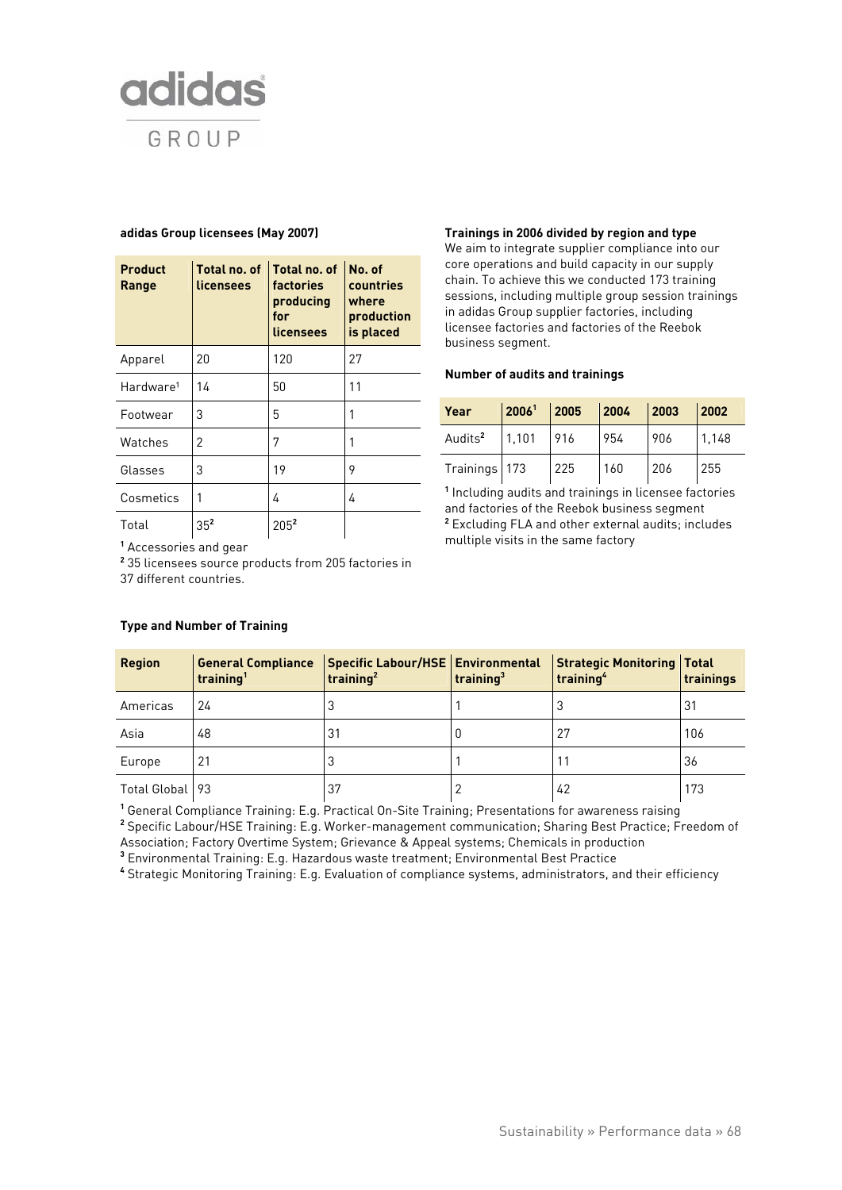### adidas Group licensees (May 2007)

| Product Range | Total no. of licensees | Total no. of factories producing for licensees | No. of countries where production is placed |
|---|---|---|---|
| Apparel | 20 | 120 | 27 |
| Hardware[1] | 14 | 50 | 11 |
| Footwear | 3 | 5 | 1 |
| Watches | 2 | 7 | 1 |
| Glasses | 3 | 19 | 9 |
| Cosmetics | 1 | 4 | 4 |
| Total | 35[2] | 205[2] | |

[1] Accessories and gear

[2] 35 licensees source products from 205 factories in 37 different countries.

### Trainings in 2006 divided by region and type

We aim to integrate supplier compliance into our core operations and build capacity in our supply chain. To achieve this we conducted 173 training sessions, including multiple group session trainings in adidas Group supplier factories, including licensee factories and factories of the Reebok business segment.

### Number of audits and trainings

| Year | 2006[1] | 2005 | 2004 | 2003 | 2002 |
|---|---|---|---|---|---|
| Audits[2] | 1,101 | 916 | 954 | 906 | 1,148 |
| Trainings | 173 | 225 | 160 | 206 | 255 |

[1] Including audits and trainings in licensee factories and factories of the Reebok business segment

[2] Excluding FLA and other external audits; includes multiple visits in the same factory

### Type and Number of Training

| Region | General Compliance training[1] | Specific Labour/HSE training[2] | Environmental training[3] | Strategic Monitoring training[4] | Total trainings |
|---|---|---|---|---|---|
| Americas | 24 | 3 | 1 | 3 | 31 |
| Asia | 48 | 31 | 0 | 27 | 106 |
| Europe | 21 | 3 | 1 | 11 | 36 |
| Total Global | 93 | 37 | 2 | 42 | 173 |

[1] General Compliance Training: E.g. Practical On-Site Training; Presentations for awareness raising

[2] Specific Labour/HSE Training: E.g. Worker-management communication; Sharing Best Practice; Freedom of Association; Factory Overtime System; Grievance & Appeal systems; Chemicals in production

[3] Environmental Training: E.g. Hazardous waste treatment; Environmental Best Practice

[4] Strategic Monitoring Training: E.g. Evaluation of compliance systems, administrators, and their efficiency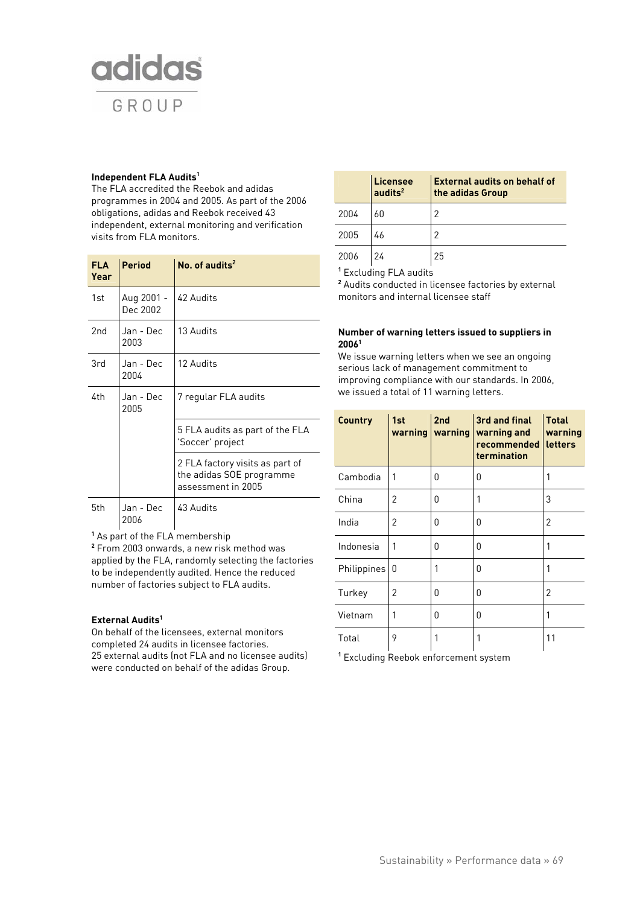### Independent FLA Audits[1]

The FLA accredited the Reebok and adidas programmes in 2004 and 2005. As part of the 2006 obligations, adidas and Reebok received 43 independent, external monitoring and verification visits from FLA monitors.

| FLA Year | Period | No. of audits[2] |
|---|---|---|
| 1st | Aug 2001 - Dec 2002 | 42 Audits |
| 2nd | Jan - Dec 2003 | 13 Audits |
| 3rd | Jan - Dec 2004 | 12 Audits |
| 4th | Jan - Dec 2005 | 7 regular FLA audits |
| | | 5 FLA audits as part of the FLA 'Soccer' project |
| | | 2 FLA factory visits as part of the adidas SOE programme assessment in 2005 |
| 5th | Jan - Dec 2006 | 43 Audits |

[1] As part of the FLA membership
[2] From 2003 onwards, a new risk method was applied by the FLA, randomly selecting the factories to be independently audited. Hence the reduced number of factories subject to FLA audits.

### External Audits[1]

On behalf of the licensees, external monitors completed 24 audits in licensee factories. 25 external audits (not FLA and no licensee audits) were conducted on behalf of the adidas Group.

| | Licensee audits[2] | External audits on behalf of the adidas Group |
|---|---|---|
| 2004 | 60 | 2 |
| 2005 | 46 | 2 |
| 2006 | 24 | 25 |

[1] Excluding FLA audits
[2] Audits conducted in licensee factories by external monitors and internal licensee staff

### Number of warning letters issued to suppliers in 2006[1]

We issue warning letters when we see an ongoing serious lack of management commitment to improving compliance with our standards. In 2006, we issued a total of 11 warning letters.

| Country | 1st warning | 2nd warning | 3rd and final warning and recommended termination | Total warning letters |
|---|---|---|---|---|
| Cambodia | 1 | 0 | 0 | 1 |
| China | 2 | 0 | 1 | 3 |
| India | 2 | 0 | 0 | 2 |
| Indonesia | 1 | 0 | 0 | 1 |
| Philippines | 0 | 1 | 0 | 1 |
| Turkey | 2 | 0 | 0 | 2 |
| Vietnam | 1 | 0 | 0 | 1 |
| Total | 9 | 1 | 1 | 11 |

[1] Excluding Reebok enforcement system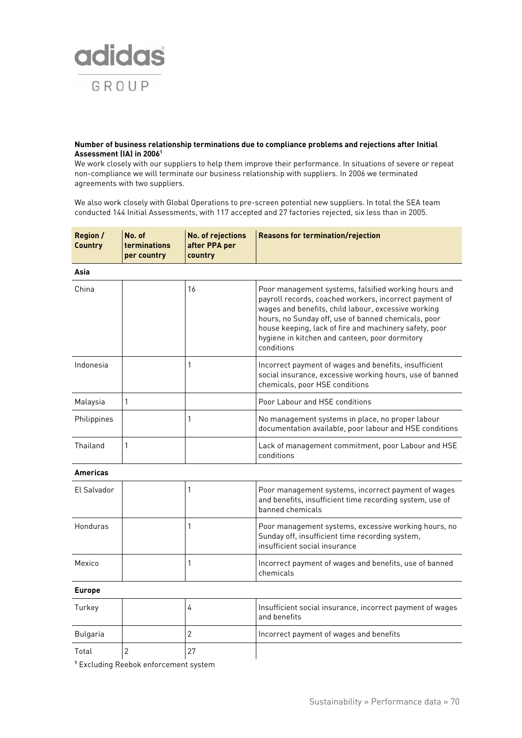**Number of business relationship terminations due to compliance problems and rejections after Initial Assessment (IA) in 2006[1]**

We work closely with our suppliers to help them improve their performance. In situations of severe or repeat non-compliance we will terminate our business relationship with suppliers. In 2006 we terminated agreements with two suppliers.

We also work closely with Global Operations to pre-screen potential new suppliers. In total the SEA team conducted 144 Initial Assessments, with 117 accepted and 27 factories rejected, six less than in 2005.

| Region / Country | No. of terminations per country | No. of rejections after PPA per country | Reasons for termination/rejection |
|---|---|---|---|
| **Asia** | | | |
| China | | 16 | Poor management systems, falsified working hours and payroll records, coached workers, incorrect payment of wages and benefits, child labour, excessive working hours, no Sunday off, use of banned chemicals, poor house keeping, lack of fire and machinery safety, poor hygiene in kitchen and canteen, poor dormitory conditions |
| Indonesia | | 1 | Incorrect payment of wages and benefits, insufficient social insurance, excessive working hours, use of banned chemicals, poor HSE conditions |
| Malaysia | 1 | | Poor Labour and HSE conditions |
| Philippines | | 1 | No management systems in place, no proper labour documentation available, poor labour and HSE conditions |
| Thailand | 1 | | Lack of management commitment, poor Labour and HSE conditions |
| **Americas** | | | |
| El Salvador | | 1 | Poor management systems, incorrect payment of wages and benefits, insufficient time recording system, use of banned chemicals |
| Honduras | | 1 | Poor management systems, excessive working hours, no Sunday off, insufficient time recording system, insufficient social insurance |
| Mexico | | 1 | Incorrect payment of wages and benefits, use of banned chemicals |
| **Europe** | | | |
| Turkey | | 4 | Insufficient social insurance, incorrect payment of wages and benefits |
| Bulgaria | | 2 | Incorrect payment of wages and benefits |
| Total | 2 | 27 | |

[1] Excluding Reebok enforcement system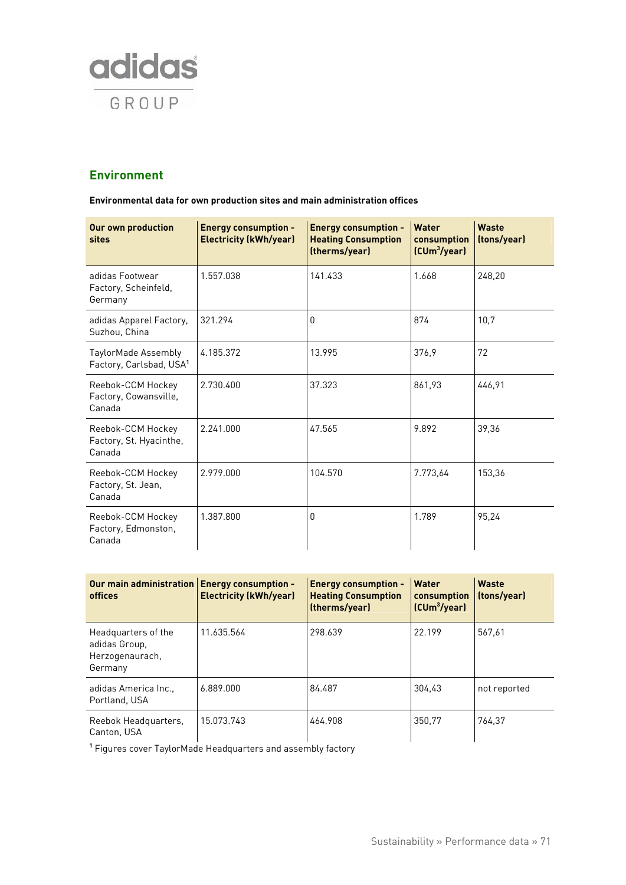## Environment

**Environmental data for own production sites and main administration offices**

| Our own production sites | Energy consumption - Electricity (kWh/year) | Energy consumption - Heating Consumption (therms/year) | Water consumption ($CUm^3$/year) | Waste (tons/year) |
|---|---|---|---|---|
| adidas Footwear Factory, Scheinfeld, Germany | 1.557.038 | 141.433 | 1.668 | 248,20 |
| adidas Apparel Factory, Suzhou, China | 321.294 | 0 | 874 | 10,7 |
| TaylorMade Assembly Factory, Carlsbad, USA[1] | 4.185.372 | 13.995 | 376,9 | 72 |
| Reebok-CCM Hockey Factory, Cowansville, Canada | 2.730.400 | 37.323 | 861,93 | 446,91 |
| Reebok-CCM Hockey Factory, St. Hyacinthe, Canada | 2.241.000 | 47.565 | 9.892 | 39,36 |
| Reebok-CCM Hockey Factory, St. Jean, Canada | 2.979.000 | 104.570 | 7.773,64 | 153,36 |
| Reebok-CCM Hockey Factory, Edmonston, Canada | 1.387.800 | 0 | 1.789 | 95,24 |

| Our main administration offices | Energy consumption - Electricity (kWh/year) | Energy consumption - Heating Consumption (therms/year) | Water consumption ($CUm^3$/year) | Waste (tons/year) |
|---|---|---|---|---|
| Headquarters of the adidas Group, Herzogenaurach, Germany | 11.635.564 | 298.639 | 22.199 | 567,61 |
| adidas America Inc., Portland, USA | 6.889.000 | 84.487 | 304,43 | not reported |
| Reebok Headquarters, Canton, USA | 15.073.743 | 464.908 | 350,77 | 764,37 |

[1] Figures cover TaylorMade Headquarters and assembly factory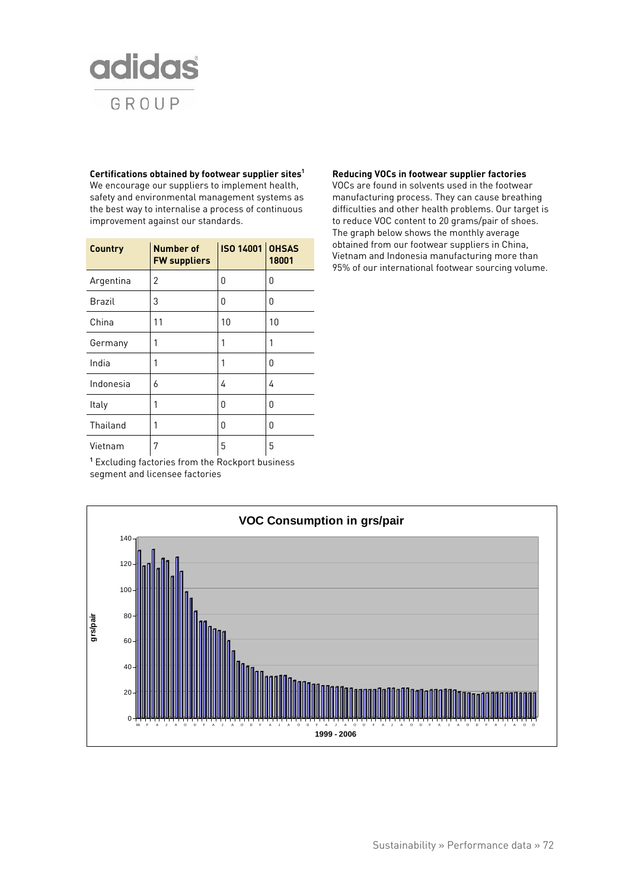### Certifications obtained by footwear supplier sites[1]

We encourage our suppliers to implement health, safety and environmental management systems as the best way to internalise a process of continuous improvement against our standards.

| Country | Number of FW suppliers | ISO 14001 | OHSAS 18001 |
|---|---|---|---|
| Argentina | 2 | 0 | 0 |
| Brazil | 3 | 0 | 0 |
| China | 11 | 10 | 10 |
| Germany | 1 | 1 | 1 |
| India | 1 | 1 | 0 |
| Indonesia | 6 | 4 | 4 |
| Italy | 1 | 0 | 0 |
| Thailand | 1 | 0 | 0 |
| Vietnam | 7 | 5 | 5 |

[1] Excluding factories from the Rockport business segment and licensee factories

### Reducing VOCs in footwear supplier factories

VOCs are found in solvents used in the footwear manufacturing process. They can cause breathing difficulties and other health problems. Our target is to reduce VOC content to 20 grams/pair of shoes. The graph below shows the monthly average obtained from our footwear suppliers in China, Vietnam and Indonesia manufacturing more than 95% of our international footwear sourcing volume.

**VOC Consumption in grs/pair**

(Chart: y-axis "grs/pair", 0–140; x-axis "1999 - 2006", monthly)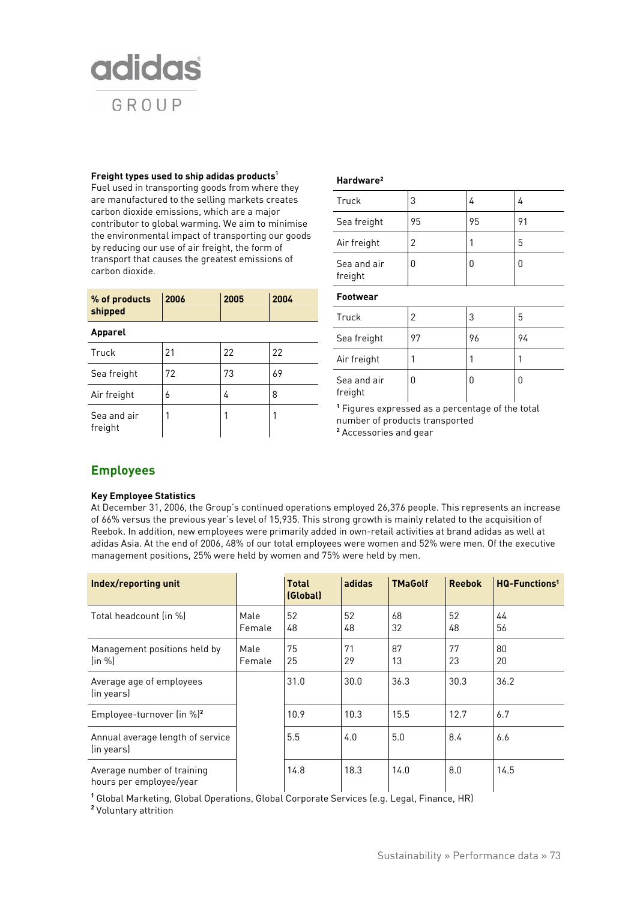**Freight types used to ship adidas products**[1]

Fuel used in transporting goods from where they are manufactured to the selling markets creates carbon dioxide emissions, which are a major contributor to global warming. We aim to minimise the environmental impact of transporting our goods by reducing our use of air freight, the form of transport that causes the greatest emissions of carbon dioxide.

| % of products shipped | 2006 | 2005 | 2004 |
|---|---|---|---|
| **Apparel** | | | |
| Truck | 21 | 22 | 22 |
| Sea freight | 72 | 73 | 69 |
| Air freight | 6 | 4 | 8 |
| Sea and air freight | 1 | 1 | 1 |
| **Hardware**[2] | | | |
| Truck | 3 | 4 | 4 |
| Sea freight | 95 | 95 | 91 |
| Air freight | 2 | 1 | 5 |
| Sea and air freight | 0 | 0 | 0 |
| **Footwear** | | | |
| Truck | 2 | 3 | 5 |
| Sea freight | 97 | 96 | 94 |
| Air freight | 1 | 1 | 1 |
| Sea and air freight | 0 | 0 | 0 |

[1] Figures expressed as a percentage of the total number of products transported
[2] Accessories and gear

## Employees

**Key Employee Statistics**

At December 31, 2006, the Group's continued operations employed 26,376 people. This represents an increase of 66% versus the previous year's level of 15,935. This strong growth is mainly related to the acquisition of Reebok. In addition, new employees were primarily added in own-retail activities at brand adidas as well at adidas Asia. At the end of 2006, 48% of our total employees were women and 52% were men. Of the executive management positions, 25% were held by women and 75% were held by men.

| Index/reporting unit | | Total (Global) | adidas | TMaGolf | Reebok | HQ-Functions[1] |
|---|---|---|---|---|---|---|
| Total headcount (in %) | Male | 52 | 52 | 68 | 52 | 44 |
| | Female | 48 | 48 | 32 | 48 | 56 |
| Management positions held by (in %) | Male | 75 | 71 | 87 | 77 | 80 |
| | Female | 25 | 29 | 13 | 23 | 20 |
| Average age of employees (in years) | | 31.0 | 30.0 | 36.3 | 30.3 | 36.2 |
| Employee-turnover (in %)[2] | | 10.9 | 10.3 | 15.5 | 12.7 | 6.7 |
| Annual average length of service (in years) | | 5.5 | 4.0 | 5.0 | 8.4 | 6.6 |
| Average number of training hours per employee/year | | 14.8 | 18.3 | 14.0 | 8.0 | 14.5 |

[1] Global Marketing, Global Operations, Global Corporate Services (e.g. Legal, Finance, HR)
[2] Voluntary attrition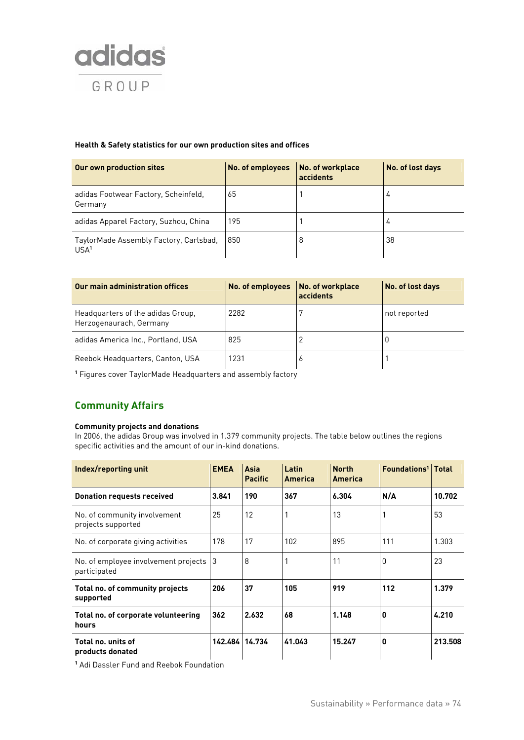**Health & Safety statistics for our own production sites and offices**

| Our own production sites | No. of employees | No. of workplace accidents | No. of lost days |
|---|---|---|---|
| adidas Footwear Factory, Scheinfeld, Germany | 65 | 1 | 4 |
| adidas Apparel Factory, Suzhou, China | 195 | 1 | 4 |
| TaylorMade Assembly Factory, Carlsbad, USA[1] | 850 | 8 | 38 |

| Our main administration offices | No. of employees | No. of workplace accidents | No. of lost days |
|---|---|---|---|
| Headquarters of the adidas Group, Herzogenaurach, Germany | 2282 | 7 | not reported |
| adidas America Inc., Portland, USA | 825 | 2 | 0 |
| Reebok Headquarters, Canton, USA | 1231 | 6 | 1 |

[1] Figures cover TaylorMade Headquarters and assembly factory

## Community Affairs

**Community projects and donations**

In 2006, the adidas Group was involved in 1.379 community projects. The table below outlines the regions specific activities and the amount of our in-kind donations.

| Index/reporting unit | EMEA | Asia Pacific | Latin America | North America | Foundations[1] | Total |
|---|---|---|---|---|---|---|
| **Donation requests received** | **3.841** | **190** | **367** | **6.304** | **N/A** | **10.702** |
| No. of community involvement projects supported | 25 | 12 | 1 | 13 | 1 | 53 |
| No. of corporate giving activities | 178 | 17 | 102 | 895 | 111 | 1.303 |
| No. of employee involvement projects participated | 3 | 8 | 1 | 11 | 0 | 23 |
| **Total no. of community projects supported** | **206** | **37** | **105** | **919** | **112** | **1.379** |
| **Total no. of corporate volunteering hours** | **362** | **2.632** | **68** | **1.148** | **0** | **4.210** |
| **Total no. units of products donated** | **142.484** | **14.734** | **41.043** | **15.247** | **0** | **213.508** |

[1] Adi Dassler Fund and Reebok Foundation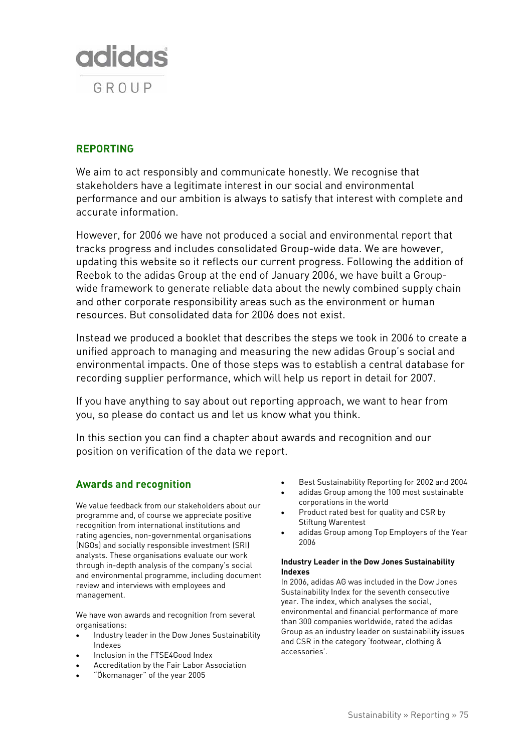## REPORTING

We aim to act responsibly and communicate honestly. We recognise that stakeholders have a legitimate interest in our social and environmental performance and our ambition is always to satisfy that interest with complete and accurate information.

However, for 2006 we have not produced a social and environmental report that tracks progress and includes consolidated Group-wide data. We are however, updating this website so it reflects our current progress. Following the addition of Reebok to the adidas Group at the end of January 2006, we have built a Group-wide framework to generate reliable data about the newly combined supply chain and other corporate responsibility areas such as the environment or human resources. But consolidated data for 2006 does not exist.

Instead we produced a booklet that describes the steps we took in 2006 to create a unified approach to managing and measuring the new adidas Group's social and environmental impacts. One of those steps was to establish a central database for recording supplier performance, which will help us report in detail for 2007.

If you have anything to say about out reporting approach, we want to hear from you, so please do contact us and let us know what you think.

In this section you can find a chapter about awards and recognition and our position on verification of the data we report.

### Awards and recognition

We value feedback from our stakeholders about our programme and, of course we appreciate positive recognition from international institutions and rating agencies, non-governmental organisations (NGOs) and socially responsible investment (SRI) analysts. These organisations evaluate our work through in-depth analysis of the company's social and environmental programme, including document review and interviews with employees and management.

We have won awards and recognition from several organisations:

- Industry leader in the Dow Jones Sustainability Indexes
- Inclusion in the FTSE4Good Index
- Accreditation by the Fair Labor Association
- "Ökomanager" of the year 2005
- Best Sustainability Reporting for 2002 and 2004
- adidas Group among the 100 most sustainable corporations in the world
- Product rated best for quality and CSR by Stiftung Warentest
- adidas Group among Top Employers of the Year 2006

**Industry Leader in the Dow Jones Sustainability Indexes**

In 2006, adidas AG was included in the Dow Jones Sustainability Index for the seventh consecutive year. The index, which analyses the social, environmental and financial performance of more than 300 companies worldwide, rated the adidas Group as an industry leader on sustainability issues and CSR in the category 'footwear, clothing & accessories'.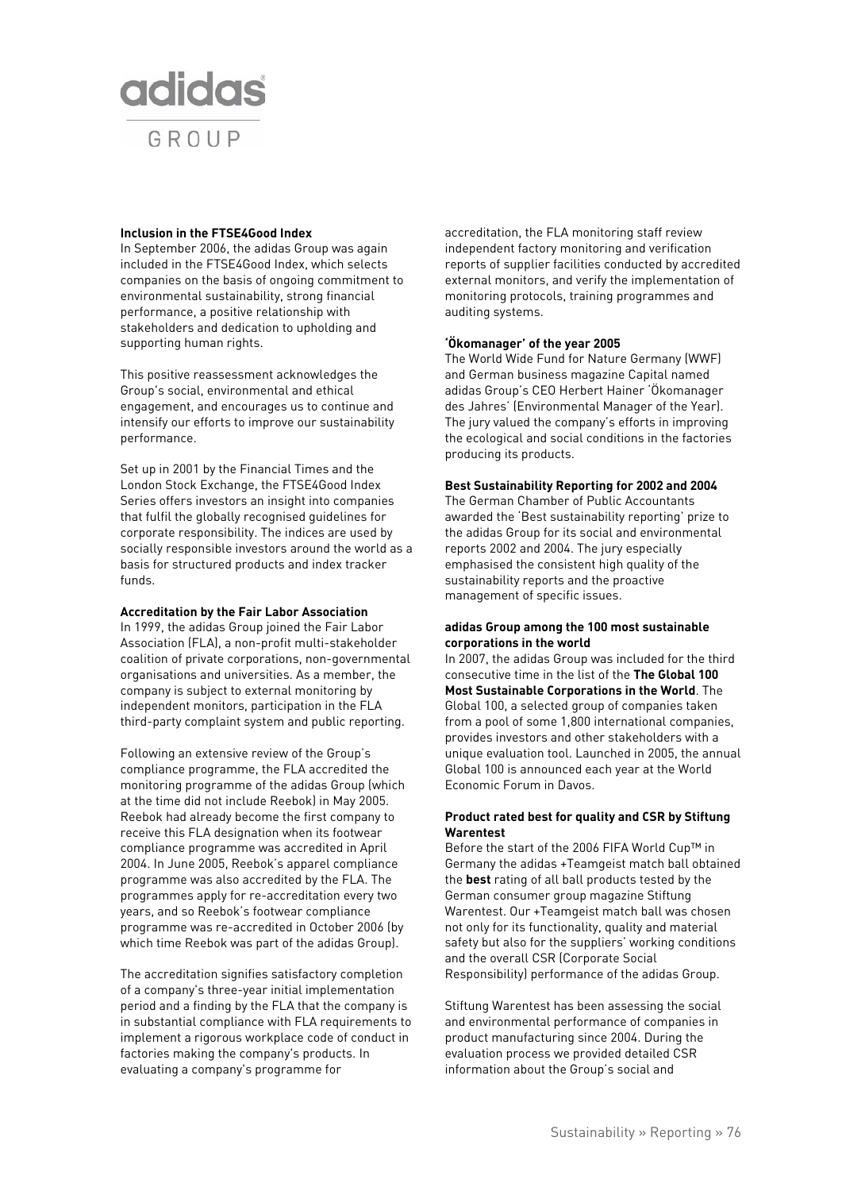### Inclusion in the FTSE4Good Index

In September 2006, the adidas Group was again included in the FTSE4Good Index, which selects companies on the basis of ongoing commitment to environmental sustainability, strong financial performance, a positive relationship with stakeholders and dedication to upholding and supporting human rights.

This positive reassessment acknowledges the Group's social, environmental and ethical engagement, and encourages us to continue and intensify our efforts to improve our sustainability performance.

Set up in 2001 by the Financial Times and the London Stock Exchange, the FTSE4Good Index Series offers investors an insight into companies that fulfil the globally recognised guidelines for corporate responsibility. The indices are used by socially responsible investors around the world as a basis for structured products and index tracker funds.

### Accreditation by the Fair Labor Association

In 1999, the adidas Group joined the Fair Labor Association (FLA), a non-profit multi-stakeholder coalition of private corporations, non-governmental organisations and universities. As a member, the company is subject to external monitoring by independent monitors, participation in the FLA third-party complaint system and public reporting.

Following an extensive review of the Group's compliance programme, the FLA accredited the monitoring programme of the adidas Group (which at the time did not include Reebok) in May 2005. Reebok had already become the first company to receive this FLA designation when its footwear compliance programme was accredited in April 2004. In June 2005, Reebok's apparel compliance programme was also accredited by the FLA. The programmes apply for re-accreditation every two years, and so Reebok's footwear compliance programme was re-accredited in October 2006 (by which time Reebok was part of the adidas Group).

The accreditation signifies satisfactory completion of a company's three-year initial implementation period and a finding by the FLA that the company is in substantial compliance with FLA requirements to implement a rigorous workplace code of conduct in factories making the company's products. In evaluating a company's programme for accreditation, the FLA monitoring staff review independent factory monitoring and verification reports of supplier facilities conducted by accredited external monitors, and verify the implementation of monitoring protocols, training programmes and auditing systems.

### 'Ökomanager' of the year 2005

The World Wide Fund for Nature Germany (WWF) and German business magazine Capital named adidas Group's CEO Herbert Hainer 'Ökomanager des Jahres' (Environmental Manager of the Year). The jury valued the company's efforts in improving the ecological and social conditions in the factories producing its products.

### Best Sustainability Reporting for 2002 and 2004

The German Chamber of Public Accountants awarded the 'Best sustainability reporting' prize to the adidas Group for its social and environmental reports 2002 and 2004. The jury especially emphasised the consistent high quality of the sustainability reports and the proactive management of specific issues.

### adidas Group among the 100 most sustainable corporations in the world

In 2007, the adidas Group was included for the third consecutive time in the list of the **The Global 100 Most Sustainable Corporations in the World**. The Global 100, a selected group of companies taken from a pool of some 1,800 international companies, provides investors and other stakeholders with a unique evaluation tool. Launched in 2005, the annual Global 100 is announced each year at the World Economic Forum in Davos.

### Product rated best for quality and CSR by Stiftung Warentest

Before the start of the 2006 FIFA World Cup™ in Germany the adidas +Teamgeist match ball obtained the **best** rating of all ball products tested by the German consumer group magazine Stiftung Warentest. Our +Teamgeist match ball was chosen not only for its functionality, quality and material safety but also for the suppliers' working conditions and the overall CSR (Corporate Social Responsibility) performance of the adidas Group.

Stiftung Warentest has been assessing the social and environmental performance of companies in product manufacturing since 2004. During the evaluation process we provided detailed CSR information about the Group's social and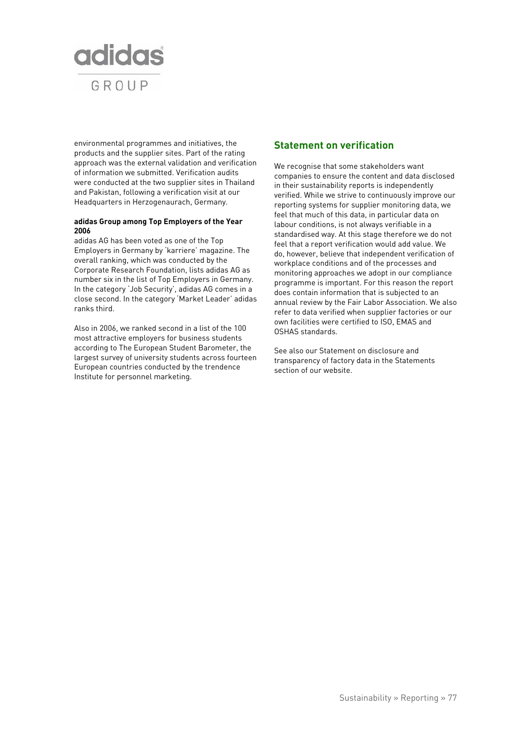environmental programmes and initiatives, the products and the supplier sites. Part of the rating approach was the external validation and verification of information we submitted. Verification audits were conducted at the two supplier sites in Thailand and Pakistan, following a verification visit at our Headquarters in Herzogenaurach, Germany.

**adidas Group among Top Employers of the Year 2006**

adidas AG has been voted as one of the Top Employers in Germany by 'karriere' magazine. The overall ranking, which was conducted by the Corporate Research Foundation, lists adidas AG as number six in the list of Top Employers in Germany. In the category 'Job Security', adidas AG comes in a close second. In the category 'Market Leader' adidas ranks third.

Also in 2006, we ranked second in a list of the 100 most attractive employers for business students according to The European Student Barometer, the largest survey of university students across fourteen European countries conducted by the trendence Institute for personnel marketing.

## Statement on verification

We recognise that some stakeholders want companies to ensure the content and data disclosed in their sustainability reports is independently verified. While we strive to continuously improve our reporting systems for supplier monitoring data, we feel that much of this data, in particular data on labour conditions, is not always verifiable in a standardised way. At this stage therefore we do not feel that a report verification would add value. We do, however, believe that independent verification of workplace conditions and of the processes and monitoring approaches we adopt in our compliance programme is important. For this reason the report does contain information that is subjected to an annual review by the Fair Labor Association. We also refer to data verified when supplier factories or our own facilities were certified to ISO, EMAS and OSHAS standards.

See also our Statement on disclosure and transparency of factory data in the Statements section of our website.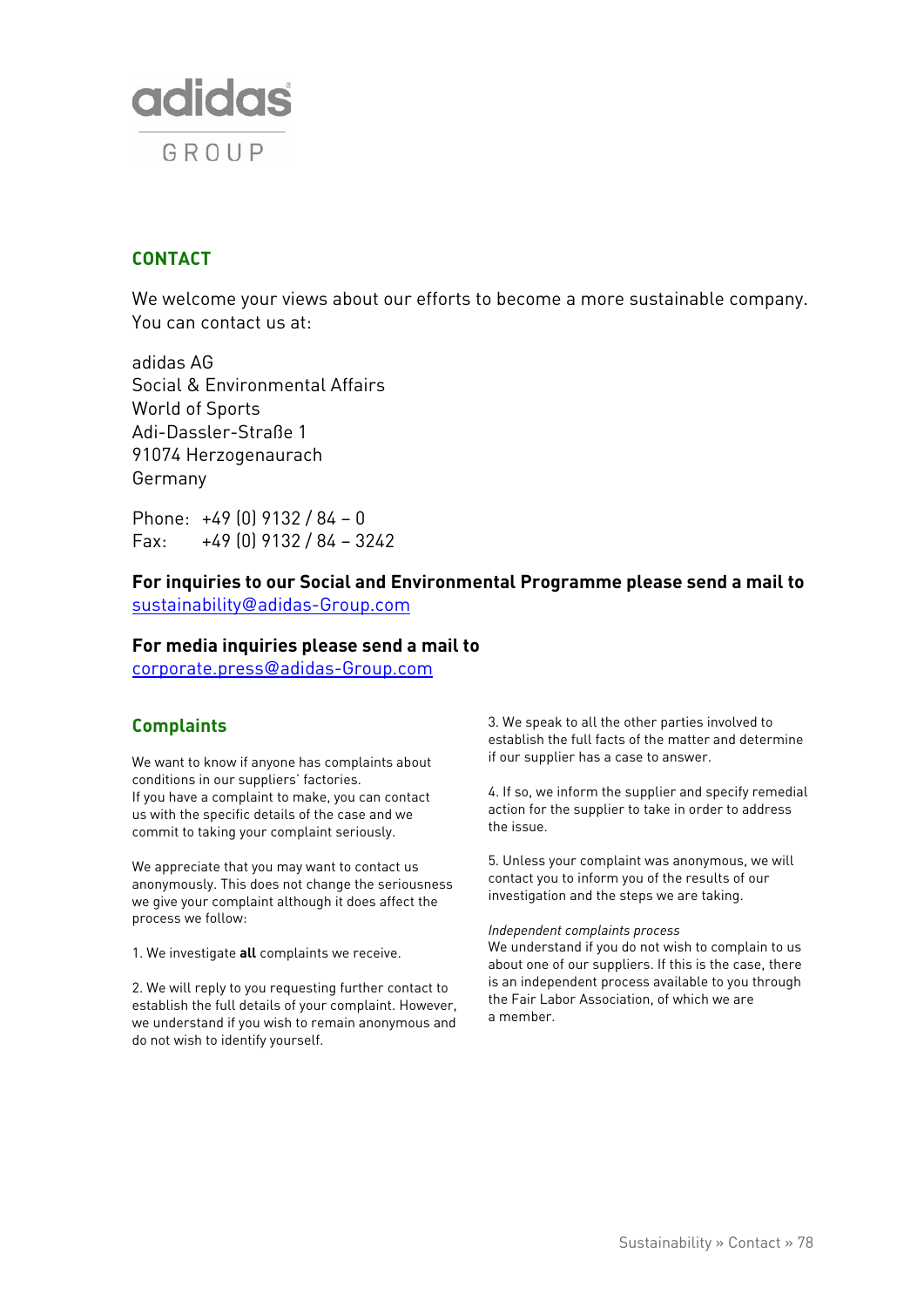## CONTACT

We welcome your views about our efforts to become a more sustainable company. You can contact us at:

adidas AG
Social & Environmental Affairs
World of Sports
Adi-Dassler-Straße 1
91074 Herzogenaurach
Germany

Phone: +49 (0) 9132 / 84 – 0
Fax: +49 (0) 9132 / 84 – 3242

**For inquiries to our Social and Environmental Programme please send a mail to** sustainability@adidas-Group.com

**For media inquiries please send a mail to** corporate.press@adidas-Group.com

## Complaints

We want to know if anyone has complaints about conditions in our suppliers' factories. If you have a complaint to make, you can contact us with the specific details of the case and we commit to taking your complaint seriously.

We appreciate that you may want to contact us anonymously. This does not change the seriousness we give your complaint although it does affect the process we follow:

1. We investigate **all** complaints we receive.

2. We will reply to you requesting further contact to establish the full details of your complaint. However, we understand if you wish to remain anonymous and do not wish to identify yourself.

3. We speak to all the other parties involved to establish the full facts of the matter and determine if our supplier has a case to answer.

4. If so, we inform the supplier and specify remedial action for the supplier to take in order to address the issue.

5. Unless your complaint was anonymous, we will contact you to inform you of the results of our investigation and the steps we are taking.

*Independent complaints process*
We understand if you do not wish to complain to us about one of our suppliers. If this is the case, there is an independent process available to you through the Fair Labor Association, of which we are a member.